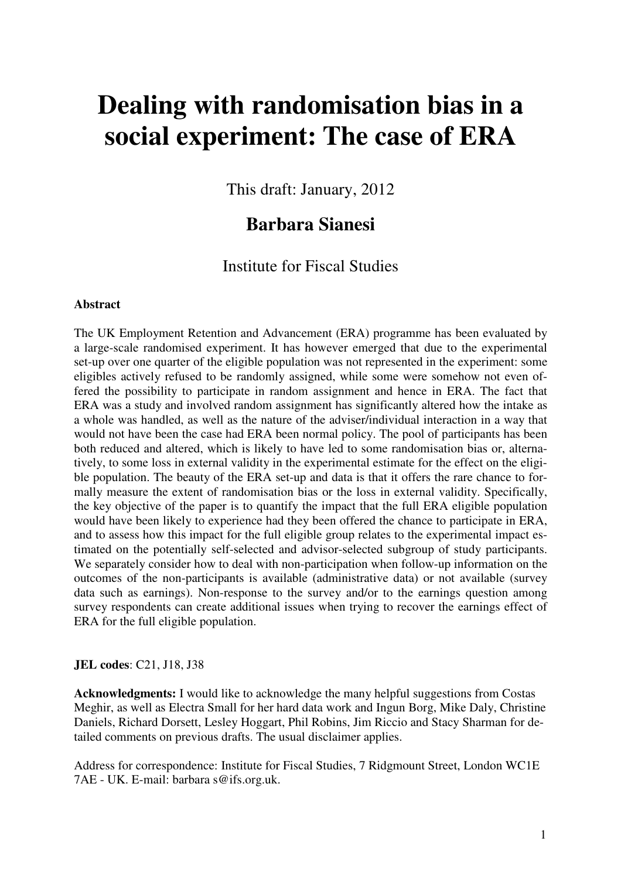# Dealing with randomisation bias in a social experiment: The case of ERA

This draft: January, 2012

## Barbara Sianesi

Institute for Fiscal Studies

**Abstract**

The UK Employment Retention and Advancement (ERA) programme has been evaluated by a large-scale randomised experiment. It has however emerged that due to the experimental set-up over one quarter of the eligible population was not represented in the experiment: some eligibles actively refused to be randomly assigned, while some were somehow not even offered the possibility to participate in random assignment and hence in ERA. The fact that ERA was a study and involved random assignment has significantly altered how the intake as a whole was handled, as well as the nature of the adviser/individual interaction in a way that would not have been the case had ERA been normal policy. The pool of participants has been both reduced and altered, which is likely to have led to some randomisation bias or, alternatively, to some loss in external validity in the experimental estimate for the effect on the eligible population. The beauty of the ERA set-up and data is that it offers the rare chance to formally measure the extent of randomisation bias or the loss in external validity. Specifically, the key objective of the paper is to quantify the impact that the full ERA eligible population would have been likely to experience had they been offered the chance to participate in ERA, and to assess how this impact for the full eligible group relates to the experimental impact estimated on the potentially self-selected and advisor-selected subgroup of study participants. We separately consider how to deal with non-participation when follow-up information on the outcomes of the non-participants is available (administrative data) or not available (survey data such as earnings). Non-response to the survey and/or to the earnings question among survey respondents can create additional issues when trying to recover the earnings effect of ERA for the full eligible population.

**JEL codes**: C21, J18, J38

**Acknowledgments:** I would like to acknowledge the many helpful suggestions from Costas Meghir, as well as Electra Small for her hard data work and Ingun Borg, Mike Daly, Christine Daniels, Richard Dorsett, Lesley Hoggart, Phil Robins, Jim Riccio and Stacy Sharman for detailed comments on previous drafts. The usual disclaimer applies.

Address for correspondence: Institute for Fiscal Studies, 7 Ridgmount Street, London WC1E 7AE - UK. E-mail: barbara s@ifs.org.uk.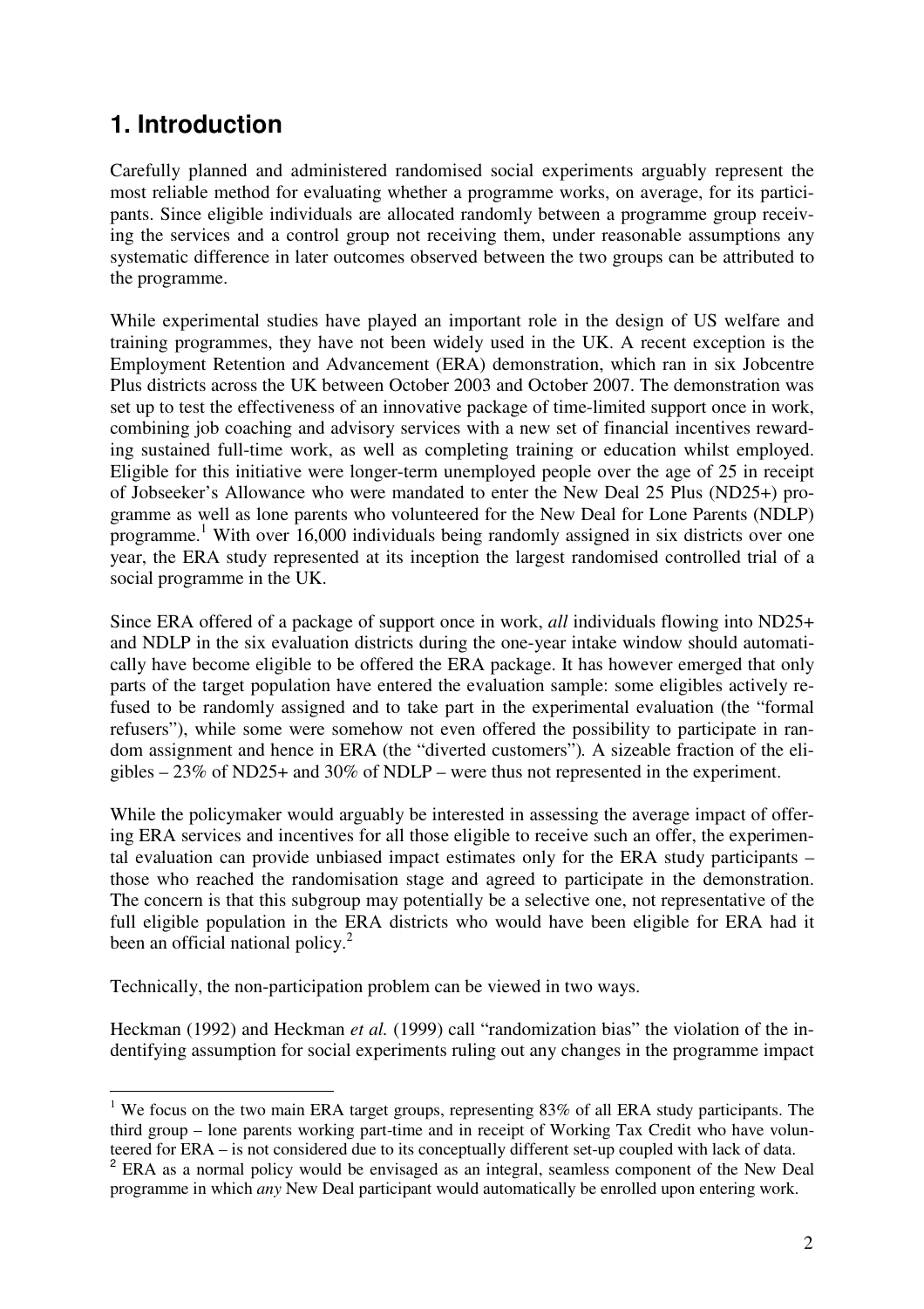# 1. Introduction

Carefully planned and administered randomised social experiments arguably represent the most reliable method for evaluating whether a programme works, on average, for its participants. Since eligible individuals are allocated randomly between a programme group receiving the services and a control group not receiving them, under reasonable assumptions any systematic difference in later outcomes observed between the two groups can be attributed to the programme.

While experimental studies have played an important role in the design of US welfare and training programmes, they have not been widely used in the UK. A recent exception is the Employment Retention and Advancement (ERA) demonstration, which ran in six Jobcentre Plus districts across the UK between October 2003 and October 2007. The demonstration was set up to test the effectiveness of an innovative package of time-limited support once in work, combining job coaching and advisory services with a new set of financial incentives rewarding sustained full-time work, as well as completing training or education whilst employed. Eligible for this initiative were longer-term unemployed people over the age of 25 in receipt of Jobseeker's Allowance who were mandated to enter the New Deal 25 Plus (ND25+) programme as well as lone parents who volunteered for the New Deal for Lone Parents (NDLP) programme.[1] With over 16,000 individuals being randomly assigned in six districts over one year, the ERA study represented at its inception the largest randomised controlled trial of a social programme in the UK.

Since ERA offered of a package of support once in work, *all* individuals flowing into ND25+ and NDLP in the six evaluation districts during the one-year intake window should automatically have become eligible to be offered the ERA package. It has however emerged that only parts of the target population have entered the evaluation sample: some eligibles actively refused to be randomly assigned and to take part in the experimental evaluation (the "formal refusers"), while some were somehow not even offered the possibility to participate in random assignment and hence in ERA (the "diverted customers"). A sizeable fraction of the eligibles – 23% of ND25+ and 30% of NDLP – were thus not represented in the experiment.

While the policymaker would arguably be interested in assessing the average impact of offering ERA services and incentives for all those eligible to receive such an offer, the experimental evaluation can provide unbiased impact estimates only for the ERA study participants – those who reached the randomisation stage and agreed to participate in the demonstration. The concern is that this subgroup may potentially be a selective one, not representative of the full eligible population in the ERA districts who would have been eligible for ERA had it been an official national policy.[2]

Technically, the non-participation problem can be viewed in two ways.

Heckman (1992) and Heckman *et al.* (1999) call "randomization bias" the violation of the indentifying assumption for social experiments ruling out any changes in the programme impact

[1] We focus on the two main ERA target groups, representing 83% of all ERA study participants. The third group – lone parents working part-time and in receipt of Working Tax Credit who have volunteered for ERA – is not considered due to its conceptually different set-up coupled with lack of data.

[2] ERA as a normal policy would be envisaged as an integral, seamless component of the New Deal programme in which *any* New Deal participant would automatically be enrolled upon entering work.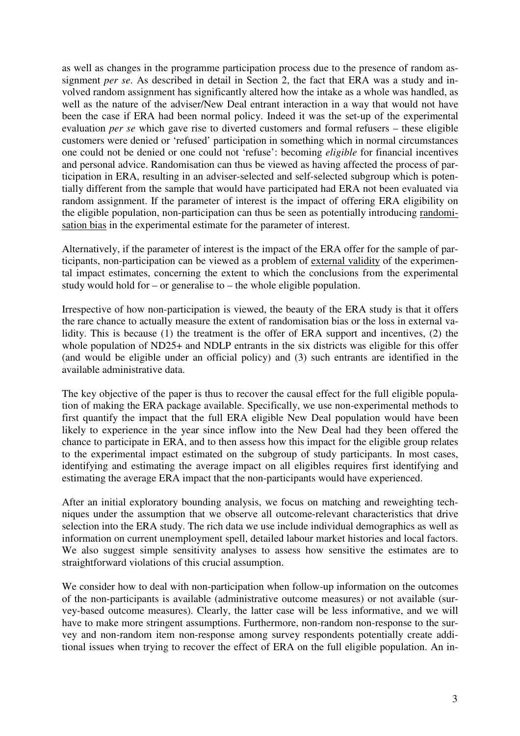as well as changes in the programme participation process due to the presence of random assignment *per se*. As described in detail in Section 2, the fact that ERA was a study and involved random assignment has significantly altered how the intake as a whole was handled, as well as the nature of the adviser/New Deal entrant interaction in a way that would not have been the case if ERA had been normal policy. Indeed it was the set-up of the experimental evaluation *per se* which gave rise to diverted customers and formal refusers – these eligible customers were denied or 'refused' participation in something which in normal circumstances one could not be denied or one could not 'refuse': becoming *eligible* for financial incentives and personal advice. Randomisation can thus be viewed as having affected the process of participation in ERA, resulting in an adviser-selected and self-selected subgroup which is potentially different from the sample that would have participated had ERA not been evaluated via random assignment. If the parameter of interest is the impact of offering ERA eligibility on the eligible population, non-participation can thus be seen as potentially introducing randomisation bias in the experimental estimate for the parameter of interest.

Alternatively, if the parameter of interest is the impact of the ERA offer for the sample of participants, non-participation can be viewed as a problem of external validity of the experimental impact estimates, concerning the extent to which the conclusions from the experimental study would hold for – or generalise to – the whole eligible population.

Irrespective of how non-participation is viewed, the beauty of the ERA study is that it offers the rare chance to actually measure the extent of randomisation bias or the loss in external validity. This is because (1) the treatment is the offer of ERA support and incentives, (2) the whole population of ND25+ and NDLP entrants in the six districts was eligible for this offer (and would be eligible under an official policy) and (3) such entrants are identified in the available administrative data.

The key objective of the paper is thus to recover the causal effect for the full eligible population of making the ERA package available. Specifically, we use non-experimental methods to first quantify the impact that the full ERA eligible New Deal population would have been likely to experience in the year since inflow into the New Deal had they been offered the chance to participate in ERA, and to then assess how this impact for the eligible group relates to the experimental impact estimated on the subgroup of study participants. In most cases, identifying and estimating the average impact on all eligibles requires first identifying and estimating the average ERA impact that the non-participants would have experienced.

After an initial exploratory bounding analysis, we focus on matching and reweighting techniques under the assumption that we observe all outcome-relevant characteristics that drive selection into the ERA study. The rich data we use include individual demographics as well as information on current unemployment spell, detailed labour market histories and local factors. We also suggest simple sensitivity analyses to assess how sensitive the estimates are to straightforward violations of this crucial assumption.

We consider how to deal with non-participation when follow-up information on the outcomes of the non-participants is available (administrative outcome measures) or not available (survey-based outcome measures). Clearly, the latter case will be less informative, and we will have to make more stringent assumptions. Furthermore, non-random non-response to the survey and non-random item non-response among survey respondents potentially create additional issues when trying to recover the effect of ERA on the full eligible population. An in-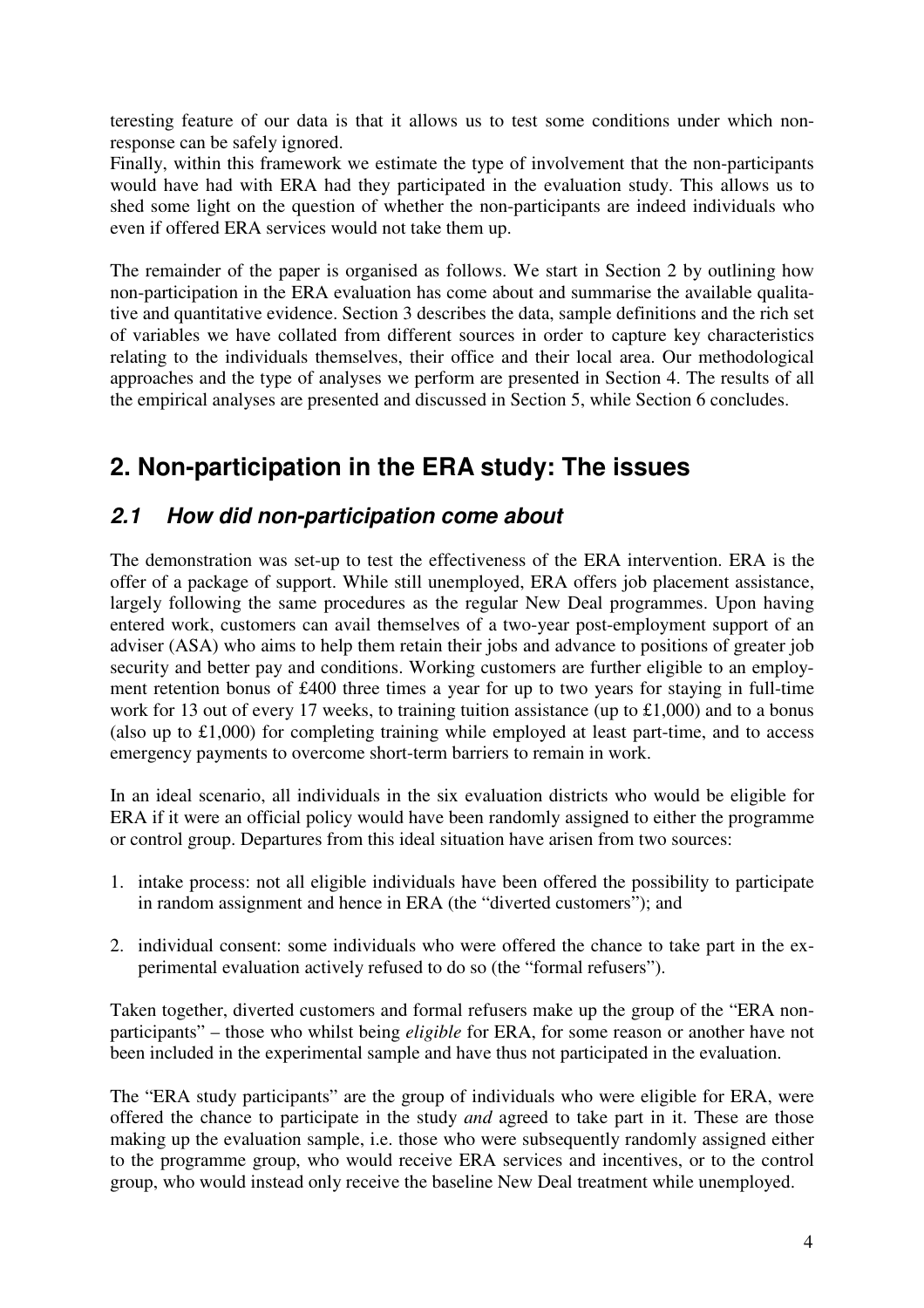teresting feature of our data is that it allows us to test some conditions under which non-response can be safely ignored.

Finally, within this framework we estimate the type of involvement that the non-participants would have had with ERA had they participated in the evaluation study. This allows us to shed some light on the question of whether the non-participants are indeed individuals who even if offered ERA services would not take them up.

The remainder of the paper is organised as follows. We start in Section 2 by outlining how non-participation in the ERA evaluation has come about and summarise the available qualitative and quantitative evidence. Section 3 describes the data, sample definitions and the rich set of variables we have collated from different sources in order to capture key characteristics relating to the individuals themselves, their office and their local area. Our methodological approaches and the type of analyses we perform are presented in Section 4. The results of all the empirical analyses are presented and discussed in Section 5, while Section 6 concludes.

# 2. Non-participation in the ERA study: The issues

## *2.1 How did non-participation come about*

The demonstration was set-up to test the effectiveness of the ERA intervention. ERA is the offer of a package of support. While still unemployed, ERA offers job placement assistance, largely following the same procedures as the regular New Deal programmes. Upon having entered work, customers can avail themselves of a two-year post-employment support of an adviser (ASA) who aims to help them retain their jobs and advance to positions of greater job security and better pay and conditions. Working customers are further eligible to an employment retention bonus of £400 three times a year for up to two years for staying in full-time work for 13 out of every 17 weeks, to training tuition assistance (up to £1,000) and to a bonus (also up to £1,000) for completing training while employed at least part-time, and to access emergency payments to overcome short-term barriers to remain in work.

In an ideal scenario, all individuals in the six evaluation districts who would be eligible for ERA if it were an official policy would have been randomly assigned to either the programme or control group. Departures from this ideal situation have arisen from two sources:

1. intake process: not all eligible individuals have been offered the possibility to participate in random assignment and hence in ERA (the "diverted customers"); and

2. individual consent: some individuals who were offered the chance to take part in the experimental evaluation actively refused to do so (the "formal refusers").

Taken together, diverted customers and formal refusers make up the group of the "ERA non-participants" – those who whilst being *eligible* for ERA, for some reason or another have not been included in the experimental sample and have thus not participated in the evaluation.

The "ERA study participants" are the group of individuals who were eligible for ERA, were offered the chance to participate in the study *and* agreed to take part in it. These are those making up the evaluation sample, i.e. those who were subsequently randomly assigned either to the programme group, who would receive ERA services and incentives, or to the control group, who would instead only receive the baseline New Deal treatment while unemployed.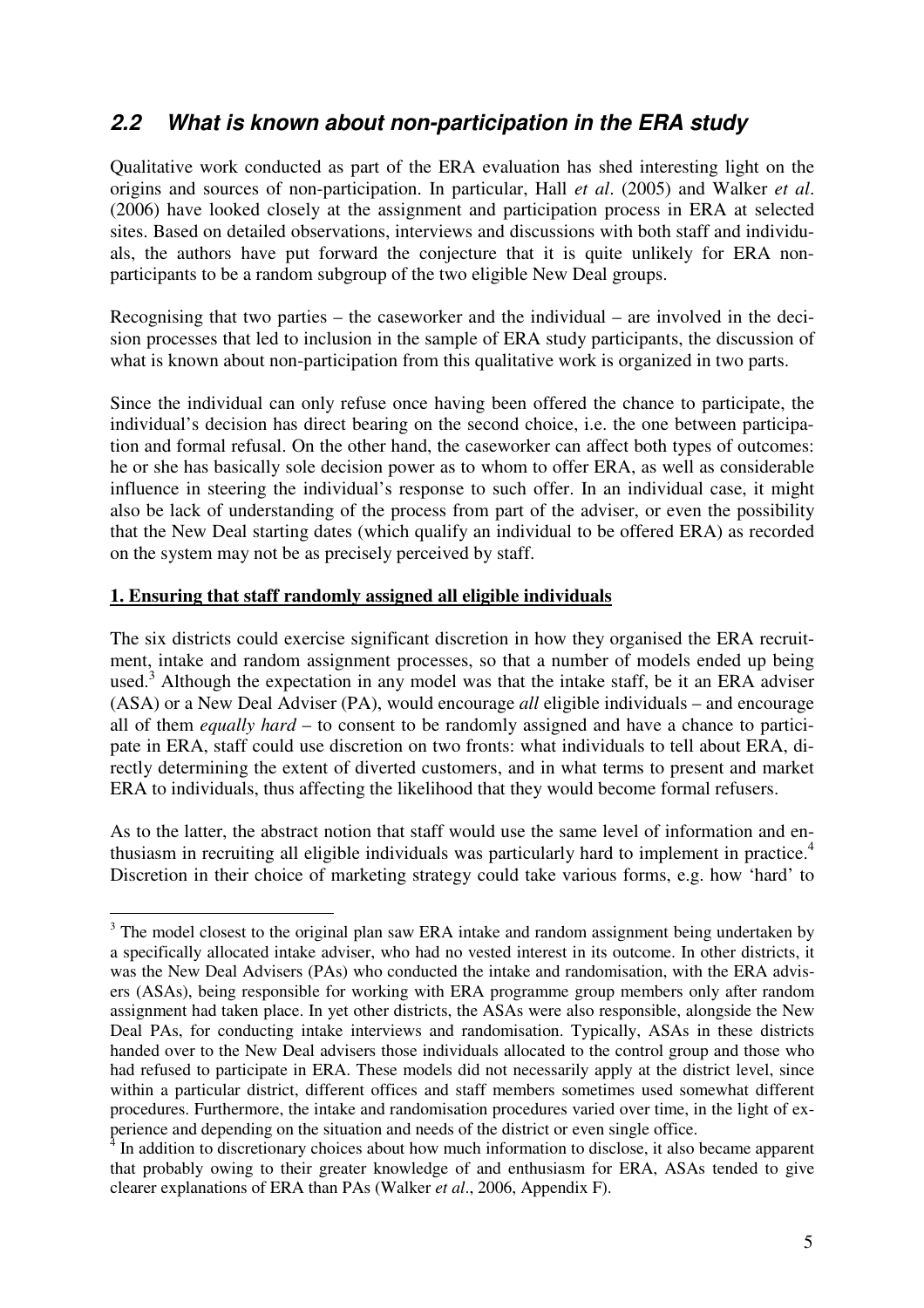## *2.2 What is known about non-participation in the ERA study*

Qualitative work conducted as part of the ERA evaluation has shed interesting light on the origins and sources of non-participation. In particular, Hall *et al*. (2005) and Walker *et al*. (2006) have looked closely at the assignment and participation process in ERA at selected sites. Based on detailed observations, interviews and discussions with both staff and individuals, the authors have put forward the conjecture that it is quite unlikely for ERA non-participants to be a random subgroup of the two eligible New Deal groups.

Recognising that two parties – the caseworker and the individual – are involved in the decision processes that led to inclusion in the sample of ERA study participants, the discussion of what is known about non-participation from this qualitative work is organized in two parts.

Since the individual can only refuse once having been offered the chance to participate, the individual's decision has direct bearing on the second choice, i.e. the one between participation and formal refusal. On the other hand, the caseworker can affect both types of outcomes: he or she has basically sole decision power as to whom to offer ERA, as well as considerable influence in steering the individual's response to such offer. In an individual case, it might also be lack of understanding of the process from part of the adviser, or even the possibility that the New Deal starting dates (which qualify an individual to be offered ERA) as recorded on the system may not be as precisely perceived by staff.

**1. Ensuring that staff randomly assigned all eligible individuals**

The six districts could exercise significant discretion in how they organised the ERA recruitment, intake and random assignment processes, so that a number of models ended up being used.[3] Although the expectation in any model was that the intake staff, be it an ERA adviser (ASA) or a New Deal Adviser (PA), would encourage *all* eligible individuals – and encourage all of them *equally hard* – to consent to be randomly assigned and have a chance to participate in ERA, staff could use discretion on two fronts: what individuals to tell about ERA, directly determining the extent of diverted customers, and in what terms to present and market ERA to individuals, thus affecting the likelihood that they would become formal refusers.

As to the latter, the abstract notion that staff would use the same level of information and enthusiasm in recruiting all eligible individuals was particularly hard to implement in practice.[4] Discretion in their choice of marketing strategy could take various forms, e.g. how 'hard' to

---

[3] The model closest to the original plan saw ERA intake and random assignment being undertaken by a specifically allocated intake adviser, who had no vested interest in its outcome. In other districts, it was the New Deal Advisers (PAs) who conducted the intake and randomisation, with the ERA advisers (ASAs), being responsible for working with ERA programme group members only after random assignment had taken place. In yet other districts, the ASAs were also responsible, alongside the New Deal PAs, for conducting intake interviews and randomisation. Typically, ASAs in these districts handed over to the New Deal advisers those individuals allocated to the control group and those who had refused to participate in ERA. These models did not necessarily apply at the district level, since within a particular district, different offices and staff members sometimes used somewhat different procedures. Furthermore, the intake and randomisation procedures varied over time, in the light of experience and depending on the situation and needs of the district or even single office.

[4] In addition to discretionary choices about how much information to disclose, it also became apparent that probably owing to their greater knowledge of and enthusiasm for ERA, ASAs tended to give clearer explanations of ERA than PAs (Walker *et al*., 2006, Appendix F).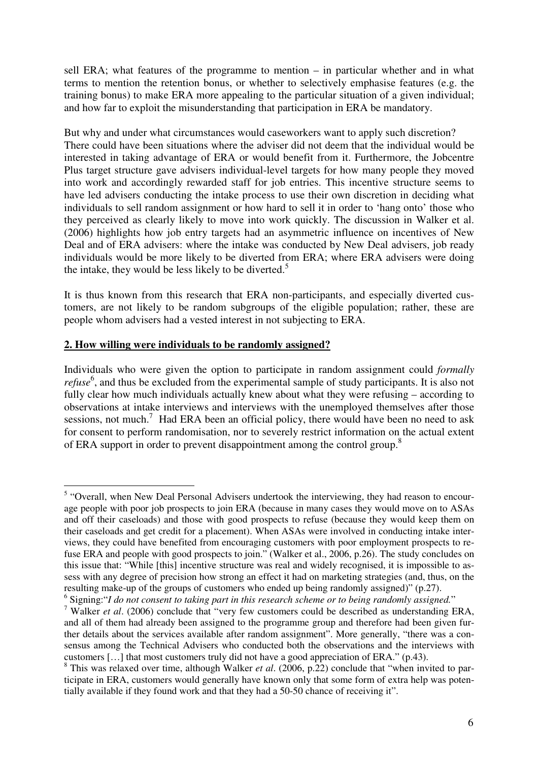sell ERA; what features of the programme to mention – in particular whether and in what terms to mention the retention bonus, or whether to selectively emphasise features (e.g. the training bonus) to make ERA more appealing to the particular situation of a given individual; and how far to exploit the misunderstanding that participation in ERA be mandatory.

But why and under what circumstances would caseworkers want to apply such discretion? There could have been situations where the adviser did not deem that the individual would be interested in taking advantage of ERA or would benefit from it. Furthermore, the Jobcentre Plus target structure gave advisers individual-level targets for how many people they moved into work and accordingly rewarded staff for job entries. This incentive structure seems to have led advisers conducting the intake process to use their own discretion in deciding what individuals to sell random assignment or how hard to sell it in order to 'hang onto' those who they perceived as clearly likely to move into work quickly. The discussion in Walker et al. (2006) highlights how job entry targets had an asymmetric influence on incentives of New Deal and of ERA advisers: where the intake was conducted by New Deal advisers, job ready individuals would be more likely to be diverted from ERA; where ERA advisers were doing the intake, they would be less likely to be diverted.[5]

It is thus known from this research that ERA non-participants, and especially diverted customers, are not likely to be random subgroups of the eligible population; rather, these are people whom advisers had a vested interest in not subjecting to ERA.

## 2. How willing were individuals to be randomly assigned?

Individuals who were given the option to participate in random assignment could *formally refuse*[6], and thus be excluded from the experimental sample of study participants. It is also not fully clear how much individuals actually knew about what they were refusing – according to observations at intake interviews and interviews with the unemployed themselves after those sessions, not much.[7] Had ERA been an official policy, there would have been no need to ask for consent to perform randomisation, nor to severely restrict information on the actual extent of ERA support in order to prevent disappointment among the control group.[8]

---

[5] "Overall, when New Deal Personal Advisers undertook the interviewing, they had reason to encourage people with poor job prospects to join ERA (because in many cases they would move on to ASAs and off their caseloads) and those with good prospects to refuse (because they would keep them on their caseloads and get credit for a placement). When ASAs were involved in conducting intake interviews, they could have benefited from encouraging customers with poor employment prospects to refuse ERA and people with good prospects to join." (Walker et al., 2006, p.26). The study concludes on this issue that: "While [this] incentive structure was real and widely recognised, it is impossible to assess with any degree of precision how strong an effect it had on marketing strategies (and, thus, on the resulting make-up of the groups of customers who ended up being randomly assigned)" (p.27).

[6] Signing:"*I do not consent to taking part in this research scheme or to being randomly assigned.*"

[7] Walker *et al*. (2006) conclude that "very few customers could be described as understanding ERA, and all of them had already been assigned to the programme group and therefore had been given further details about the services available after random assignment". More generally, "there was a consensus among the Technical Advisers who conducted both the observations and the interviews with customers […] that most customers truly did not have a good appreciation of ERA." (p.43).

[8] This was relaxed over time, although Walker *et al*. (2006, p.22) conclude that "when invited to participate in ERA, customers would generally have known only that some form of extra help was potentially available if they found work and that they had a 50-50 chance of receiving it".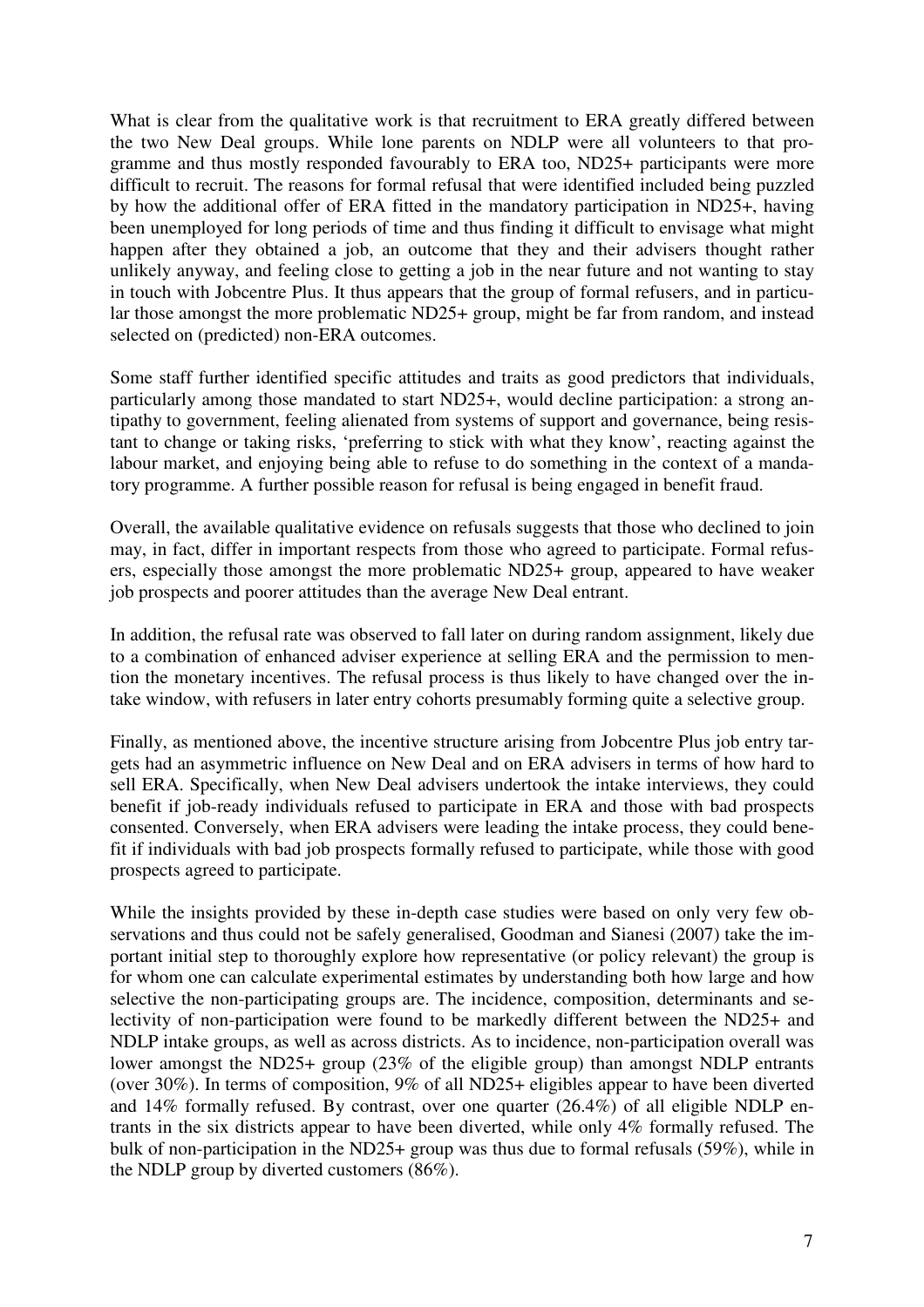What is clear from the qualitative work is that recruitment to ERA greatly differed between the two New Deal groups. While lone parents on NDLP were all volunteers to that programme and thus mostly responded favourably to ERA too, ND25+ participants were more difficult to recruit. The reasons for formal refusal that were identified included being puzzled by how the additional offer of ERA fitted in the mandatory participation in ND25+, having been unemployed for long periods of time and thus finding it difficult to envisage what might happen after they obtained a job, an outcome that they and their advisers thought rather unlikely anyway, and feeling close to getting a job in the near future and not wanting to stay in touch with Jobcentre Plus. It thus appears that the group of formal refusers, and in particular those amongst the more problematic ND25+ group, might be far from random, and instead selected on (predicted) non-ERA outcomes.

Some staff further identified specific attitudes and traits as good predictors that individuals, particularly among those mandated to start ND25+, would decline participation: a strong antipathy to government, feeling alienated from systems of support and governance, being resistant to change or taking risks, 'preferring to stick with what they know', reacting against the labour market, and enjoying being able to refuse to do something in the context of a mandatory programme. A further possible reason for refusal is being engaged in benefit fraud.

Overall, the available qualitative evidence on refusals suggests that those who declined to join may, in fact, differ in important respects from those who agreed to participate. Formal refusers, especially those amongst the more problematic ND25+ group, appeared to have weaker job prospects and poorer attitudes than the average New Deal entrant.

In addition, the refusal rate was observed to fall later on during random assignment, likely due to a combination of enhanced adviser experience at selling ERA and the permission to mention the monetary incentives. The refusal process is thus likely to have changed over the intake window, with refusers in later entry cohorts presumably forming quite a selective group.

Finally, as mentioned above, the incentive structure arising from Jobcentre Plus job entry targets had an asymmetric influence on New Deal and on ERA advisers in terms of how hard to sell ERA. Specifically, when New Deal advisers undertook the intake interviews, they could benefit if job-ready individuals refused to participate in ERA and those with bad prospects consented. Conversely, when ERA advisers were leading the intake process, they could benefit if individuals with bad job prospects formally refused to participate, while those with good prospects agreed to participate.

While the insights provided by these in-depth case studies were based on only very few observations and thus could not be safely generalised, Goodman and Sianesi (2007) take the important initial step to thoroughly explore how representative (or policy relevant) the group is for whom one can calculate experimental estimates by understanding both how large and how selective the non-participating groups are. The incidence, composition, determinants and selectivity of non-participation were found to be markedly different between the ND25+ and NDLP intake groups, as well as across districts. As to incidence, non-participation overall was lower amongst the ND25+ group (23% of the eligible group) than amongst NDLP entrants (over 30%). In terms of composition, 9% of all ND25+ eligibles appear to have been diverted and 14% formally refused. By contrast, over one quarter (26.4%) of all eligible NDLP entrants in the six districts appear to have been diverted, while only 4% formally refused. The bulk of non-participation in the ND25+ group was thus due to formal refusals (59%), while in the NDLP group by diverted customers (86%).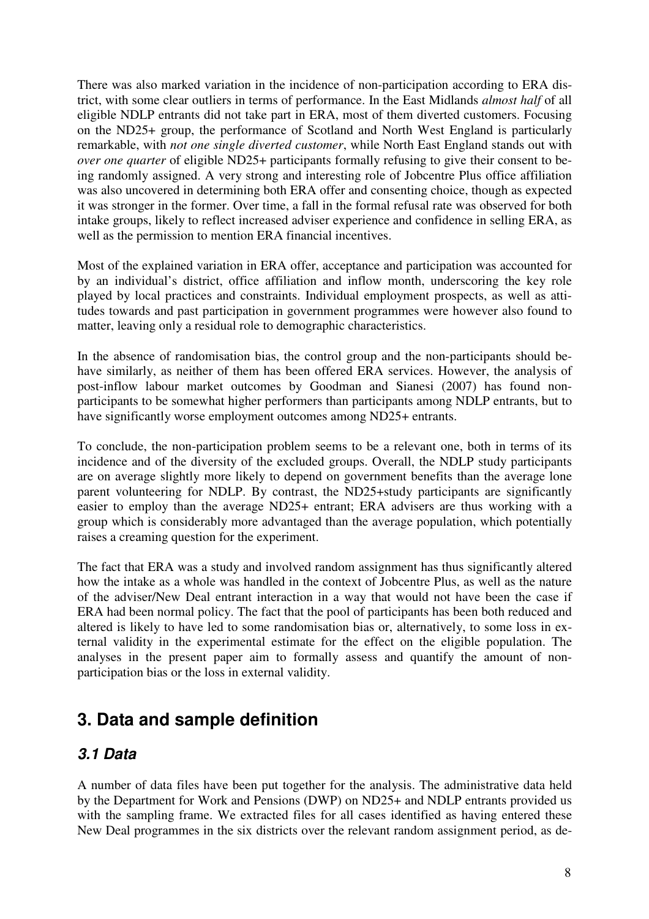There was also marked variation in the incidence of non-participation according to ERA district, with some clear outliers in terms of performance. In the East Midlands *almost half* of all eligible NDLP entrants did not take part in ERA, most of them diverted customers. Focusing on the ND25+ group, the performance of Scotland and North West England is particularly remarkable, with *not one single diverted customer*, while North East England stands out with *over one quarter* of eligible ND25+ participants formally refusing to give their consent to being randomly assigned. A very strong and interesting role of Jobcentre Plus office affiliation was also uncovered in determining both ERA offer and consenting choice, though as expected it was stronger in the former. Over time, a fall in the formal refusal rate was observed for both intake groups, likely to reflect increased adviser experience and confidence in selling ERA, as well as the permission to mention ERA financial incentives.

Most of the explained variation in ERA offer, acceptance and participation was accounted for by an individual's district, office affiliation and inflow month, underscoring the key role played by local practices and constraints. Individual employment prospects, as well as attitudes towards and past participation in government programmes were however also found to matter, leaving only a residual role to demographic characteristics.

In the absence of randomisation bias, the control group and the non-participants should behave similarly, as neither of them has been offered ERA services. However, the analysis of post-inflow labour market outcomes by Goodman and Sianesi (2007) has found non-participants to be somewhat higher performers than participants among NDLP entrants, but to have significantly worse employment outcomes among ND25+ entrants.

To conclude, the non-participation problem seems to be a relevant one, both in terms of its incidence and of the diversity of the excluded groups. Overall, the NDLP study participants are on average slightly more likely to depend on government benefits than the average lone parent volunteering for NDLP. By contrast, the ND25+study participants are significantly easier to employ than the average ND25+ entrant; ERA advisers are thus working with a group which is considerably more advantaged than the average population, which potentially raises a creaming question for the experiment.

The fact that ERA was a study and involved random assignment has thus significantly altered how the intake as a whole was handled in the context of Jobcentre Plus, as well as the nature of the adviser/New Deal entrant interaction in a way that would not have been the case if ERA had been normal policy. The fact that the pool of participants has been both reduced and altered is likely to have led to some randomisation bias or, alternatively, to some loss in external validity in the experimental estimate for the effect on the eligible population. The analyses in the present paper aim to formally assess and quantify the amount of non-participation bias or the loss in external validity.

## 3. Data and sample definition

### 3.1 Data

A number of data files have been put together for the analysis. The administrative data held by the Department for Work and Pensions (DWP) on ND25+ and NDLP entrants provided us with the sampling frame. We extracted files for all cases identified as having entered these New Deal programmes in the six districts over the relevant random assignment period, as de-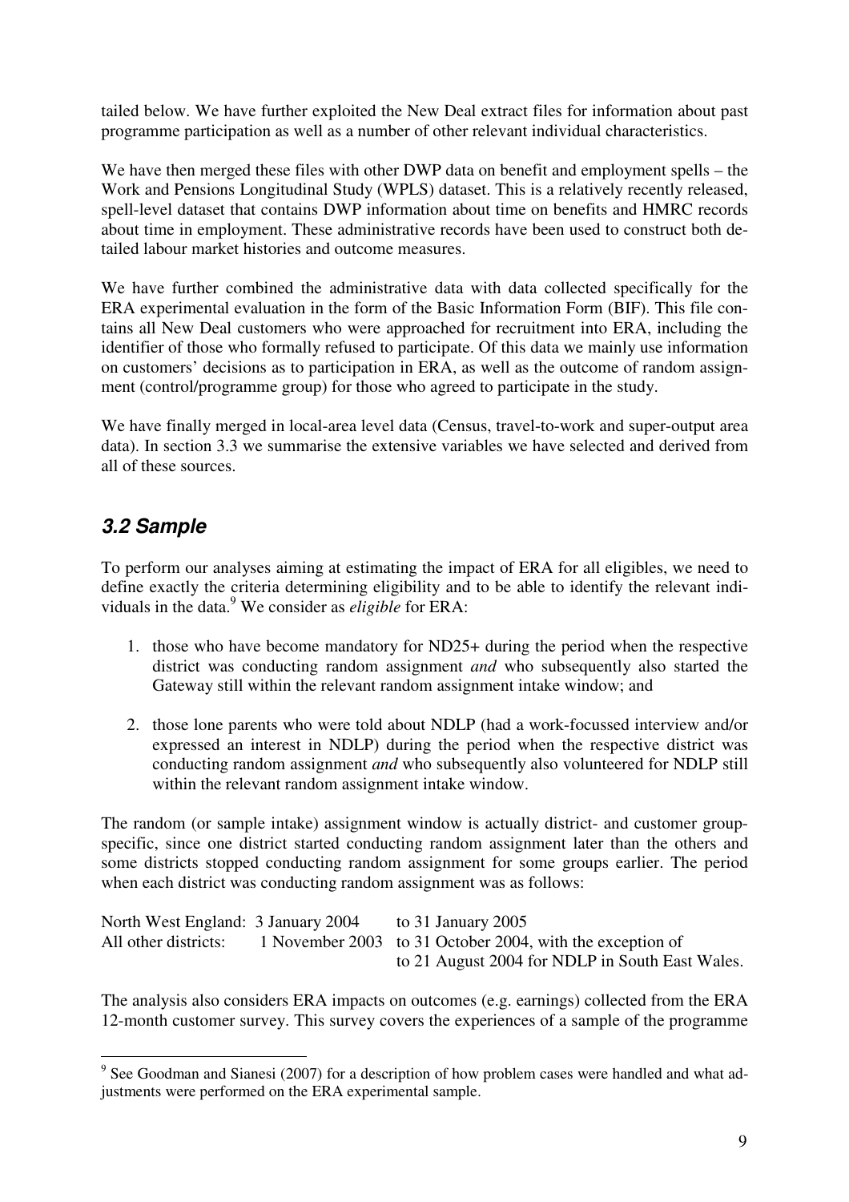tailed below. We have further exploited the New Deal extract files for information about past programme participation as well as a number of other relevant individual characteristics.

We have then merged these files with other DWP data on benefit and employment spells – the Work and Pensions Longitudinal Study (WPLS) dataset. This is a relatively recently released, spell-level dataset that contains DWP information about time on benefits and HMRC records about time in employment. These administrative records have been used to construct both detailed labour market histories and outcome measures.

We have further combined the administrative data with data collected specifically for the ERA experimental evaluation in the form of the Basic Information Form (BIF). This file contains all New Deal customers who were approached for recruitment into ERA, including the identifier of those who formally refused to participate. Of this data we mainly use information on customers' decisions as to participation in ERA, as well as the outcome of random assignment (control/programme group) for those who agreed to participate in the study.

We have finally merged in local-area level data (Census, travel-to-work and super-output area data). In section 3.3 we summarise the extensive variables we have selected and derived from all of these sources.

## *3.2 Sample*

To perform our analyses aiming at estimating the impact of ERA for all eligibles, we need to define exactly the criteria determining eligibility and to be able to identify the relevant individuals in the data.[9] We consider as *eligible* for ERA:

1. those who have become mandatory for ND25+ during the period when the respective district was conducting random assignment *and* who subsequently also started the Gateway still within the relevant random assignment intake window; and

2. those lone parents who were told about NDLP (had a work-focussed interview and/or expressed an interest in NDLP) during the period when the respective district was conducting random assignment *and* who subsequently also volunteered for NDLP still within the relevant random assignment intake window.

The random (or sample intake) assignment window is actually district- and customer group-specific, since one district started conducting random assignment later than the others and some districts stopped conducting random assignment for some groups earlier. The period when each district was conducting random assignment was as follows:

| | | |
|---|---|---|
| North West England: | 3 January 2004 | to 31 January 2005 |
| All other districts: | 1 November 2003 | to 31 October 2004, with the exception of to 21 August 2004 for NDLP in South East Wales. |

The analysis also considers ERA impacts on outcomes (e.g. earnings) collected from the ERA 12-month customer survey. This survey covers the experiences of a sample of the programme

[9] See Goodman and Sianesi (2007) for a description of how problem cases were handled and what adjustments were performed on the ERA experimental sample.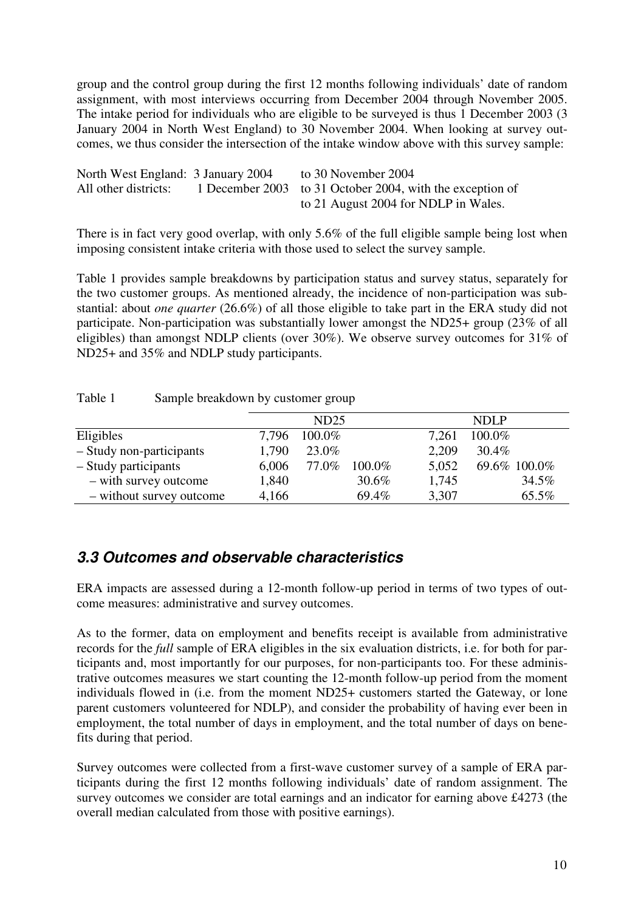group and the control group during the first 12 months following individuals' date of random assignment, with most interviews occurring from December 2004 through November 2005. The intake period for individuals who are eligible to be surveyed is thus 1 December 2003 (3 January 2004 in North West England) to 30 November 2004. When looking at survey outcomes, we thus consider the intersection of the intake window above with this survey sample:

| | | |
|---|---|---|
| North West England: | 3 January 2004 | to 30 November 2004 |
| All other districts: | 1 December 2003 | to 31 October 2004, with the exception of to 21 August 2004 for NDLP in Wales. |

There is in fact very good overlap, with only 5.6% of the full eligible sample being lost when imposing consistent intake criteria with those used to select the survey sample.

Table 1 provides sample breakdowns by participation status and survey status, separately for the two customer groups. As mentioned already, the incidence of non-participation was substantial: about *one quarter* (26.6%) of all those eligible to take part in the ERA study did not participate. Non-participation was substantially lower amongst the ND25+ group (23% of all eligibles) than amongst NDLP clients (over 30%). We observe survey outcomes for 31% of ND25+ and 35% and NDLP study participants.

Table 1 Sample breakdown by customer group

| | ND25 | | | NDLP | | |
|---|---|---|---|---|---|---|
| Eligibles | 7,796 | 100.0% | | 7,261 | 100.0% | |
| – Study non-participants | 1,790 | 23.0% | | 2,209 | 30.4% | |
| – Study participants | 6,006 | 77.0% | 100.0% | 5,052 | 69.6% | 100.0% |
| – with survey outcome | 1,840 | | 30.6% | 1,745 | | 34.5% |
| – without survey outcome | 4,166 | | 69.4% | 3,307 | | 65.5% |

### *3.3 Outcomes and observable characteristics*

ERA impacts are assessed during a 12-month follow-up period in terms of two types of outcome measures: administrative and survey outcomes.

As to the former, data on employment and benefits receipt is available from administrative records for the *full* sample of ERA eligibles in the six evaluation districts, i.e. for both for participants and, most importantly for our purposes, for non-participants too. For these administrative outcomes measures we start counting the 12-month follow-up period from the moment individuals flowed in (i.e. from the moment ND25+ customers started the Gateway, or lone parent customers volunteered for NDLP), and consider the probability of having ever been in employment, the total number of days in employment, and the total number of days on benefits during that period.

Survey outcomes were collected from a first-wave customer survey of a sample of ERA participants during the first 12 months following individuals' date of random assignment. The survey outcomes we consider are total earnings and an indicator for earning above £4273 (the overall median calculated from those with positive earnings).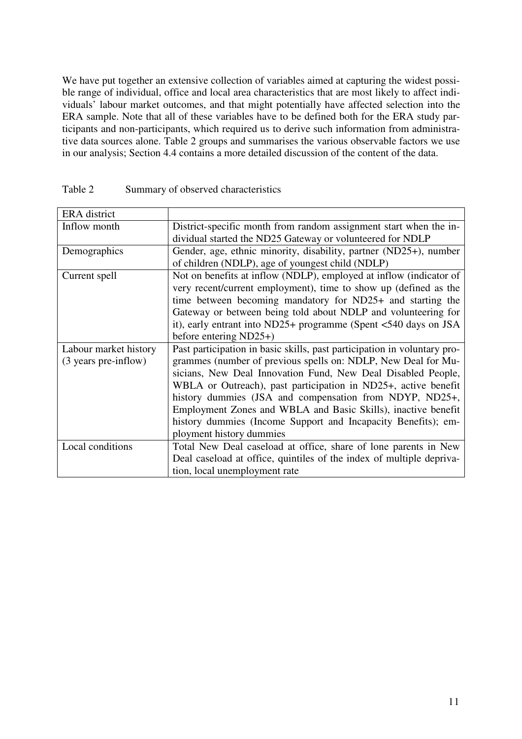We have put together an extensive collection of variables aimed at capturing the widest possible range of individual, office and local area characteristics that are most likely to affect individuals' labour market outcomes, and that might potentially have affected selection into the ERA sample. Note that all of these variables have to be defined both for the ERA study participants and non-participants, which required us to derive such information from administrative data sources alone. Table 2 groups and summarises the various observable factors we use in our analysis; Section 4.4 contains a more detailed discussion of the content of the data.

Table 2 Summary of observed characteristics

| ERA district | |
|---|---|
| Inflow month | District-specific month from random assignment start when the individual started the ND25 Gateway or volunteered for NDLP |
| Demographics | Gender, age, ethnic minority, disability, partner (ND25+), number of children (NDLP), age of youngest child (NDLP) |
| Current spell | Not on benefits at inflow (NDLP), employed at inflow (indicator of very recent/current employment), time to show up (defined as the time between becoming mandatory for ND25+ and starting the Gateway or between being told about NDLP and volunteering for it), early entrant into ND25+ programme (Spent <540 days on JSA before entering ND25+) |
| Labour market history (3 years pre-inflow) | Past participation in basic skills, past participation in voluntary programmes (number of previous spells on: NDLP, New Deal for Musicians, New Deal Innovation Fund, New Deal Disabled People, WBLA or Outreach), past participation in ND25+, active benefit history dummies (JSA and compensation from NDYP, ND25+, Employment Zones and WBLA and Basic Skills), inactive benefit history dummies (Income Support and Incapacity Benefits); employment history dummies |
| Local conditions | Total New Deal caseload at office, share of lone parents in New Deal caseload at office, quintiles of the index of multiple deprivation, local unemployment rate |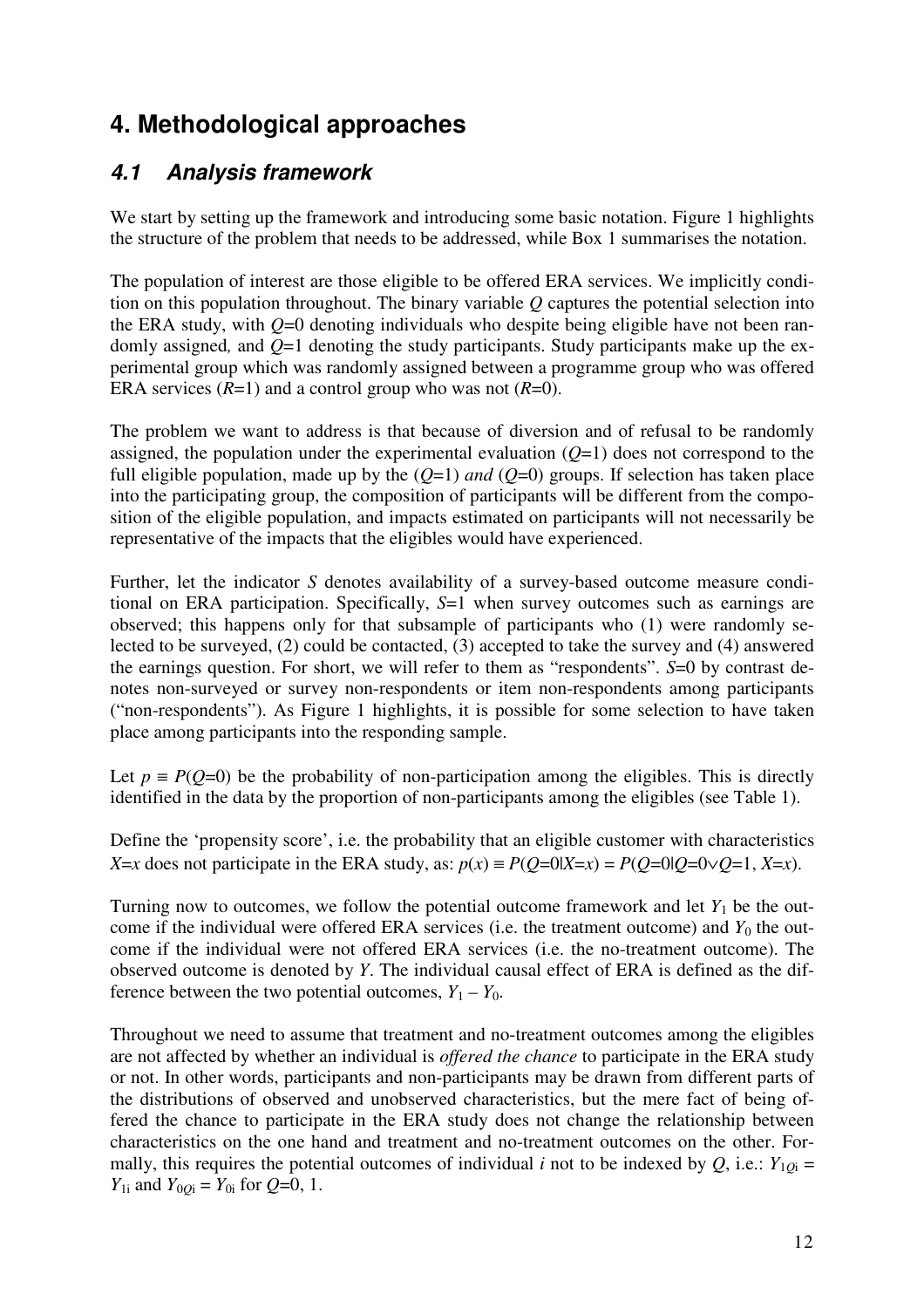# 4. Methodological approaches

## 4.1 Analysis framework

We start by setting up the framework and introducing some basic notation. Figure 1 highlights the structure of the problem that needs to be addressed, while Box 1 summarises the notation.

The population of interest are those eligible to be offered ERA services. We implicitly condition on this population throughout. The binary variable $Q$ captures the potential selection into the ERA study, with $Q$=0 denoting individuals who despite being eligible have not been randomly assigned, and $Q$=1 denoting the study participants. Study participants make up the experimental group which was randomly assigned between a programme group who was offered ERA services ($R$=1) and a control group who was not ($R$=0).

The problem we want to address is that because of diversion and of refusal to be randomly assigned, the population under the experimental evaluation ($Q$=1) does not correspond to the full eligible population, made up by the ($Q$=1) *and* ($Q$=0) groups. If selection has taken place into the participating group, the composition of participants will be different from the composition of the eligible population, and impacts estimated on participants will not necessarily be representative of the impacts that the eligibles would have experienced.

Further, let the indicator $S$ denotes availability of a survey-based outcome measure conditional on ERA participation. Specifically, $S$=1 when survey outcomes such as earnings are observed; this happens only for that subsample of participants who (1) were randomly selected to be surveyed, (2) could be contacted, (3) accepted to take the survey and (4) answered the earnings question. For short, we will refer to them as "respondents". $S$=0 by contrast denotes non-surveyed or survey non-respondents or item non-respondents among participants ("non-respondents"). As Figure 1 highlights, it is possible for some selection to have taken place among participants into the responding sample.

Let $p \equiv P(Q=0)$ be the probability of non-participation among the eligibles. This is directly identified in the data by the proportion of non-participants among the eligibles (see Table 1).

Define the 'propensity score', i.e. the probability that an eligible customer with characteristics $X$=$x$ does not participate in the ERA study, as: $p(x) \equiv P(Q=0|X=x) = P(Q=0|Q=0 \vee Q=1, X=x)$.

Turning now to outcomes, we follow the potential outcome framework and let $Y_1$ be the outcome if the individual were offered ERA services (i.e. the treatment outcome) and $Y_0$ the outcome if the individual were not offered ERA services (i.e. the no-treatment outcome). The observed outcome is denoted by $Y$. The individual causal effect of ERA is defined as the difference between the two potential outcomes, $Y_1 - Y_0$.

Throughout we need to assume that treatment and no-treatment outcomes among the eligibles are not affected by whether an individual is *offered the chance* to participate in the ERA study or not. In other words, participants and non-participants may be drawn from different parts of the distributions of observed and unobserved characteristics, but the mere fact of being offered the chance to participate in the ERA study does not change the relationship between characteristics on the one hand and treatment and no-treatment outcomes on the other. Formally, this requires the potential outcomes of individual $i$ not to be indexed by $Q$, i.e.: $Y_{1Qi} = Y_{1i}$ and $Y_{0Qi} = Y_{0i}$ for $Q$=0, 1.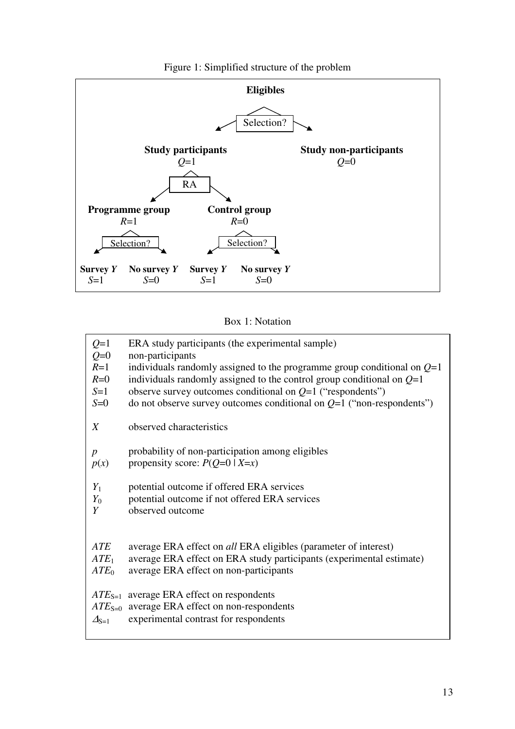Figure 1: Simplified structure of the problem

**Eligibles**

Selection?

**Study participants** $Q$=1 — **Study non-participants** $Q$=0

RA

**Programme group** $R$=1 — **Control group** $R$=0

Selection? — Selection?

**Survey** $Y$ $S$=1 — **No survey** $Y$ $S$=0 — **Survey** $Y$ $S$=1 — **No survey** $Y$ $S$=0

Box 1: Notation

| | |
|---|---|
| $Q$=1 | ERA study participants (the experimental sample) |
| $Q$=0 | non-participants |
| $R$=1 | individuals randomly assigned to the programme group conditional on $Q$=1 |
| $R$=0 | individuals randomly assigned to the control group conditional on $Q$=1 |
| $S$=1 | observe survey outcomes conditional on $Q$=1 ("respondents") |
| $S$=0 | do not observe survey outcomes conditional on $Q$=1 ("non-respondents") |
| $X$ | observed characteristics |
| $p$ | probability of non-participation among eligibles |
| $p(x)$ | propensity score: $P(Q=0 \mid X=x)$ |
| $Y_1$ | potential outcome if offered ERA services |
| $Y_0$ | potential outcome if not offered ERA services |
| $Y$ | observed outcome |
| $ATE$ | average ERA effect on *all* ERA eligibles (parameter of interest) |
| $ATE_1$ | average ERA effect on ERA study participants (experimental estimate) |
| $ATE_0$ | average ERA effect on non-participants |
| $ATE_{S=1}$ | average ERA effect on respondents |
| $ATE_{S=0}$ | average ERA effect on non-respondents |
| $\Delta_{S=1}$ | experimental contrast for respondents |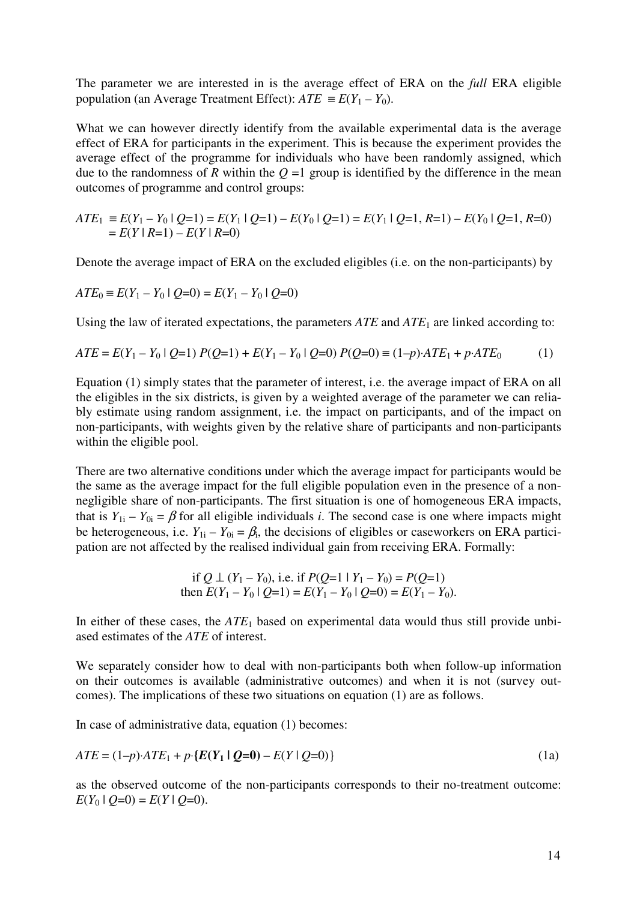The parameter we are interested in is the average effect of ERA on the *full* ERA eligible population (an Average Treatment Effect): $ATE \equiv E(Y_1 - Y_0)$.

What we can however directly identify from the available experimental data is the average effect of ERA for participants in the experiment. This is because the experiment provides the average effect of the programme for individuals who have been randomly assigned, which due to the randomness of $R$ within the $Q = 1$ group is identified by the difference in the mean outcomes of programme and control groups:

$$\begin{aligned} ATE_1 &\equiv E(Y_1 - Y_0 \mid Q=1) = E(Y_1 \mid Q=1) - E(Y_0 \mid Q=1) = E(Y_1 \mid Q=1, R=1) - E(Y_0 \mid Q=1, R=0) \\ &= E(Y \mid R=1) - E(Y \mid R=0) \end{aligned}$$

Denote the average impact of ERA on the excluded eligibles (i.e. on the non-participants) by

$$ATE_0 \equiv E(Y_1 - Y_0 \mid Q=0) = E(Y_1 - Y_0 \mid Q=0)$$

Using the law of iterated expectations, the parameters $ATE$ and $ATE_1$ are linked according to:

$$ATE = E(Y_1 - Y_0 \mid Q=1)\, P(Q=1) + E(Y_1 - Y_0 \mid Q=0)\, P(Q=0) \equiv (1-p)\cdot ATE_1 + p\cdot ATE_0 \qquad (1)$$

Equation (1) simply states that the parameter of interest, i.e. the average impact of ERA on all the eligibles in the six districts, is given by a weighted average of the parameter we can reliably estimate using random assignment, i.e. the impact on participants, and of the impact on non-participants, with weights given by the relative share of participants and non-participants within the eligible pool.

There are two alternative conditions under which the average impact for participants would be the same as the average impact for the full eligible population even in the presence of a non-negligible share of non-participants. The first situation is one of homogeneous ERA impacts, that is $Y_{1i} - Y_{0i} = \beta$ for all eligible individuals $i$. The second case is one where impacts might be heterogeneous, i.e. $Y_{1i} - Y_{0i} = \beta_i$, the decisions of eligibles or caseworkers on ERA participation are not affected by the realised individual gain from receiving ERA. Formally:

$$\text{if } Q \perp (Y_1 - Y_0), \text{ i.e. if } P(Q=1 \mid Y_1 - Y_0) = P(Q=1)$$
$$\text{then } E(Y_1 - Y_0 \mid Q=1) = E(Y_1 - Y_0 \mid Q=0) = E(Y_1 - Y_0).$$

In either of these cases, the $ATE_1$ based on experimental data would thus still provide unbiased estimates of the $ATE$ of interest.

We separately consider how to deal with non-participants both when follow-up information on their outcomes is available (administrative outcomes) and when it is not (survey outcomes). The implications of these two situations on equation (1) are as follows.

In case of administrative data, equation (1) becomes:

$$ATE = (1-p)\cdot ATE_1 + p\cdot\{\boldsymbol{E(Y_1 \mid Q=0)} - E(Y \mid Q=0)\} \qquad (1a)$$

as the observed outcome of the non-participants corresponds to their no-treatment outcome: $E(Y_0 \mid Q=0) = E(Y \mid Q=0)$.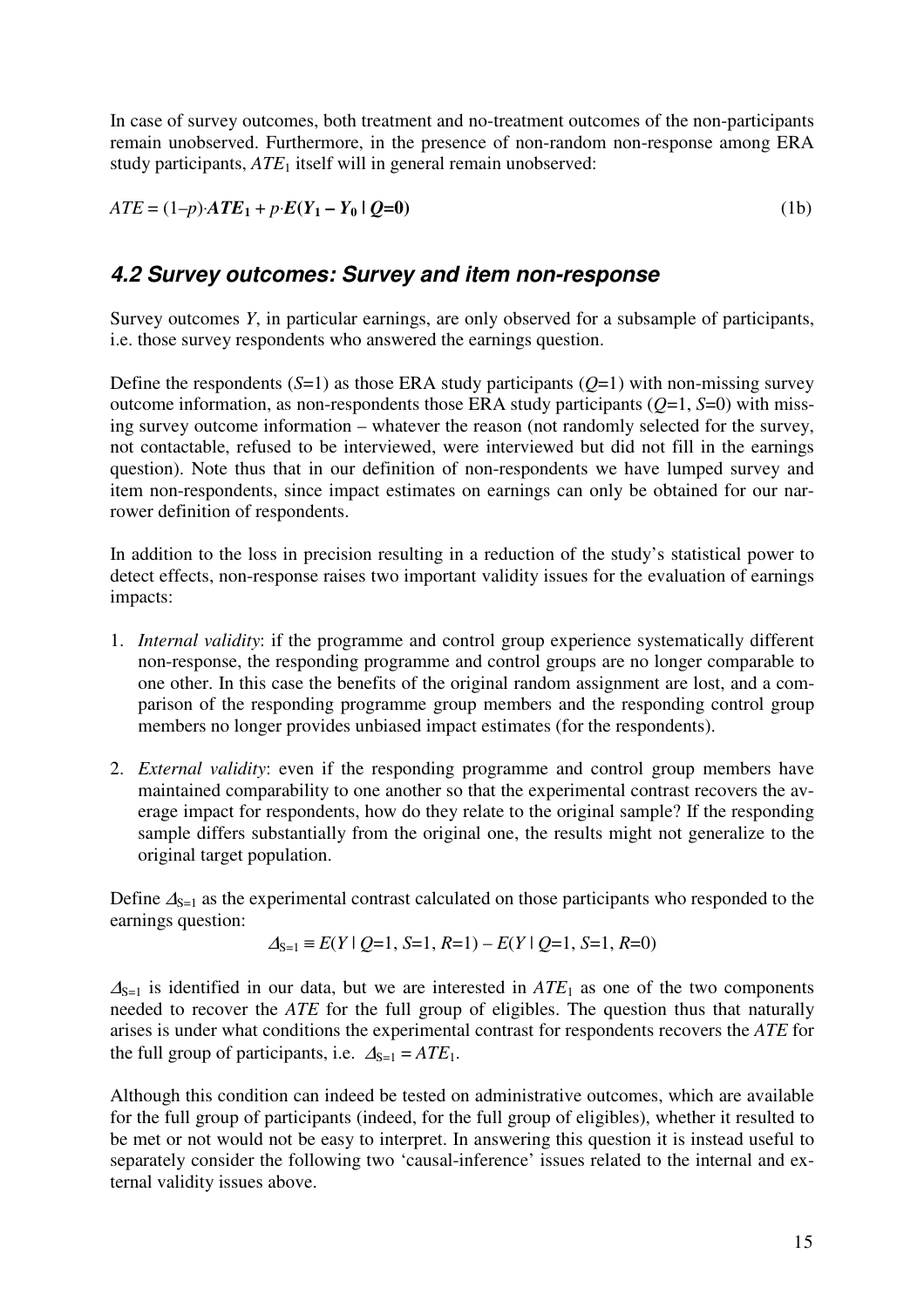In case of survey outcomes, both treatment and no-treatment outcomes of the non-participants remain unobserved. Furthermore, in the presence of non-random non-response among ERA study participants, $ATE_1$ itself will in general remain unobserved:

$$ATE = (1-p)\cdot \boldsymbol{ATE_1} + p\cdot \boldsymbol{E(Y_1 - Y_0 \mid Q=0)} \tag{1b}$$

## 4.2 Survey outcomes: Survey and item non-response

Survey outcomes $Y$, in particular earnings, are only observed for a subsample of participants, i.e. those survey respondents who answered the earnings question.

Define the respondents ($S$=1) as those ERA study participants ($Q$=1) with non-missing survey outcome information, as non-respondents those ERA study participants ($Q$=1, $S$=0) with missing survey outcome information – whatever the reason (not randomly selected for the survey, not contactable, refused to be interviewed, were interviewed but did not fill in the earnings question). Note thus that in our definition of non-respondents we have lumped survey and item non-respondents, since impact estimates on earnings can only be obtained for our narrower definition of respondents.

In addition to the loss in precision resulting in a reduction of the study's statistical power to detect effects, non-response raises two important validity issues for the evaluation of earnings impacts:

1. *Internal validity*: if the programme and control group experience systematically different non-response, the responding programme and control groups are no longer comparable to one other. In this case the benefits of the original random assignment are lost, and a comparison of the responding programme group members and the responding control group members no longer provides unbiased impact estimates (for the respondents).

2. *External validity*: even if the responding programme and control group members have maintained comparability to one another so that the experimental contrast recovers the average impact for respondents, how do they relate to the original sample? If the responding sample differs substantially from the original one, the results might not generalize to the original target population.

Define $\Delta_{S=1}$ as the experimental contrast calculated on those participants who responded to the earnings question:

$$\Delta_{S=1} \equiv E(Y \mid Q=1, S=1, R=1) - E(Y \mid Q=1, S=1, R=0)$$

$\Delta_{S=1}$ is identified in our data, but we are interested in $ATE_1$ as one of the two components needed to recover the $ATE$ for the full group of eligibles. The question thus that naturally arises is under what conditions the experimental contrast for respondents recovers the $ATE$ for the full group of participants, i.e. $\Delta_{S=1} = ATE_1$.

Although this condition can indeed be tested on administrative outcomes, which are available for the full group of participants (indeed, for the full group of eligibles), whether it resulted to be met or not would not be easy to interpret. In answering this question it is instead useful to separately consider the following two 'causal-inference' issues related to the internal and external validity issues above.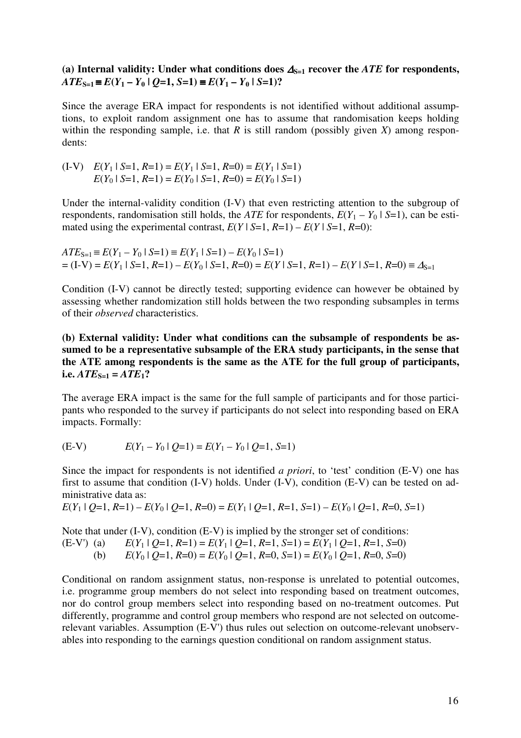**(a) Internal validity: Under what conditions does $\Delta_{S=1}$ recover the *ATE* for respondents, $ATE_{S=1} \equiv E(Y_1 - Y_0 \mid Q=1, S=1) \equiv E(Y_1 - Y_0 \mid S=1)$?**

Since the average ERA impact for respondents is not identified without additional assumptions, to exploit random assignment one has to assume that randomisation keeps holding within the responding sample, i.e. that *R* is still random (possibly given *X*) among respondents:

$$\text{(I-V)} \quad \begin{aligned} E(Y_1 \mid S=1, R=1) &= E(Y_1 \mid S=1, R=0) = E(Y_1 \mid S=1) \\ E(Y_0 \mid S=1, R=1) &= E(Y_0 \mid S=1, R=0) = E(Y_0 \mid S=1) \end{aligned}$$

Under the internal-validity condition (I-V) that even restricting attention to the subgroup of respondents, randomisation still holds, the *ATE* for respondents, $E(Y_1 - Y_0 \mid S=1)$, can be estimated using the experimental contrast, $E(Y \mid S=1, R=1) - E(Y \mid S=1, R=0)$:

$$ATE_{S=1} \equiv E(Y_1 - Y_0 \mid S=1) \equiv E(Y_1 \mid S=1) - E(Y_0 \mid S=1)$$
$$= \text{(I-V)} = E(Y_1 \mid S=1, R=1) - E(Y_0 \mid S=1, R=0) = E(Y \mid S=1, R=1) - E(Y \mid S=1, R=0) \equiv \Delta_{S=1}$$

Condition (I-V) cannot be directly tested; supporting evidence can however be obtained by assessing whether randomization still holds between the two responding subsamples in terms of their *observed* characteristics.

**(b) External validity: Under what conditions can the subsample of respondents be assumed to be a representative subsample of the ERA study participants, in the sense that the ATE among respondents is the same as the ATE for the full group of participants, i.e. $ATE_{S=1} = ATE_1$?**

The average ERA impact is the same for the full sample of participants and for those participants who responded to the survey if participants do not select into responding based on ERA impacts. Formally:

$$\text{(E-V)} \qquad E(Y_1 - Y_0 \mid Q=1) = E(Y_1 - Y_0 \mid Q=1, S=1)$$

Since the impact for respondents is not identified *a priori*, to 'test' condition (E-V) one has first to assume that condition (I-V) holds. Under (I-V), condition (E-V) can be tested on administrative data as:

$$E(Y_1 \mid Q=1, R=1) - E(Y_0 \mid Q=1, R=0) = E(Y_1 \mid Q=1, R=1, S=1) - E(Y_0 \mid Q=1, R=0, S=1)$$

Note that under (I-V), condition (E-V) is implied by the stronger set of conditions:

$$\text{(E-V')} \quad \begin{aligned} &\text{(a)} \quad E(Y_1 \mid Q=1, R=1) = E(Y_1 \mid Q=1, R=1, S=1) = E(Y_1 \mid Q=1, R=1, S=0) \\ &\text{(b)} \quad E(Y_0 \mid Q=1, R=0) = E(Y_0 \mid Q=1, R=0, S=1) = E(Y_0 \mid Q=1, R=0, S=0) \end{aligned}$$

Conditional on random assignment status, non-response is unrelated to potential outcomes, i.e. programme group members do not select into responding based on treatment outcomes, nor do control group members select into responding based on no-treatment outcomes. Put differently, programme and control group members who respond are not selected on outcome-relevant variables. Assumption (E-V') thus rules out selection on outcome-relevant unobservables into responding to the earnings question conditional on random assignment status.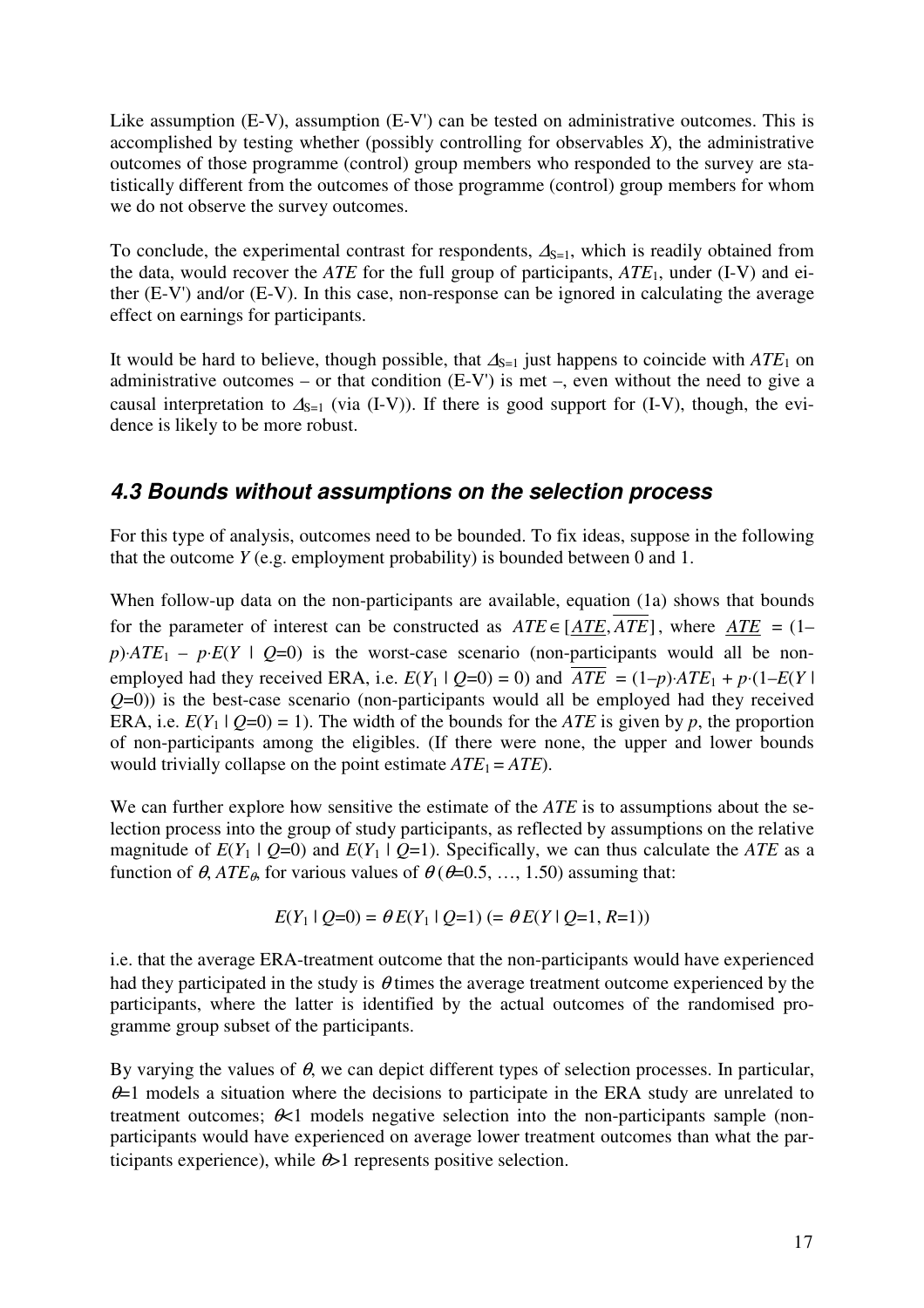Like assumption (E-V), assumption (E-V') can be tested on administrative outcomes. This is accomplished by testing whether (possibly controlling for observables $X$), the administrative outcomes of those programme (control) group members who responded to the survey are statistically different from the outcomes of those programme (control) group members for whom we do not observe the survey outcomes.

To conclude, the experimental contrast for respondents, $\Delta_{S=1}$, which is readily obtained from the data, would recover the *ATE* for the full group of participants, $ATE_1$, under (I-V) and either (E-V') and/or (E-V). In this case, non-response can be ignored in calculating the average effect on earnings for participants.

It would be hard to believe, though possible, that $\Delta_{S=1}$ just happens to coincide with $ATE_1$ on administrative outcomes – or that condition (E-V') is met –, even without the need to give a causal interpretation to $\Delta_{S=1}$ (via (I-V)). If there is good support for (I-V), though, the evidence is likely to be more robust.

### *4.3 Bounds without assumptions on the selection process*

For this type of analysis, outcomes need to be bounded. To fix ideas, suppose in the following that the outcome $Y$ (e.g. employment probability) is bounded between 0 and 1.

When follow-up data on the non-participants are available, equation (1a) shows that bounds for the parameter of interest can be constructed as $ATE \in [\underline{ATE}, \overline{ATE}]$, where $\underline{ATE} = (1-p)\cdot ATE_1 - p\cdot E(Y \mid Q=0)$ is the worst-case scenario (non-participants would all be non-employed had they received ERA, i.e. $E(Y_1 \mid Q=0) = 0$) and $\overline{ATE} = (1-p)\cdot ATE_1 + p\cdot(1-E(Y \mid Q=0))$ is the best-case scenario (non-participants would all be employed had they received ERA, i.e. $E(Y_1 \mid Q=0) = 1$). The width of the bounds for the *ATE* is given by $p$, the proportion of non-participants among the eligibles. (If there were none, the upper and lower bounds would trivially collapse on the point estimate $ATE_1 = ATE$).

We can further explore how sensitive the estimate of the *ATE* is to assumptions about the selection process into the group of study participants, as reflected by assumptions on the relative magnitude of $E(Y_1 \mid Q=0)$ and $E(Y_1 \mid Q=1)$. Specifically, we can thus calculate the *ATE* as a function of $\theta$, $ATE_\theta$, for various values of $\theta$ ($\theta$=0.5, …, 1.50) assuming that:

$$E(Y_1 \mid Q=0) = \theta\, E(Y_1 \mid Q=1) \; (= \theta\, E(Y \mid Q=1, R=1))$$

i.e. that the average ERA-treatment outcome that the non-participants would have experienced had they participated in the study is $\theta$ times the average treatment outcome experienced by the participants, where the latter is identified by the actual outcomes of the randomised programme group subset of the participants.

By varying the values of $\theta$, we can depict different types of selection processes. In particular, $\theta$=1 models a situation where the decisions to participate in the ERA study are unrelated to treatment outcomes; $\theta$<1 models negative selection into the non-participants sample (non-participants would have experienced on average lower treatment outcomes than what the participants experience), while $\theta$>1 represents positive selection.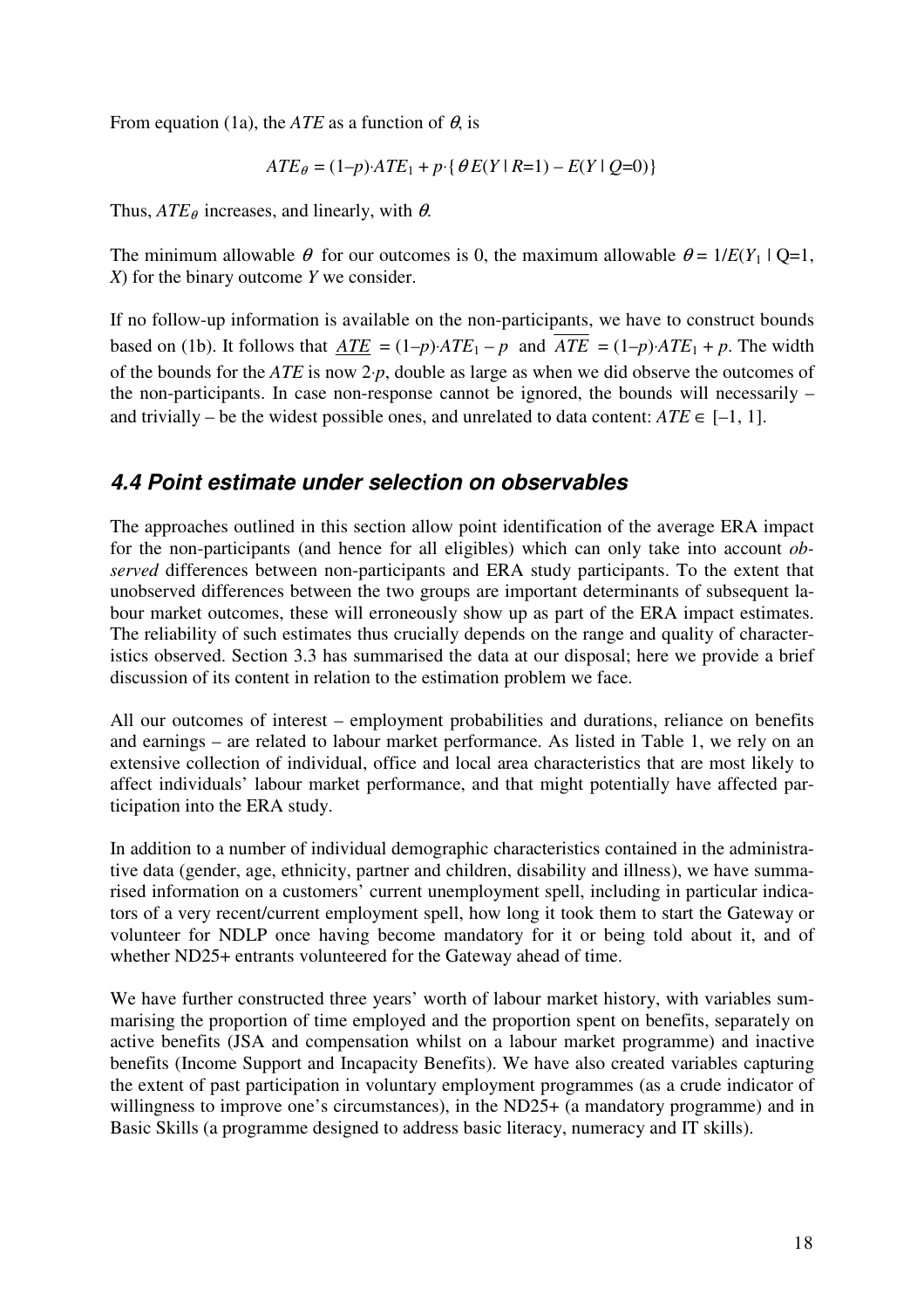From equation (1a), the $ATE$ as a function of $\theta$, is

$$ATE_{\theta} = (1-p) \cdot ATE_1 + p \cdot \{ \theta E(Y \mid R=1) - E(Y \mid Q=0) \}$$

Thus, $ATE_{\theta}$ increases, and linearly, with $\theta$.

The minimum allowable $\theta$ for our outcomes is 0, the maximum allowable $\theta = 1/E(Y_1 \mid Q=1, X)$ for the binary outcome $Y$ we consider.

If no follow-up information is available on the non-participants, we have to construct bounds based on (1b). It follows that $\underline{ATE} = (1-p) \cdot ATE_1 - p$ and $\overline{ATE} = (1-p) \cdot ATE_1 + p$. The width of the bounds for the $ATE$ is now $2 \cdot p$, double as large as when we did observe the outcomes of the non-participants. In case non-response cannot be ignored, the bounds will necessarily – and trivially – be the widest possible ones, and unrelated to data content: $ATE \in [-1, 1]$.

## 4.4 Point estimate under selection on observables

The approaches outlined in this section allow point identification of the average ERA impact for the non-participants (and hence for all eligibles) which can only take into account *observed* differences between non-participants and ERA study participants. To the extent that unobserved differences between the two groups are important determinants of subsequent labour market outcomes, these will erroneously show up as part of the ERA impact estimates. The reliability of such estimates thus crucially depends on the range and quality of characteristics observed. Section 3.3 has summarised the data at our disposal; here we provide a brief discussion of its content in relation to the estimation problem we face.

All our outcomes of interest – employment probabilities and durations, reliance on benefits and earnings – are related to labour market performance. As listed in Table 1, we rely on an extensive collection of individual, office and local area characteristics that are most likely to affect individuals' labour market performance, and that might potentially have affected participation into the ERA study.

In addition to a number of individual demographic characteristics contained in the administrative data (gender, age, ethnicity, partner and children, disability and illness), we have summarised information on a customers' current unemployment spell, including in particular indicators of a very recent/current employment spell, how long it took them to start the Gateway or volunteer for NDLP once having become mandatory for it or being told about it, and of whether ND25+ entrants volunteered for the Gateway ahead of time.

We have further constructed three years' worth of labour market history, with variables summarising the proportion of time employed and the proportion spent on benefits, separately on active benefits (JSA and compensation whilst on a labour market programme) and inactive benefits (Income Support and Incapacity Benefits). We have also created variables capturing the extent of past participation in voluntary employment programmes (as a crude indicator of willingness to improve one's circumstances), in the ND25+ (a mandatory programme) and in Basic Skills (a programme designed to address basic literacy, numeracy and IT skills).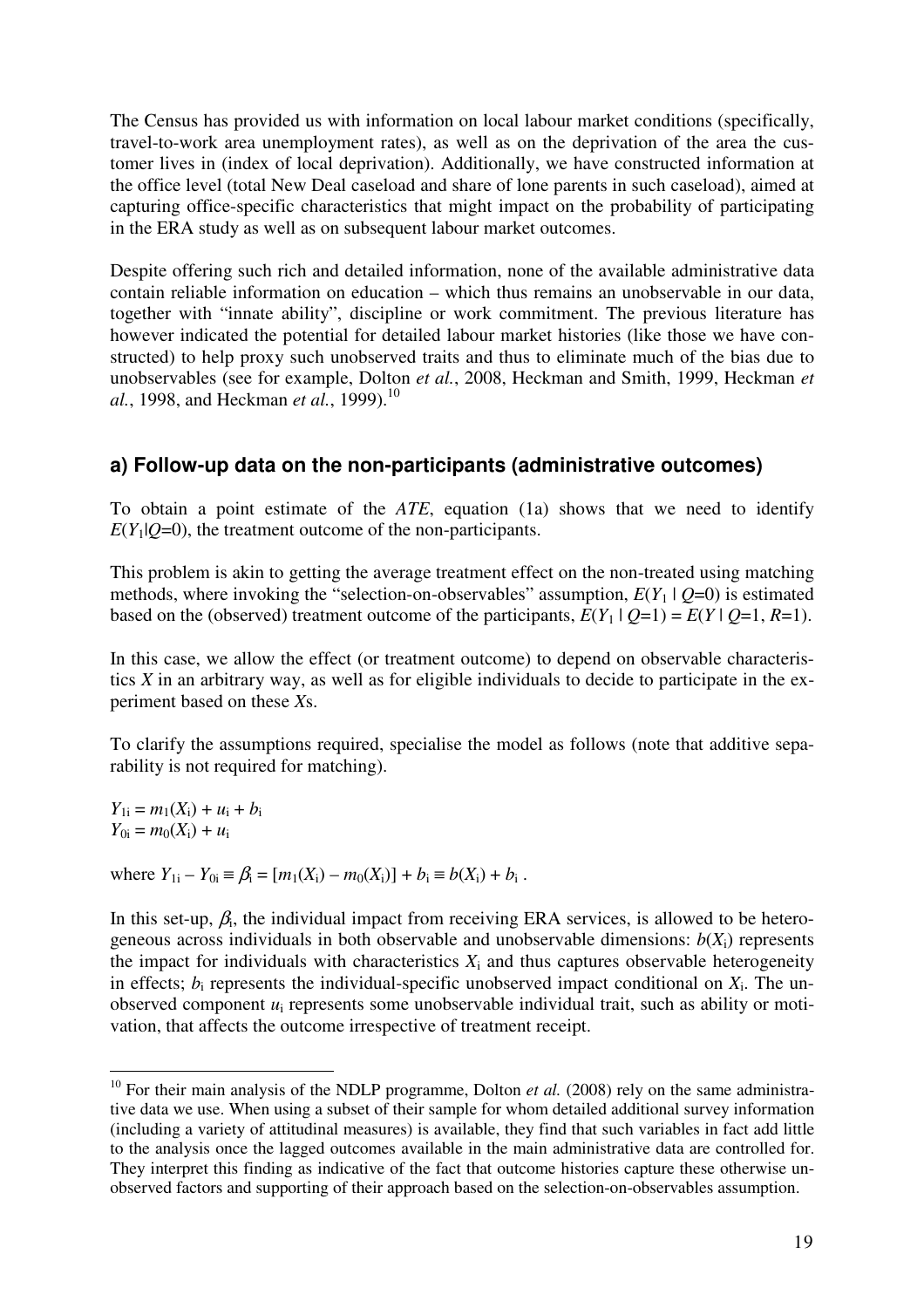The Census has provided us with information on local labour market conditions (specifically, travel-to-work area unemployment rates), as well as on the deprivation of the area the customer lives in (index of local deprivation). Additionally, we have constructed information at the office level (total New Deal caseload and share of lone parents in such caseload), aimed at capturing office-specific characteristics that might impact on the probability of participating in the ERA study as well as on subsequent labour market outcomes.

Despite offering such rich and detailed information, none of the available administrative data contain reliable information on education – which thus remains an unobservable in our data, together with "innate ability", discipline or work commitment. The previous literature has however indicated the potential for detailed labour market histories (like those we have constructed) to help proxy such unobserved traits and thus to eliminate much of the bias due to unobservables (see for example, Dolton *et al.*, 2008, Heckman and Smith, 1999, Heckman *et al.*, 1998, and Heckman *et al.*, 1999).[10]

## a) Follow-up data on the non-participants (administrative outcomes)

To obtain a point estimate of the *ATE*, equation (1a) shows that we need to identify $E(Y_1|Q=0)$, the treatment outcome of the non-participants.

This problem is akin to getting the average treatment effect on the non-treated using matching methods, where invoking the "selection-on-observables" assumption, $E(Y_1 \mid Q=0)$ is estimated based on the (observed) treatment outcome of the participants, $E(Y_1 \mid Q=1) = E(Y \mid Q=1, R=1)$.

In this case, we allow the effect (or treatment outcome) to depend on observable characteristics $X$ in an arbitrary way, as well as for eligible individuals to decide to participate in the experiment based on these $X$s.

To clarify the assumptions required, specialise the model as follows (note that additive separability is not required for matching).

$$Y_{1i} = m_1(X_i) + u_i + b_i$$
$$Y_{0i} = m_0(X_i) + u_i$$

where $Y_{1i} - Y_{0i} \equiv \beta_i = [m_1(X_i) - m_0(X_i)] + b_i \equiv b(X_i) + b_i$ .

In this set-up, $\beta_i$, the individual impact from receiving ERA services, is allowed to be heterogeneous across individuals in both observable and unobservable dimensions: $b(X_i)$ represents the impact for individuals with characteristics $X_i$ and thus captures observable heterogeneity in effects; $b_i$ represents the individual-specific unobserved impact conditional on $X_i$. The unobserved component $u_i$ represents some unobservable individual trait, such as ability or motivation, that affects the outcome irrespective of treatment receipt.

[10] For their main analysis of the NDLP programme, Dolton *et al.* (2008) rely on the same administrative data we use. When using a subset of their sample for whom detailed additional survey information (including a variety of attitudinal measures) is available, they find that such variables in fact add little to the analysis once the lagged outcomes available in the main administrative data are controlled for. They interpret this finding as indicative of the fact that outcome histories capture these otherwise unobserved factors and supporting of their approach based on the selection-on-observables assumption.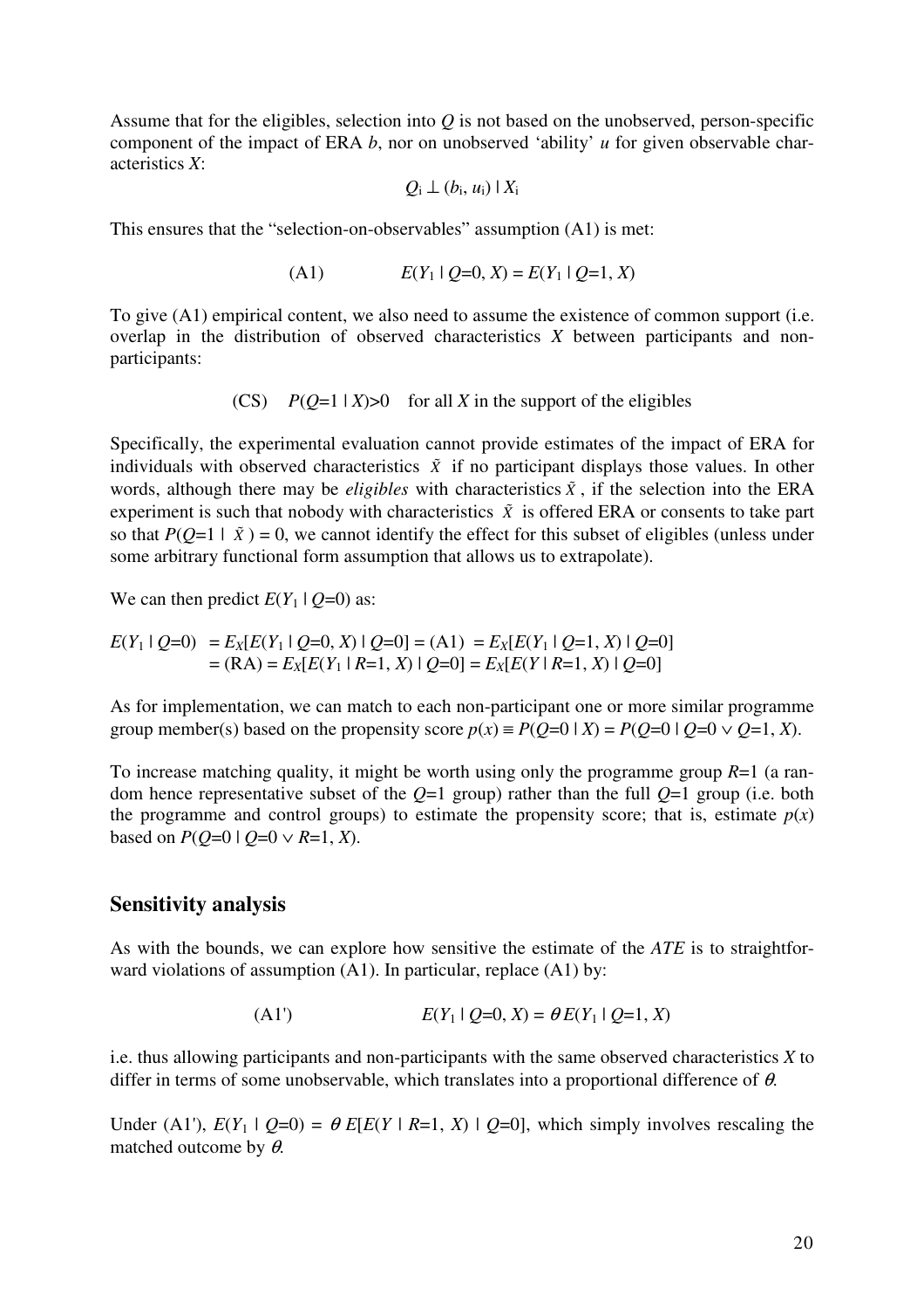Assume that for the eligibles, selection into $Q$ is not based on the unobserved, person-specific component of the impact of ERA $b$, nor on unobserved 'ability' $u$ for given observable characteristics $X$:

$$Q_i \perp (b_i, u_i) \mid X_i$$

This ensures that the "selection-on-observables" assumption (A1) is met:

$$\text{(A1)} \qquad E(Y_1 \mid Q=0, X) = E(Y_1 \mid Q=1, X)$$

To give (A1) empirical content, we also need to assume the existence of common support (i.e. overlap in the distribution of observed characteristics $X$ between participants and non-participants:

$$\text{(CS)} \quad P(Q=1 \mid X)>0 \quad \text{for all } X \text{ in the support of the eligibles}$$

Specifically, the experimental evaluation cannot provide estimates of the impact of ERA for individuals with observed characteristics $\tilde{X}$ if no participant displays those values. In other words, although there may be *eligibles* with characteristics $\tilde{X}$, if the selection into the ERA experiment is such that nobody with characteristics $\tilde{X}$ is offered ERA or consents to take part so that $P(Q=1 \mid \tilde{X}) = 0$, we cannot identify the effect for this subset of eligibles (unless under some arbitrary functional form assumption that allows us to extrapolate).

We can then predict $E(Y_1 \mid Q=0)$ as:

$$\begin{aligned} E(Y_1 \mid Q=0) &= E_X[E(Y_1 \mid Q=0, X) \mid Q=0] = \text{(A1)} = E_X[E(Y_1 \mid Q=1, X) \mid Q=0] \\ &= \text{(RA)} = E_X[E(Y_1 \mid R=1, X) \mid Q=0] = E_X[E(Y \mid R=1, X) \mid Q=0] \end{aligned}$$

As for implementation, we can match to each non-participant one or more similar programme group member(s) based on the propensity score $p(x) \equiv P(Q=0 \mid X) = P(Q=0 \mid Q=0 \vee Q=1, X)$.

To increase matching quality, it might be worth using only the programme group $R=1$ (a random hence representative subset of the $Q=1$ group) rather than the full $Q=1$ group (i.e. both the programme and control groups) to estimate the propensity score; that is, estimate $p(x)$ based on $P(Q=0 \mid Q=0 \vee R=1, X)$.

## Sensitivity analysis

As with the bounds, we can explore how sensitive the estimate of the *ATE* is to straightforward violations of assumption (A1). In particular, replace (A1) by:

$$\text{(A1')} \qquad E(Y_1 \mid Q=0, X) = \theta\, E(Y_1 \mid Q=1, X)$$

i.e. thus allowing participants and non-participants with the same observed characteristics $X$ to differ in terms of some unobservable, which translates into a proportional difference of $\theta$.

Under (A1'), $E(Y_1 \mid Q=0) = \theta\, E[E(Y \mid R=1, X) \mid Q=0]$, which simply involves rescaling the matched outcome by $\theta$.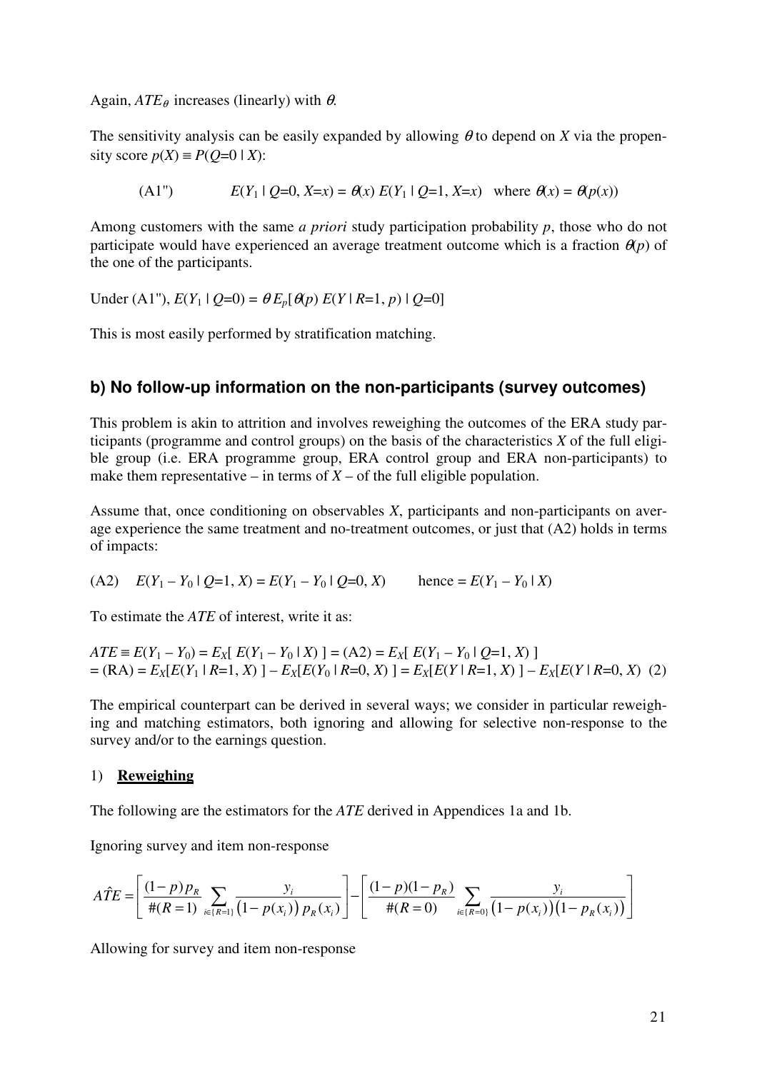Again, $ATE_\theta$ increases (linearly) with $\theta$.

The sensitivity analysis can be easily expanded by allowing $\theta$ to depend on $X$ via the propensity score $p(X) \equiv P(Q=0 \mid X)$:

$$\text{(A1'')} \qquad E(Y_1 \mid Q=0, X=x) = \theta(x)\, E(Y_1 \mid Q=1, X=x) \quad \text{where } \theta(x) = \theta(p(x))$$

Among customers with the same *a priori* study participation probability $p$, those who do not participate would have experienced an average treatment outcome which is a fraction $\theta(p)$ of the one of the participants.

Under (A1''), $E(Y_1 \mid Q=0) = \theta\, E_p[\theta(p)\, E(Y \mid R=1, p) \mid Q=0]$

This is most easily performed by stratification matching.

## b) No follow-up information on the non-participants (survey outcomes)

This problem is akin to attrition and involves reweighing the outcomes of the ERA study participants (programme and control groups) on the basis of the characteristics $X$ of the full eligible group (i.e. ERA programme group, ERA control group and ERA non-participants) to make them representative – in terms of $X$ – of the full eligible population.

Assume that, once conditioning on observables $X$, participants and non-participants on average experience the same treatment and no-treatment outcomes, or just that (A2) holds in terms of impacts:

$$\text{(A2)} \quad E(Y_1 - Y_0 \mid Q=1, X) = E(Y_1 - Y_0 \mid Q=0, X) \qquad \text{hence} = E(Y_1 - Y_0 \mid X)$$

To estimate the $ATE$ of interest, write it as:

$$ATE \equiv E(Y_1 - Y_0) = E_X[\, E(Y_1 - Y_0 \mid X)\,] = \text{(A2)} = E_X[\, E(Y_1 - Y_0 \mid Q=1, X)\,]$$
$$= \text{(RA)} = E_X[E(Y_1 \mid R=1, X)\,] - E_X[E(Y_0 \mid R=0, X)\,] = E_X[E(Y \mid R=1, X)\,] - E_X[E(Y \mid R=0, X) \quad (2)$$

The empirical counterpart can be derived in several ways; we consider in particular reweighing and matching estimators, both ignoring and allowing for selective non-response to the survey and/or to the earnings question.

1) **Reweighing**

The following are the estimators for the $ATE$ derived in Appendices 1a and 1b.

Ignoring survey and item non-response

$$A\hat{T}E = \left[\frac{(1-p)\,p_R}{\#(R=1)} \sum_{i \in \{R=1\}} \frac{y_i}{\left(1-p(x_i)\right) p_R(x_i)}\right] - \left[\frac{(1-p)(1-p_R)}{\#(R=0)} \sum_{i \in \{R=0\}} \frac{y_i}{\left(1-p(x_i)\right)\left(1-p_R(x_i)\right)}\right]$$

Allowing for survey and item non-response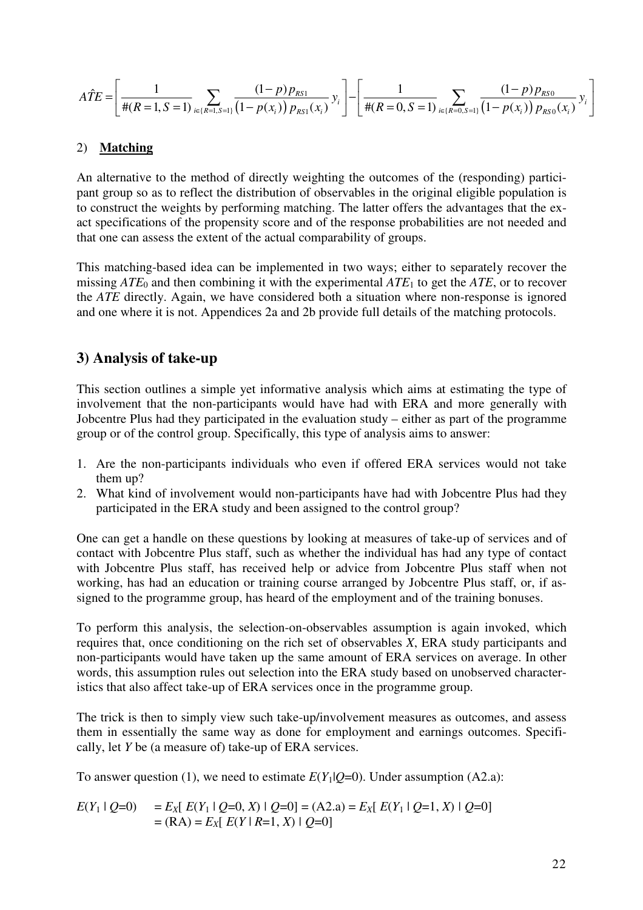$$A\hat{T}E = \left[ \frac{1}{\#(R=1,S=1)} \sum_{i \in \{R=1,S=1\}} \frac{(1-p)\, p_{RS1}}{\left(1-p(x_i)\right) p_{RS1}(x_i)} y_i \right] - \left[ \frac{1}{\#(R=0,S=1)} \sum_{i \in \{R=0,S=1\}} \frac{(1-p)\, p_{RS0}}{\left(1-p(x_i)\right) p_{RS0}(x_i)} y_i \right]$$

2) **Matching**

An alternative to the method of directly weighting the outcomes of the (responding) participant group so as to reflect the distribution of observables in the original eligible population is to construct the weights by performing matching. The latter offers the advantages that the exact specifications of the propensity score and of the response probabilities are not needed and that one can assess the extent of the actual comparability of groups.

This matching-based idea can be implemented in two ways; either to separately recover the missing $ATE_0$ and then combining it with the experimental $ATE_1$ to get the *ATE*, or to recover the *ATE* directly. Again, we have considered both a situation where non-response is ignored and one where it is not. Appendices 2a and 2b provide full details of the matching protocols.

## 3) Analysis of take-up

This section outlines a simple yet informative analysis which aims at estimating the type of involvement that the non-participants would have had with ERA and more generally with Jobcentre Plus had they participated in the evaluation study – either as part of the programme group or of the control group. Specifically, this type of analysis aims to answer:

1. Are the non-participants individuals who even if offered ERA services would not take them up?
2. What kind of involvement would non-participants have had with Jobcentre Plus had they participated in the ERA study and been assigned to the control group?

One can get a handle on these questions by looking at measures of take-up of services and of contact with Jobcentre Plus staff, such as whether the individual has had any type of contact with Jobcentre Plus staff, has received help or advice from Jobcentre Plus staff when not working, has had an education or training course arranged by Jobcentre Plus staff, or, if assigned to the programme group, has heard of the employment and of the training bonuses.

To perform this analysis, the selection-on-observables assumption is again invoked, which requires that, once conditioning on the rich set of observables *X*, ERA study participants and non-participants would have taken up the same amount of ERA services on average. In other words, this assumption rules out selection into the ERA study based on unobserved characteristics that also affect take-up of ERA services once in the programme group.

The trick is then to simply view such take-up/involvement measures as outcomes, and assess them in essentially the same way as done for employment and earnings outcomes. Specifically, let *Y* be (a measure of) take-up of ERA services.

To answer question (1), we need to estimate $E(Y_1|Q=0)$. Under assumption (A2.a):

$$\begin{aligned} E(Y_1 \mid Q=0) &= E_X[\, E(Y_1 \mid Q=0, X) \mid Q=0] = \text{(A2.a)} = E_X[\, E(Y_1 \mid Q=1, X) \mid Q=0] \\ &= \text{(RA)} = E_X[\, E(Y \mid R=1, X) \mid Q=0] \end{aligned}$$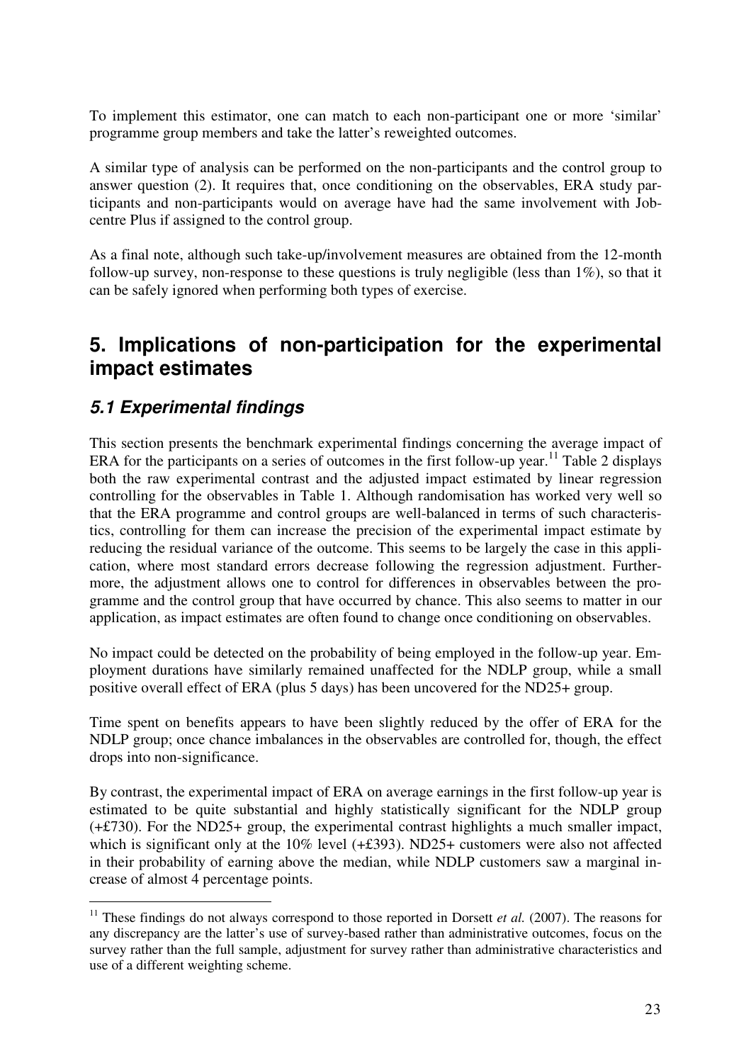To implement this estimator, one can match to each non-participant one or more 'similar' programme group members and take the latter's reweighted outcomes.

A similar type of analysis can be performed on the non-participants and the control group to answer question (2). It requires that, once conditioning on the observables, ERA study participants and non-participants would on average have had the same involvement with Jobcentre Plus if assigned to the control group.

As a final note, although such take-up/involvement measures are obtained from the 12-month follow-up survey, non-response to these questions is truly negligible (less than 1%), so that it can be safely ignored when performing both types of exercise.

# 5. Implications of non-participation for the experimental impact estimates

## 5.1 Experimental findings

This section presents the benchmark experimental findings concerning the average impact of ERA for the participants on a series of outcomes in the first follow-up year.[11] Table 2 displays both the raw experimental contrast and the adjusted impact estimated by linear regression controlling for the observables in Table 1. Although randomisation has worked very well so that the ERA programme and control groups are well-balanced in terms of such characteristics, controlling for them can increase the precision of the experimental impact estimate by reducing the residual variance of the outcome. This seems to be largely the case in this application, where most standard errors decrease following the regression adjustment. Furthermore, the adjustment allows one to control for differences in observables between the programme and the control group that have occurred by chance. This also seems to matter in our application, as impact estimates are often found to change once conditioning on observables.

No impact could be detected on the probability of being employed in the follow-up year. Employment durations have similarly remained unaffected for the NDLP group, while a small positive overall effect of ERA (plus 5 days) has been uncovered for the ND25+ group.

Time spent on benefits appears to have been slightly reduced by the offer of ERA for the NDLP group; once chance imbalances in the observables are controlled for, though, the effect drops into non-significance.

By contrast, the experimental impact of ERA on average earnings in the first follow-up year is estimated to be quite substantial and highly statistically significant for the NDLP group (+£730). For the ND25+ group, the experimental contrast highlights a much smaller impact, which is significant only at the 10% level (+£393). ND25+ customers were also not affected in their probability of earning above the median, while NDLP customers saw a marginal increase of almost 4 percentage points.

[11] These findings do not always correspond to those reported in Dorsett *et al.* (2007). The reasons for any discrepancy are the latter's use of survey-based rather than administrative outcomes, focus on the survey rather than the full sample, adjustment for survey rather than administrative characteristics and use of a different weighting scheme.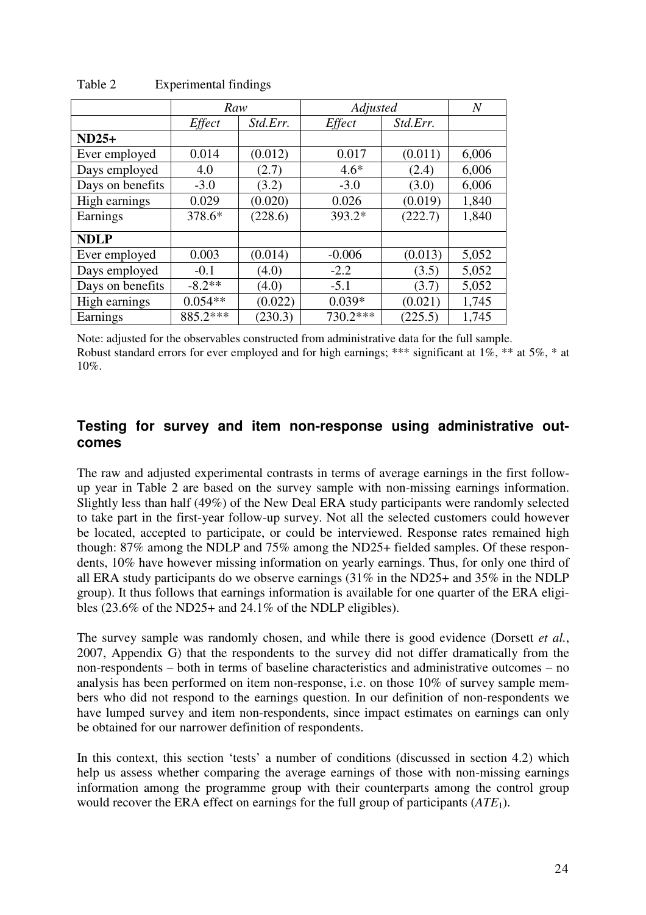Table 2 Experimental findings

| | *Raw* | | *Adjusted* | | *N* |
|---|---|---|---|---|---|
| | *Effect* | *Std.Err.* | *Effect* | *Std.Err.* | |
| **ND25+** | | | | | |
| Ever employed | 0.014 | (0.012) | 0.017 | (0.011) | 6,006 |
| Days employed | 4.0 | (2.7) | 4.6* | (2.4) | 6,006 |
| Days on benefits | -3.0 | (3.2) | -3.0 | (3.0) | 6,006 |
| High earnings | 0.029 | (0.020) | 0.026 | (0.019) | 1,840 |
| Earnings | 378.6* | (228.6) | 393.2* | (222.7) | 1,840 |
| **NDLP** | | | | | |
| Ever employed | 0.003 | (0.014) | -0.006 | (0.013) | 5,052 |
| Days employed | -0.1 | (4.0) | -2.2 | (3.5) | 5,052 |
| Days on benefits | -8.2** | (4.0) | -5.1 | (3.7) | 5,052 |
| High earnings | 0.054** | (0.022) | 0.039* | (0.021) | 1,745 |
| Earnings | 885.2*** | (230.3) | 730.2*** | (225.5) | 1,745 |

Note: adjusted for the observables constructed from administrative data for the full sample.
Robust standard errors for ever employed and for high earnings; *** significant at 1%, ** at 5%, * at 10%.

## Testing for survey and item non-response using administrative outcomes

The raw and adjusted experimental contrasts in terms of average earnings in the first follow-up year in Table 2 are based on the survey sample with non-missing earnings information. Slightly less than half (49%) of the New Deal ERA study participants were randomly selected to take part in the first-year follow-up survey. Not all the selected customers could however be located, accepted to participate, or could be interviewed. Response rates remained high though: 87% among the NDLP and 75% among the ND25+ fielded samples. Of these respondents, 10% have however missing information on yearly earnings. Thus, for only one third of all ERA study participants do we observe earnings (31% in the ND25+ and 35% in the NDLP group). It thus follows that earnings information is available for one quarter of the ERA eligibles (23.6% of the ND25+ and 24.1% of the NDLP eligibles).

The survey sample was randomly chosen, and while there is good evidence (Dorsett *et al.*, 2007, Appendix G) that the respondents to the survey did not differ dramatically from the non-respondents – both in terms of baseline characteristics and administrative outcomes – no analysis has been performed on item non-response, i.e. on those 10% of survey sample members who did not respond to the earnings question. In our definition of non-respondents we have lumped survey and item non-respondents, since impact estimates on earnings can only be obtained for our narrower definition of respondents.

In this context, this section 'tests' a number of conditions (discussed in section 4.2) which help us assess whether comparing the average earnings of those with non-missing earnings information among the programme group with their counterparts among the control group would recover the ERA effect on earnings for the full group of participants ($ATE_1$).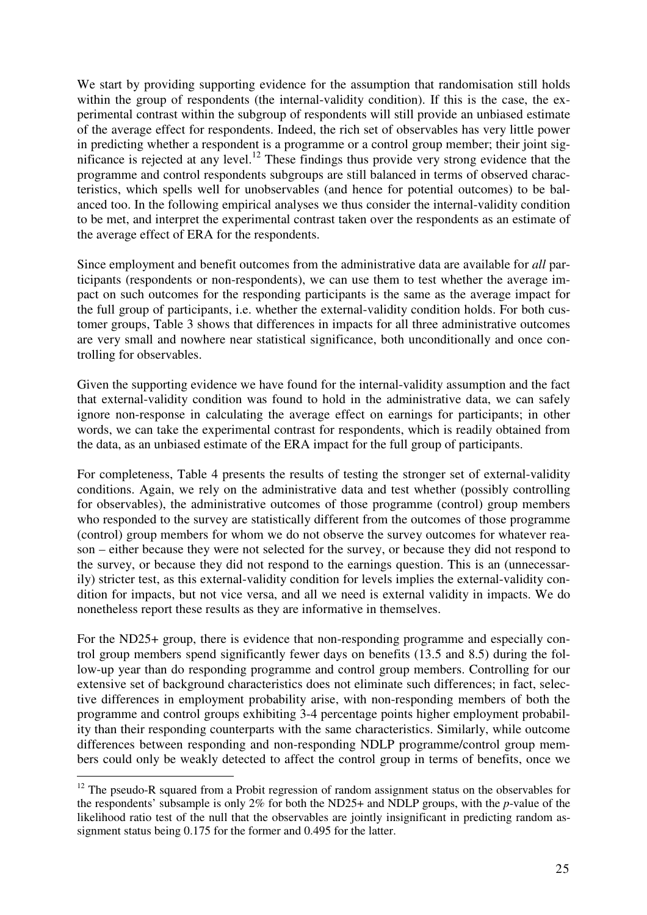We start by providing supporting evidence for the assumption that randomisation still holds within the group of respondents (the internal-validity condition). If this is the case, the experimental contrast within the subgroup of respondents will still provide an unbiased estimate of the average effect for respondents. Indeed, the rich set of observables has very little power in predicting whether a respondent is a programme or a control group member; their joint significance is rejected at any level.[12] These findings thus provide very strong evidence that the programme and control respondents subgroups are still balanced in terms of observed characteristics, which spells well for unobservables (and hence for potential outcomes) to be balanced too. In the following empirical analyses we thus consider the internal-validity condition to be met, and interpret the experimental contrast taken over the respondents as an estimate of the average effect of ERA for the respondents.

Since employment and benefit outcomes from the administrative data are available for *all* participants (respondents or non-respondents), we can use them to test whether the average impact on such outcomes for the responding participants is the same as the average impact for the full group of participants, i.e. whether the external-validity condition holds. For both customer groups, Table 3 shows that differences in impacts for all three administrative outcomes are very small and nowhere near statistical significance, both unconditionally and once controlling for observables.

Given the supporting evidence we have found for the internal-validity assumption and the fact that external-validity condition was found to hold in the administrative data, we can safely ignore non-response in calculating the average effect on earnings for participants; in other words, we can take the experimental contrast for respondents, which is readily obtained from the data, as an unbiased estimate of the ERA impact for the full group of participants.

For completeness, Table 4 presents the results of testing the stronger set of external-validity conditions. Again, we rely on the administrative data and test whether (possibly controlling for observables), the administrative outcomes of those programme (control) group members who responded to the survey are statistically different from the outcomes of those programme (control) group members for whom we do not observe the survey outcomes for whatever reason – either because they were not selected for the survey, or because they did not respond to the survey, or because they did not respond to the earnings question. This is an (unnecessarily) stricter test, as this external-validity condition for levels implies the external-validity condition for impacts, but not vice versa, and all we need is external validity in impacts. We do nonetheless report these results as they are informative in themselves.

For the ND25+ group, there is evidence that non-responding programme and especially control group members spend significantly fewer days on benefits (13.5 and 8.5) during the follow-up year than do responding programme and control group members. Controlling for our extensive set of background characteristics does not eliminate such differences; in fact, selective differences in employment probability arise, with non-responding members of both the programme and control groups exhibiting 3-4 percentage points higher employment probability than their responding counterparts with the same characteristics. Similarly, while outcome differences between responding and non-responding NDLP programme/control group members could only be weakly detected to affect the control group in terms of benefits, once we

[12] The pseudo-R squared from a Probit regression of random assignment status on the observables for the respondents' subsample is only 2% for both the ND25+ and NDLP groups, with the *p*-value of the likelihood ratio test of the null that the observables are jointly insignificant in predicting random assignment status being 0.175 for the former and 0.495 for the latter.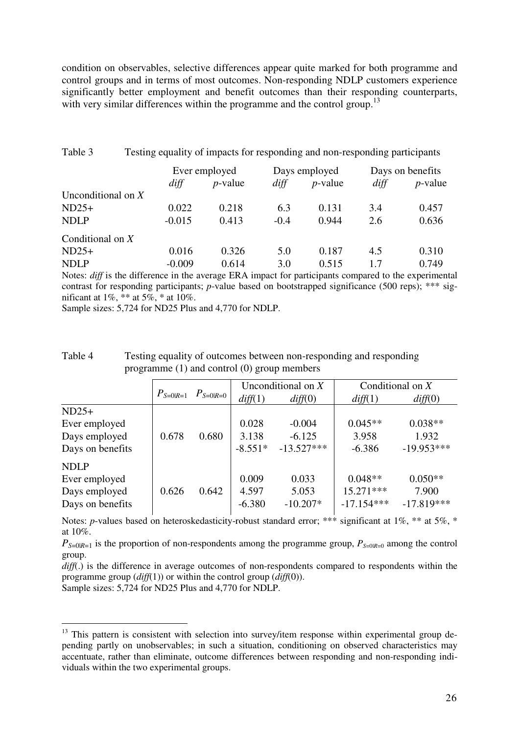condition on observables, selective differences appear quite marked for both programme and control groups and in terms of most outcomes. Non-responding NDLP customers experience significantly better employment and benefit outcomes than their responding counterparts, with very similar differences within the programme and the control group.[13]

Table 3 Testing equality of impacts for responding and non-responding participants

| | Ever employed | | Days employed | | Days on benefits | |
|---|---|---|---|---|---|---|
| | *diff* | *p*-value | *diff* | *p*-value | *diff* | *p*-value |
| Unconditional on *X* | | | | | | |
| ND25+ | 0.022 | 0.218 | 6.3 | 0.131 | 3.4 | 0.457 |
| NDLP | -0.015 | 0.413 | -0.4 | 0.944 | 2.6 | 0.636 |
| Conditional on *X* | | | | | | |
| ND25+ | 0.016 | 0.326 | 5.0 | 0.187 | 4.5 | 0.310 |
| NDLP | -0.009 | 0.614 | 3.0 | 0.515 | 1.7 | 0.749 |

Notes: *diff* is the difference in the average ERA impact for participants compared to the experimental contrast for responding participants; *p*-value based on bootstrapped significance (500 reps); *** significant at 1%, ** at 5%, * at 10%.
Sample sizes: 5,724 for ND25 Plus and 4,770 for NDLP.

Table 4 Testing equality of outcomes between non-responding and responding programme (1) and control (0) group members

| | $P_{S=0\|R=1}$ | $P_{S=0\|R=0}$ | Unconditional on *X* | | Conditional on *X* | |
|---|---|---|---|---|---|---|
| | | | *diff*(1) | *diff*(0) | *diff*(1) | *diff*(0) |
| ND25+ | | | | | | |
| Ever employed | | | 0.028 | -0.004 | 0.045** | 0.038** |
| Days employed | 0.678 | 0.680 | 3.138 | -6.125 | 3.958 | 1.932 |
| Days on benefits | | | -8.551* | -13.527*** | -6.386 | -19.953*** |
| NDLP | | | | | | |
| Ever employed | | | 0.009 | 0.033 | 0.048** | 0.050** |
| Days employed | 0.626 | 0.642 | 4.597 | 5.053 | 15.271*** | 7.900 |
| Days on benefits | | | -6.380 | -10.207* | -17.154*** | -17.819*** |

Notes: *p*-values based on heteroskedasticity-robust standard error; *** significant at 1%, ** at 5%, * at 10%.
$P_{S=0|R=1}$ is the proportion of non-respondents among the programme group, $P_{S=0|R=0}$ among the control group.
*diff*(.) is the difference in average outcomes of non-respondents compared to respondents within the programme group (*diff*(1)) or within the control group (*diff*(0)).
Sample sizes: 5,724 for ND25 Plus and 4,770 for NDLP.

[13] This pattern is consistent with selection into survey/item response within experimental group depending partly on unobservables; in such a situation, conditioning on observed characteristics may accentuate, rather than eliminate, outcome differences between responding and non-responding individuals within the two experimental groups.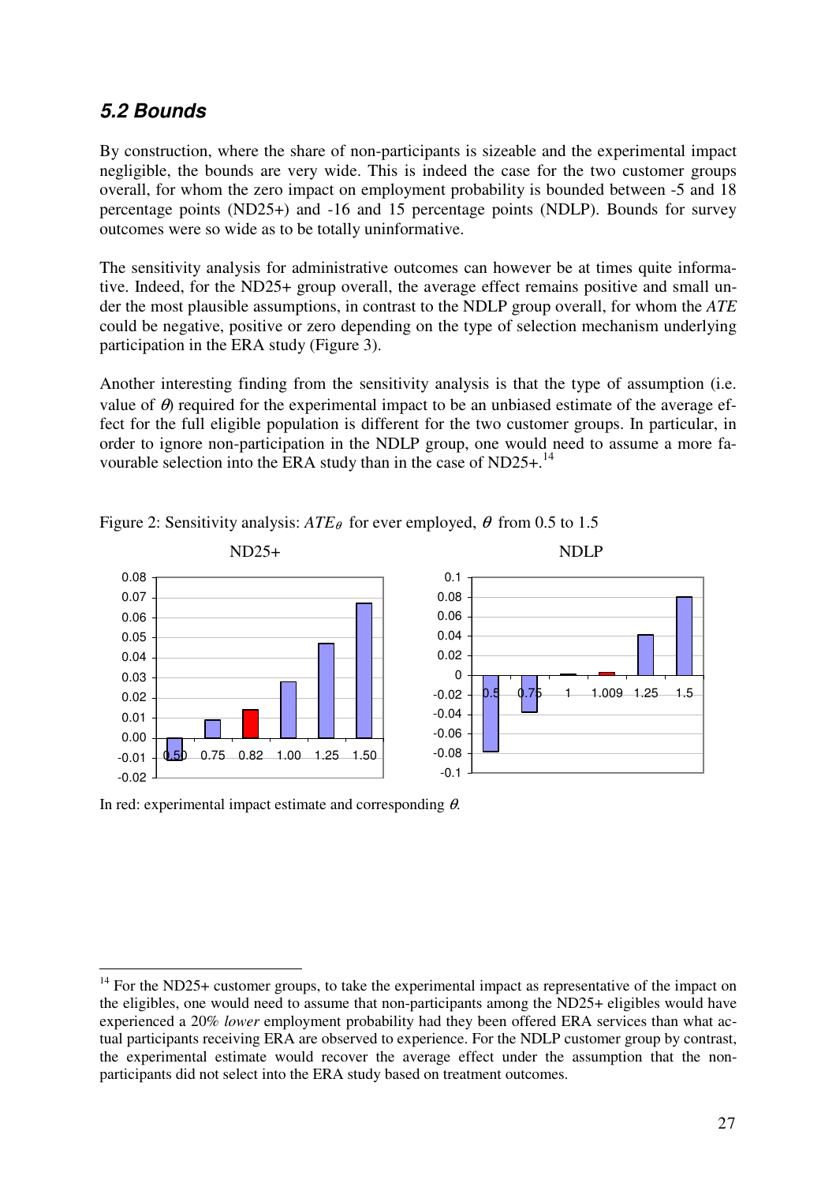## *5.2 Bounds*

By construction, where the share of non-participants is sizeable and the experimental impact negligible, the bounds are very wide. This is indeed the case for the two customer groups overall, for whom the zero impact on employment probability is bounded between -5 and 18 percentage points (ND25+) and -16 and 15 percentage points (NDLP). Bounds for survey outcomes were so wide as to be totally uninformative.

The sensitivity analysis for administrative outcomes can however be at times quite informative. Indeed, for the ND25+ group overall, the average effect remains positive and small under the most plausible assumptions, in contrast to the NDLP group overall, for whom the *ATE* could be negative, positive or zero depending on the type of selection mechanism underlying participation in the ERA study (Figure 3).

Another interesting finding from the sensitivity analysis is that the type of assumption (i.e. value of $\theta$) required for the experimental impact to be an unbiased estimate of the average effect for the full eligible population is different for the two customer groups. In particular, in order to ignore non-participation in the NDLP group, one would need to assume a more favourable selection into the ERA study than in the case of ND25+.[14]

Figure 2: Sensitivity analysis: $ATE_\theta$ for ever employed, $\theta$ from 0.5 to 1.5

ND25+

| $\theta$ | 0.50 | 0.75 | 0.82 | 1.00 | 1.25 | 1.50 |
|---|---|---|---|---|---|---|
| $ATE_\theta$ (approx.) | -0.011 | 0.009 | 0.014 | 0.028 | 0.047 | 0.067 |

NDLP

| $\theta$ | 0.5 | 0.75 | 1 | 1.009 | 1.25 | 1.5 |
|---|---|---|---|---|---|---|
| $ATE_\theta$ (approx.) | -0.078 | -0.038 | 0.001 | 0.003 | 0.041 | 0.080 |

In red: experimental impact estimate and corresponding $\theta$.

[14] For the ND25+ customer groups, to take the experimental impact as representative of the impact on the eligibles, one would need to assume that non-participants among the ND25+ eligibles would have experienced a 20% *lower* employment probability had they been offered ERA services than what actual participants receiving ERA are observed to experience. For the NDLP customer group by contrast, the experimental estimate would recover the average effect under the assumption that the non-participants did not select into the ERA study based on treatment outcomes.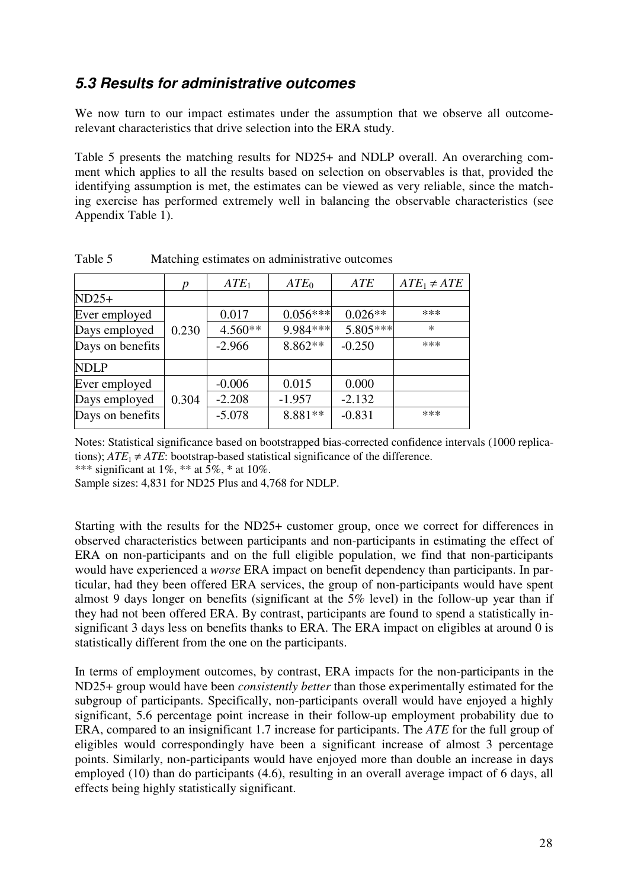## *5.3 Results for administrative outcomes*

We now turn to our impact estimates under the assumption that we observe all outcome-relevant characteristics that drive selection into the ERA study.

Table 5 presents the matching results for ND25+ and NDLP overall. An overarching comment which applies to all the results based on selection on observables is that, provided the identifying assumption is met, the estimates can be viewed as very reliable, since the matching exercise has performed extremely well in balancing the observable characteristics (see Appendix Table 1).

Table 5 Matching estimates on administrative outcomes

| | $p$ | $ATE_1$ | $ATE_0$ | $ATE$ | $ATE_1 \neq ATE$ |
|---|---|---|---|---|---|
| ND25+ | | | | | |
| Ever employed | 0.230 | 0.017 | 0.056*** | 0.026** | *** |
| Days employed | | 4.560** | 9.984*** | 5.805*** | * |
| Days on benefits | | -2.966 | 8.862** | -0.250 | *** |
| NDLP | | | | | |
| Ever employed | 0.304 | -0.006 | 0.015 | 0.000 | |
| Days employed | | -2.208 | -1.957 | -2.132 | |
| Days on benefits | | -5.078 | 8.881** | -0.831 | *** |

Notes: Statistical significance based on bootstrapped bias-corrected confidence intervals (1000 replications); $ATE_1 \neq ATE$: bootstrap-based statistical significance of the difference.
*** significant at 1%, ** at 5%, * at 10%.
Sample sizes: 4,831 for ND25 Plus and 4,768 for NDLP.

Starting with the results for the ND25+ customer group, once we correct for differences in observed characteristics between participants and non-participants in estimating the effect of ERA on non-participants and on the full eligible population, we find that non-participants would have experienced a *worse* ERA impact on benefit dependency than participants. In particular, had they been offered ERA services, the group of non-participants would have spent almost 9 days longer on benefits (significant at the 5% level) in the follow-up year than if they had not been offered ERA. By contrast, participants are found to spend a statistically insignificant 3 days less on benefits thanks to ERA. The ERA impact on eligibles at around 0 is statistically different from the one on the participants.

In terms of employment outcomes, by contrast, ERA impacts for the non-participants in the ND25+ group would have been *consistently better* than those experimentally estimated for the subgroup of participants. Specifically, non-participants overall would have enjoyed a highly significant, 5.6 percentage point increase in their follow-up employment probability due to ERA, compared to an insignificant 1.7 increase for participants. The *ATE* for the full group of eligibles would correspondingly have been a significant increase of almost 3 percentage points. Similarly, non-participants would have enjoyed more than double an increase in days employed (10) than do participants (4.6), resulting in an overall average impact of 6 days, all effects being highly statistically significant.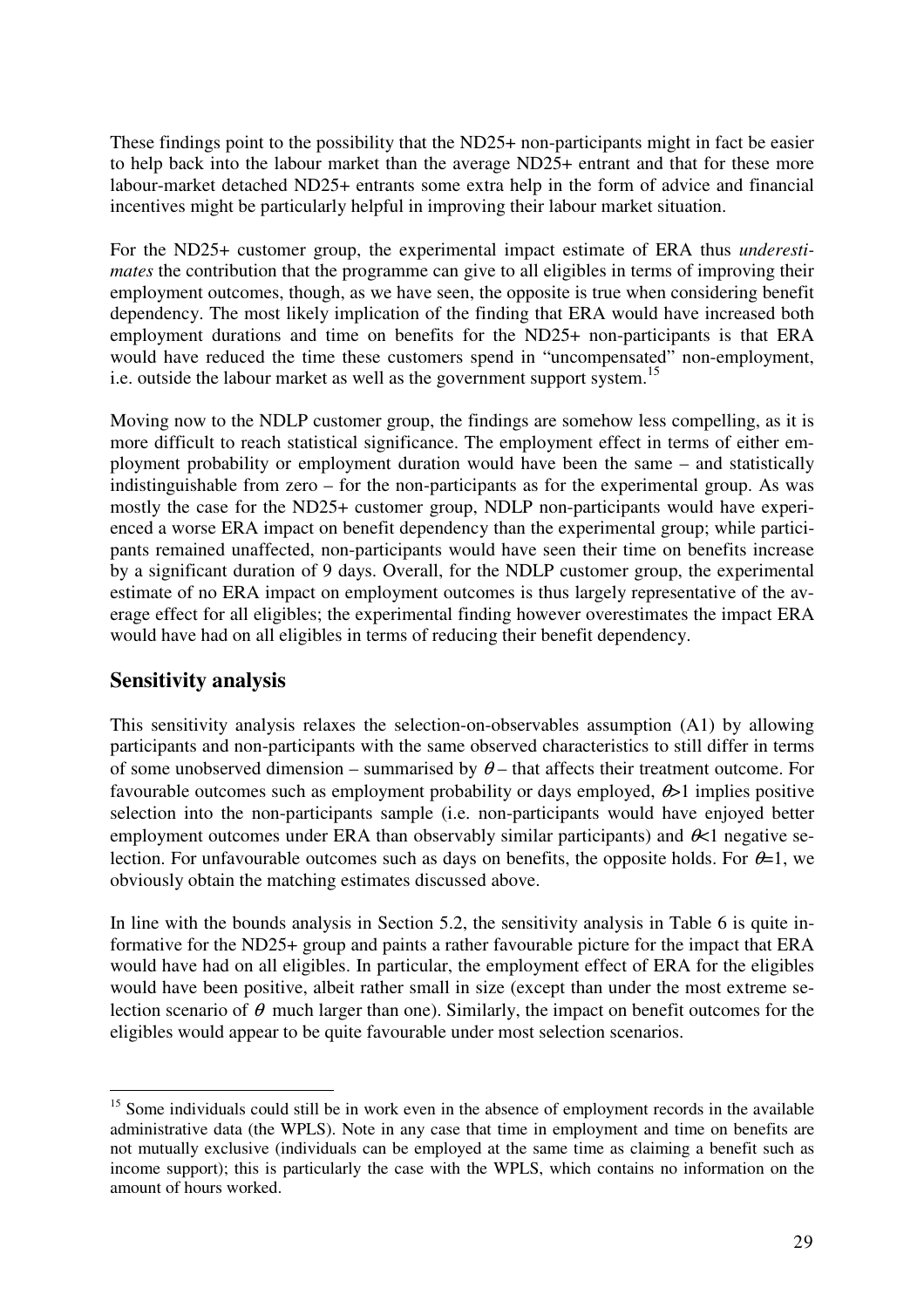These findings point to the possibility that the ND25+ non-participants might in fact be easier to help back into the labour market than the average ND25+ entrant and that for these more labour-market detached ND25+ entrants some extra help in the form of advice and financial incentives might be particularly helpful in improving their labour market situation.

For the ND25+ customer group, the experimental impact estimate of ERA thus *underestimates* the contribution that the programme can give to all eligibles in terms of improving their employment outcomes, though, as we have seen, the opposite is true when considering benefit dependency. The most likely implication of the finding that ERA would have increased both employment durations and time on benefits for the ND25+ non-participants is that ERA would have reduced the time these customers spend in "uncompensated" non-employment, i.e. outside the labour market as well as the government support system.[15]

Moving now to the NDLP customer group, the findings are somehow less compelling, as it is more difficult to reach statistical significance. The employment effect in terms of either employment probability or employment duration would have been the same – and statistically indistinguishable from zero – for the non-participants as for the experimental group. As was mostly the case for the ND25+ customer group, NDLP non-participants would have experienced a worse ERA impact on benefit dependency than the experimental group; while participants remained unaffected, non-participants would have seen their time on benefits increase by a significant duration of 9 days. Overall, for the NDLP customer group, the experimental estimate of no ERA impact on employment outcomes is thus largely representative of the average effect for all eligibles; the experimental finding however overestimates the impact ERA would have had on all eligibles in terms of reducing their benefit dependency.

## Sensitivity analysis

This sensitivity analysis relaxes the selection-on-observables assumption (A1) by allowing participants and non-participants with the same observed characteristics to still differ in terms of some unobserved dimension – summarised by $\theta$ – that affects their treatment outcome. For favourable outcomes such as employment probability or days employed, $\theta>1$ implies positive selection into the non-participants sample (i.e. non-participants would have enjoyed better employment outcomes under ERA than observably similar participants) and $\theta<1$ negative selection. For unfavourable outcomes such as days on benefits, the opposite holds. For $\theta=1$, we obviously obtain the matching estimates discussed above.

In line with the bounds analysis in Section 5.2, the sensitivity analysis in Table 6 is quite informative for the ND25+ group and paints a rather favourable picture for the impact that ERA would have had on all eligibles. In particular, the employment effect of ERA for the eligibles would have been positive, albeit rather small in size (except than under the most extreme selection scenario of $\theta$ much larger than one). Similarly, the impact on benefit outcomes for the eligibles would appear to be quite favourable under most selection scenarios.

[15] Some individuals could still be in work even in the absence of employment records in the available administrative data (the WPLS). Note in any case that time in employment and time on benefits are not mutually exclusive (individuals can be employed at the same time as claiming a benefit such as income support); this is particularly the case with the WPLS, which contains no information on the amount of hours worked.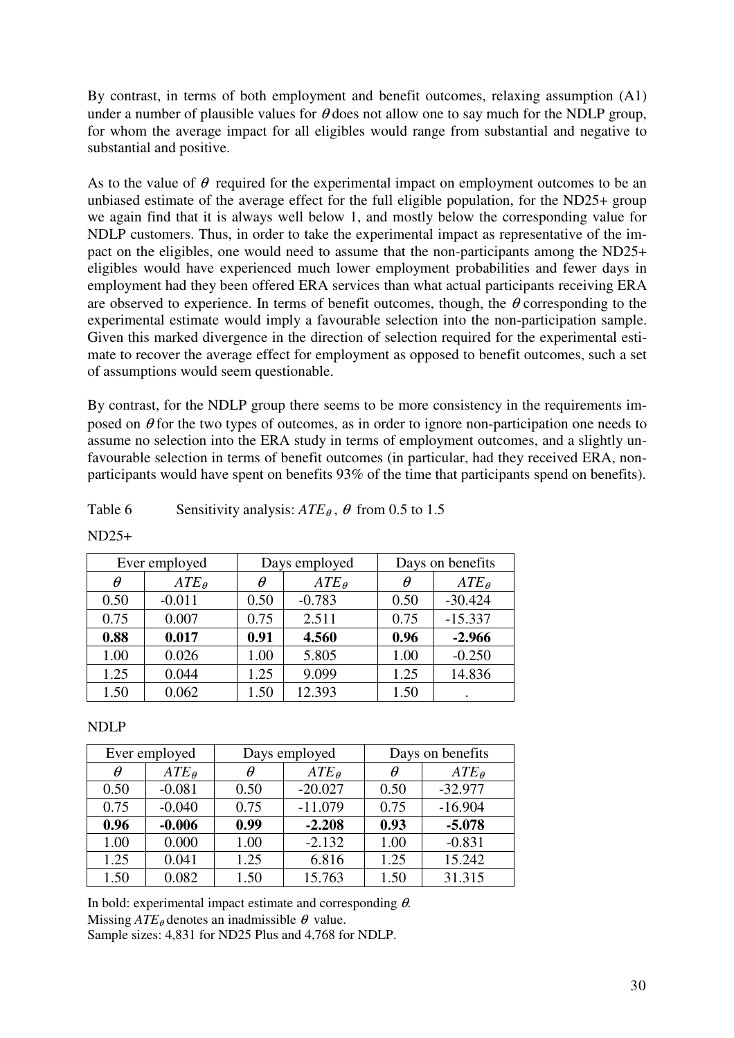By contrast, in terms of both employment and benefit outcomes, relaxing assumption (A1) under a number of plausible values for $\theta$ does not allow one to say much for the NDLP group, for whom the average impact for all eligibles would range from substantial and negative to substantial and positive.

As to the value of $\theta$ required for the experimental impact on employment outcomes to be an unbiased estimate of the average effect for the full eligible population, for the ND25+ group we again find that it is always well below 1, and mostly below the corresponding value for NDLP customers. Thus, in order to take the experimental impact as representative of the impact on the eligibles, one would need to assume that the non-participants among the ND25+ eligibles would have experienced much lower employment probabilities and fewer days in employment had they been offered ERA services than what actual participants receiving ERA are observed to experience. In terms of benefit outcomes, though, the $\theta$ corresponding to the experimental estimate would imply a favourable selection into the non-participation sample. Given this marked divergence in the direction of selection required for the experimental estimate to recover the average effect for employment as opposed to benefit outcomes, such a set of assumptions would seem questionable.

By contrast, for the NDLP group there seems to be more consistency in the requirements imposed on $\theta$ for the two types of outcomes, as in order to ignore non-participation one needs to assume no selection into the ERA study in terms of employment outcomes, and a slightly unfavourable selection in terms of benefit outcomes (in particular, had they received ERA, non-participants would have spent on benefits 93% of the time that participants spend on benefits).

Table 6 Sensitivity analysis: $ATE_\theta$, $\theta$ from 0.5 to 1.5

ND25+

| Ever employed | | Days employed | | Days on benefits | |
|---|---|---|---|---|---|
| $\theta$ | $ATE_\theta$ | $\theta$ | $ATE_\theta$ | $\theta$ | $ATE_\theta$ |
| 0.50 | -0.011 | 0.50 | -0.783 | 0.50 | -30.424 |
| 0.75 | 0.007 | 0.75 | 2.511 | 0.75 | -15.337 |
| **0.88** | **0.017** | **0.91** | **4.560** | **0.96** | **-2.966** |
| 1.00 | 0.026 | 1.00 | 5.805 | 1.00 | -0.250 |
| 1.25 | 0.044 | 1.25 | 9.099 | 1.25 | 14.836 |
| 1.50 | 0.062 | 1.50 | 12.393 | 1.50 | . |

NDLP

| Ever employed | | Days employed | | Days on benefits | |
|---|---|---|---|---|---|
| $\theta$ | $ATE_\theta$ | $\theta$ | $ATE_\theta$ | $\theta$ | $ATE_\theta$ |
| 0.50 | -0.081 | 0.50 | -20.027 | 0.50 | -32.977 |
| 0.75 | -0.040 | 0.75 | -11.079 | 0.75 | -16.904 |
| **0.96** | **-0.006** | **0.99** | **-2.208** | **0.93** | **-5.078** |
| 1.00 | 0.000 | 1.00 | -2.132 | 1.00 | -0.831 |
| 1.25 | 0.041 | 1.25 | 6.816 | 1.25 | 15.242 |
| 1.50 | 0.082 | 1.50 | 15.763 | 1.50 | 31.315 |

In bold: experimental impact estimate and corresponding $\theta$.

Missing $ATE_\theta$ denotes an inadmissible $\theta$ value.

Sample sizes: 4,831 for ND25 Plus and 4,768 for NDLP.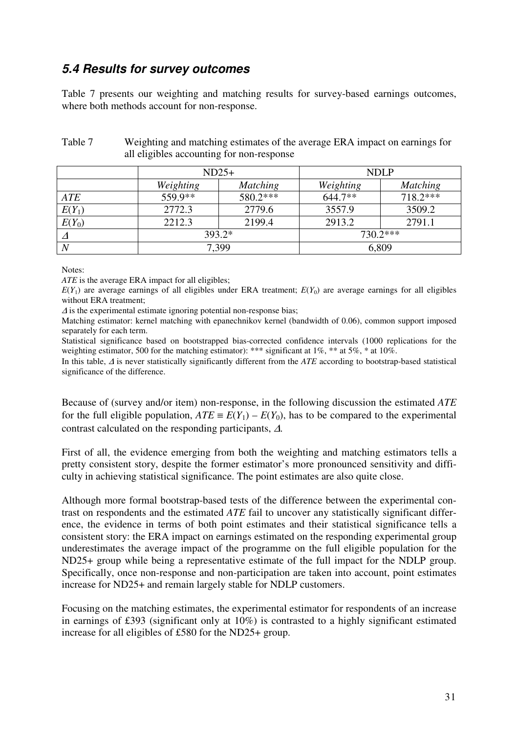### *5.4 Results for survey outcomes*

Table 7 presents our weighting and matching results for survey-based earnings outcomes, where both methods account for non-response.

Table 7 Weighting and matching estimates of the average ERA impact on earnings for all eligibles accounting for non-response

| | ND25+ | | NDLP | |
|---|---|---|---|---|
| | *Weighting* | *Matching* | *Weighting* | *Matching* |
| *ATE* | 559.9** | 580.2*** | 644.7** | 718.2*** |
| $E(Y_1)$ | 2772.3 | 2779.6 | 3557.9 | 3509.2 |
| $E(Y_0)$ | 2212.3 | 2199.4 | 2913.2 | 2791.1 |
| $\Delta$ | 393.2* | | 730.2*** | |
| *N* | 7,399 | | 6,809 | |

Notes:
*ATE* is the average ERA impact for all eligibles;
$E(Y_1)$ are average earnings of all eligibles under ERA treatment; $E(Y_0)$ are average earnings for all eligibles without ERA treatment;
$\Delta$ is the experimental estimate ignoring potential non-response bias;
Matching estimator: kernel matching with epanechnikov kernel (bandwidth of 0.06), common support imposed separately for each term.
Statistical significance based on bootstrapped bias-corrected confidence intervals (1000 replications for the weighting estimator, 500 for the matching estimator): *** significant at 1%, ** at 5%, * at 10%.
In this table, $\Delta$ is never statistically significantly different from the *ATE* according to bootstrap-based statistical significance of the difference.

Because of (survey and/or item) non-response, in the following discussion the estimated *ATE* for the full eligible population, $ATE \equiv E(Y_1) - E(Y_0)$, has to be compared to the experimental contrast calculated on the responding participants, $\Delta$.

First of all, the evidence emerging from both the weighting and matching estimators tells a pretty consistent story, despite the former estimator's more pronounced sensitivity and difficulty in achieving statistical significance. The point estimates are also quite close.

Although more formal bootstrap-based tests of the difference between the experimental contrast on respondents and the estimated *ATE* fail to uncover any statistically significant difference, the evidence in terms of both point estimates and their statistical significance tells a consistent story: the ERA impact on earnings estimated on the responding experimental group underestimates the average impact of the programme on the full eligible population for the ND25+ group while being a representative estimate of the full impact for the NDLP group. Specifically, once non-response and non-participation are taken into account, point estimates increase for ND25+ and remain largely stable for NDLP customers.

Focusing on the matching estimates, the experimental estimator for respondents of an increase in earnings of £393 (significant only at 10%) is contrasted to a highly significant estimated increase for all eligibles of £580 for the ND25+ group.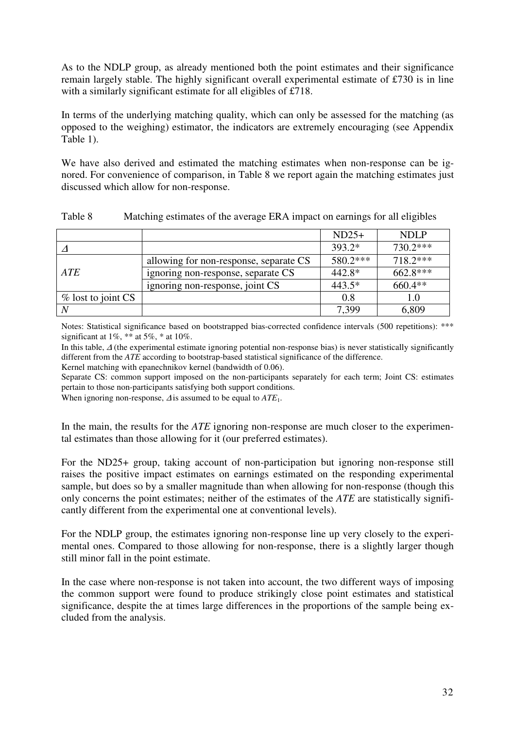As to the NDLP group, as already mentioned both the point estimates and their significance remain largely stable. The highly significant overall experimental estimate of £730 is in line with a similarly significant estimate for all eligibles of £718.

In terms of the underlying matching quality, which can only be assessed for the matching (as opposed to the weighing) estimator, the indicators are extremely encouraging (see Appendix Table 1).

We have also derived and estimated the matching estimates when non-response can be ignored. For convenience of comparison, in Table 8 we report again the matching estimates just discussed which allow for non-response.

Table 8 Matching estimates of the average ERA impact on earnings for all eligibles

| | | ND25+ | NDLP |
|---|---|---|---|
| $\Delta$ | | 393.2* | 730.2*** |
| *ATE* | allowing for non-response, separate CS | 580.2*** | 718.2*** |
| | ignoring non-response, separate CS | 442.8* | 662.8*** |
| | ignoring non-response, joint CS | 443.5* | 660.4** |
| % lost to joint CS | | 0.8 | 1.0 |
| *N* | | 7,399 | 6,809 |

Notes: Statistical significance based on bootstrapped bias-corrected confidence intervals (500 repetitions): *** significant at 1%, ** at 5%, * at 10%.

In this table, $\Delta$ (the experimental estimate ignoring potential non-response bias) is never statistically significantly different from the *ATE* according to bootstrap-based statistical significance of the difference.

Kernel matching with epanechnikov kernel (bandwidth of 0.06).

Separate CS: common support imposed on the non-participants separately for each term; Joint CS: estimates pertain to those non-participants satisfying both support conditions.

When ignoring non-response, $\Delta$ is assumed to be equal to $ATE_1$.

In the main, the results for the *ATE* ignoring non-response are much closer to the experimental estimates than those allowing for it (our preferred estimates).

For the ND25+ group, taking account of non-participation but ignoring non-response still raises the positive impact estimates on earnings estimated on the responding experimental sample, but does so by a smaller magnitude than when allowing for non-response (though this only concerns the point estimates; neither of the estimates of the *ATE* are statistically significantly different from the experimental one at conventional levels).

For the NDLP group, the estimates ignoring non-response line up very closely to the experimental ones. Compared to those allowing for non-response, there is a slightly larger though still minor fall in the point estimate.

In the case where non-response is not taken into account, the two different ways of imposing the common support were found to produce strikingly close point estimates and statistical significance, despite the at times large differences in the proportions of the sample being excluded from the analysis.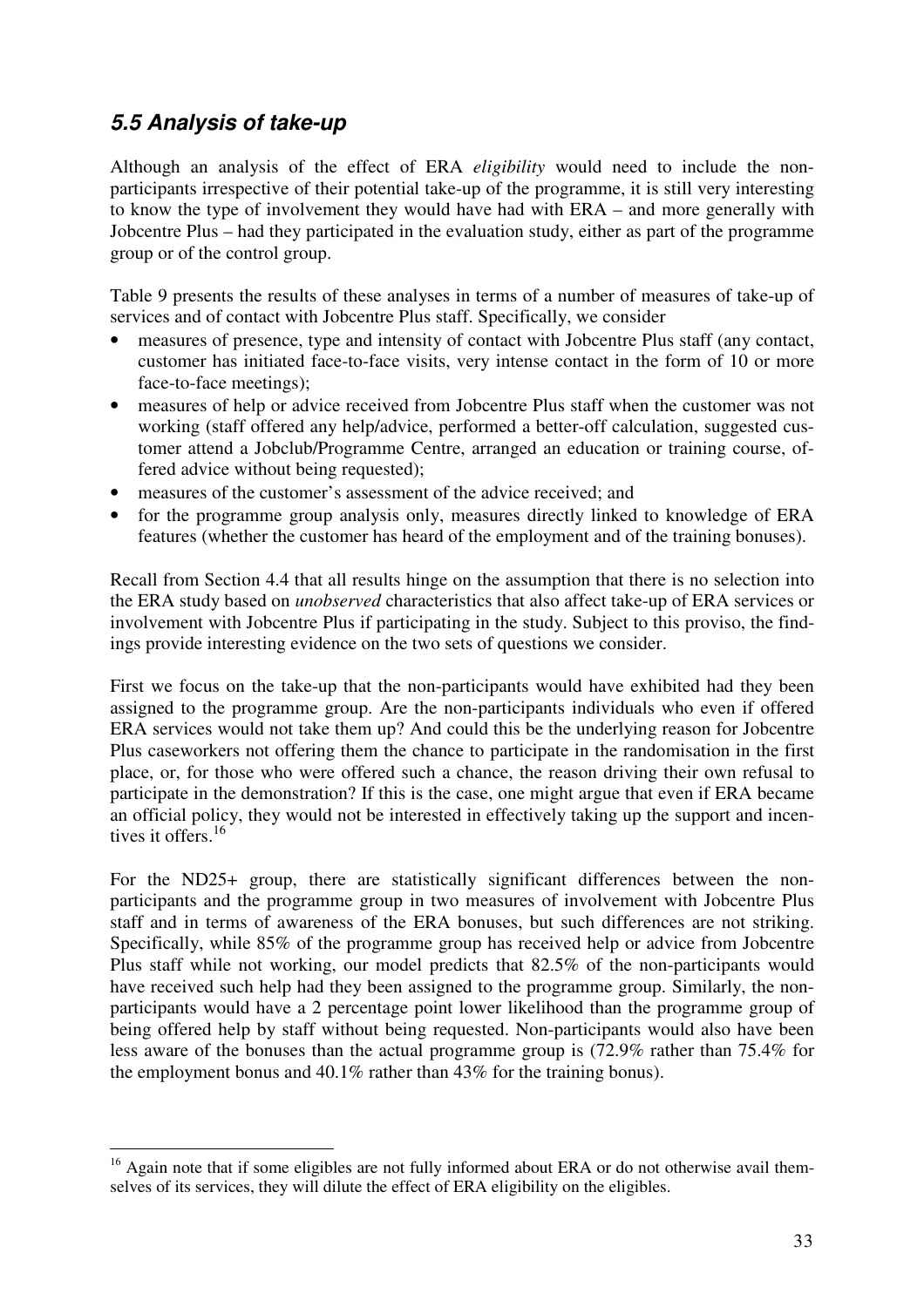## *5.5 Analysis of take-up*

Although an analysis of the effect of ERA *eligibility* would need to include the non-participants irrespective of their potential take-up of the programme, it is still very interesting to know the type of involvement they would have had with ERA – and more generally with Jobcentre Plus – had they participated in the evaluation study, either as part of the programme group or of the control group.

Table 9 presents the results of these analyses in terms of a number of measures of take-up of services and of contact with Jobcentre Plus staff. Specifically, we consider

- measures of presence, type and intensity of contact with Jobcentre Plus staff (any contact, customer has initiated face-to-face visits, very intense contact in the form of 10 or more face-to-face meetings);
- measures of help or advice received from Jobcentre Plus staff when the customer was not working (staff offered any help/advice, performed a better-off calculation, suggested customer attend a Jobclub/Programme Centre, arranged an education or training course, offered advice without being requested);
- measures of the customer's assessment of the advice received; and
- for the programme group analysis only, measures directly linked to knowledge of ERA features (whether the customer has heard of the employment and of the training bonuses).

Recall from Section 4.4 that all results hinge on the assumption that there is no selection into the ERA study based on *unobserved* characteristics that also affect take-up of ERA services or involvement with Jobcentre Plus if participating in the study. Subject to this proviso, the findings provide interesting evidence on the two sets of questions we consider.

First we focus on the take-up that the non-participants would have exhibited had they been assigned to the programme group. Are the non-participants individuals who even if offered ERA services would not take them up? And could this be the underlying reason for Jobcentre Plus caseworkers not offering them the chance to participate in the randomisation in the first place, or, for those who were offered such a chance, the reason driving their own refusal to participate in the demonstration? If this is the case, one might argue that even if ERA became an official policy, they would not be interested in effectively taking up the support and incentives it offers.[16]

For the ND25+ group, there are statistically significant differences between the non-participants and the programme group in two measures of involvement with Jobcentre Plus staff and in terms of awareness of the ERA bonuses, but such differences are not striking. Specifically, while 85% of the programme group has received help or advice from Jobcentre Plus staff while not working, our model predicts that 82.5% of the non-participants would have received such help had they been assigned to the programme group. Similarly, the non-participants would have a 2 percentage point lower likelihood than the programme group of being offered help by staff without being requested. Non-participants would also have been less aware of the bonuses than the actual programme group is (72.9% rather than 75.4% for the employment bonus and 40.1% rather than 43% for the training bonus).

[16] Again note that if some eligibles are not fully informed about ERA or do not otherwise avail themselves of its services, they will dilute the effect of ERA eligibility on the eligibles.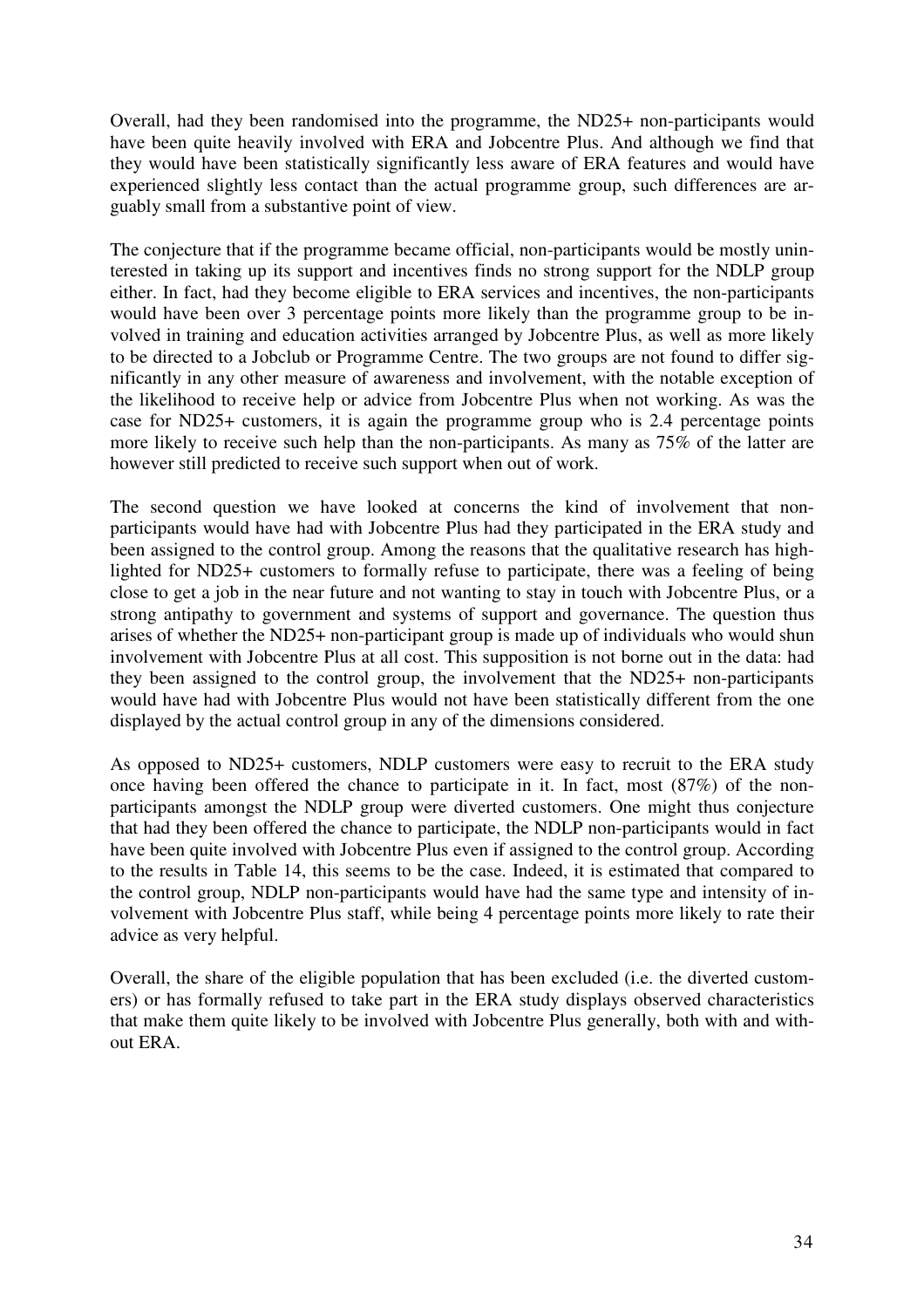Overall, had they been randomised into the programme, the ND25+ non-participants would have been quite heavily involved with ERA and Jobcentre Plus. And although we find that they would have been statistically significantly less aware of ERA features and would have experienced slightly less contact than the actual programme group, such differences are arguably small from a substantive point of view.

The conjecture that if the programme became official, non-participants would be mostly uninterested in taking up its support and incentives finds no strong support for the NDLP group either. In fact, had they become eligible to ERA services and incentives, the non-participants would have been over 3 percentage points more likely than the programme group to be involved in training and education activities arranged by Jobcentre Plus, as well as more likely to be directed to a Jobclub or Programme Centre. The two groups are not found to differ significantly in any other measure of awareness and involvement, with the notable exception of the likelihood to receive help or advice from Jobcentre Plus when not working. As was the case for ND25+ customers, it is again the programme group who is 2.4 percentage points more likely to receive such help than the non-participants. As many as 75% of the latter are however still predicted to receive such support when out of work.

The second question we have looked at concerns the kind of involvement that non-participants would have had with Jobcentre Plus had they participated in the ERA study and been assigned to the control group. Among the reasons that the qualitative research has highlighted for ND25+ customers to formally refuse to participate, there was a feeling of being close to get a job in the near future and not wanting to stay in touch with Jobcentre Plus, or a strong antipathy to government and systems of support and governance. The question thus arises of whether the ND25+ non-participant group is made up of individuals who would shun involvement with Jobcentre Plus at all cost. This supposition is not borne out in the data: had they been assigned to the control group, the involvement that the ND25+ non-participants would have had with Jobcentre Plus would not have been statistically different from the one displayed by the actual control group in any of the dimensions considered.

As opposed to ND25+ customers, NDLP customers were easy to recruit to the ERA study once having been offered the chance to participate in it. In fact, most (87%) of the non-participants amongst the NDLP group were diverted customers. One might thus conjecture that had they been offered the chance to participate, the NDLP non-participants would in fact have been quite involved with Jobcentre Plus even if assigned to the control group. According to the results in Table 14, this seems to be the case. Indeed, it is estimated that compared to the control group, NDLP non-participants would have had the same type and intensity of involvement with Jobcentre Plus staff, while being 4 percentage points more likely to rate their advice as very helpful.

Overall, the share of the eligible population that has been excluded (i.e. the diverted customers) or has formally refused to take part in the ERA study displays observed characteristics that make them quite likely to be involved with Jobcentre Plus generally, both with and without ERA.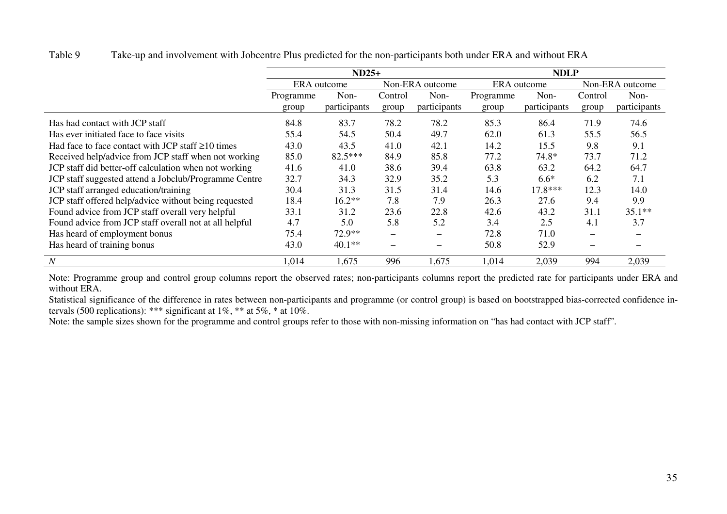Table 9 Take-up and involvement with Jobcentre Plus predicted for the non-participants both under ERA and without ERA

| | ND25+ | | | | NDLP | | | |
|---|---|---|---|---|---|---|---|---|
| | ERA outcome | | Non-ERA outcome | | ERA outcome | | Non-ERA outcome | |
| | Programme group | Non-participants | Control group | Non-participants | Programme group | Non-participants | Control group | Non-participants |
| Has had contact with JCP staff | 84.8 | 83.7 | 78.2 | 78.2 | 85.3 | 86.4 | 71.9 | 74.6 |
| Has ever initiated face to face visits | 55.4 | 54.5 | 50.4 | 49.7 | 62.0 | 61.3 | 55.5 | 56.5 |
| Had face to face contact with JCP staff ≥10 times | 43.0 | 43.5 | 41.0 | 42.1 | 14.2 | 15.5 | 9.8 | 9.1 |
| Received help/advice from JCP staff when not working | 85.0 | 82.5*** | 84.9 | 85.8 | 77.2 | 74.8* | 73.7 | 71.2 |
| JCP staff did better-off calculation when not working | 41.6 | 41.0 | 38.6 | 39.4 | 63.8 | 63.2 | 64.2 | 64.7 |
| JCP staff suggested attend a Jobclub/Programme Centre | 32.7 | 34.3 | 32.9 | 35.2 | 5.3 | 6.6* | 6.2 | 7.1 |
| JCP staff arranged education/training | 30.4 | 31.3 | 31.5 | 31.4 | 14.6 | 17.8*** | 12.3 | 14.0 |
| JCP staff offered help/advice without being requested | 18.4 | 16.2** | 7.8 | 7.9 | 26.3 | 27.6 | 9.4 | 9.9 |
| Found advice from JCP staff overall very helpful | 33.1 | 31.2 | 23.6 | 22.8 | 42.6 | 43.2 | 31.1 | 35.1** |
| Found advice from JCP staff overall not at all helpful | 4.7 | 5.0 | 5.8 | 5.2 | 3.4 | 2.5 | 4.1 | 3.7 |
| Has heard of employment bonus | 75.4 | 72.9** | – | – | 72.8 | 71.0 | – | – |
| Has heard of training bonus | 43.0 | 40.1** | – | – | 50.8 | 52.9 | – | – |
| *N* | 1,014 | 1,675 | 996 | 1,675 | 1,014 | 2,039 | 994 | 2,039 |

Note: Programme group and control group columns report the observed rates; non-participants columns report the predicted rate for participants under ERA and without ERA.

Statistical significance of the difference in rates between non-participants and programme (or control group) is based on bootstrapped bias-corrected confidence intervals (500 replications): *** significant at 1%, ** at 5%, * at 10%.

Note: the sample sizes shown for the programme and control groups refer to those with non-missing information on "has had contact with JCP staff".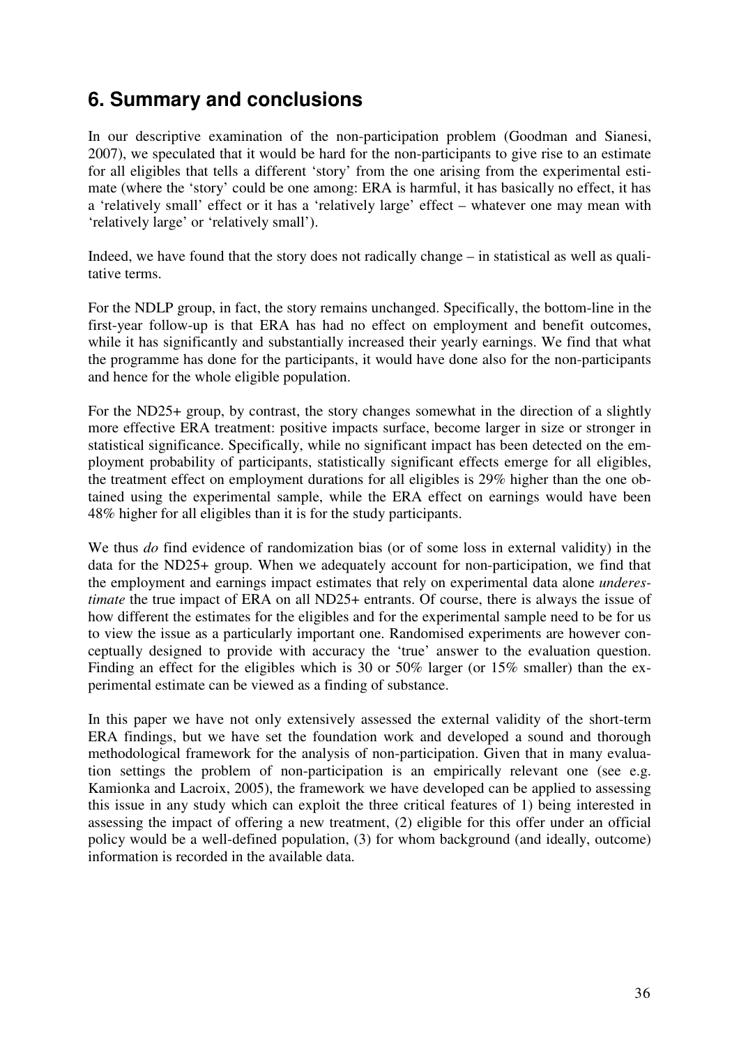## 6. Summary and conclusions

In our descriptive examination of the non-participation problem (Goodman and Sianesi, 2007), we speculated that it would be hard for the non-participants to give rise to an estimate for all eligibles that tells a different 'story' from the one arising from the experimental estimate (where the 'story' could be one among: ERA is harmful, it has basically no effect, it has a 'relatively small' effect or it has a 'relatively large' effect – whatever one may mean with 'relatively large' or 'relatively small').

Indeed, we have found that the story does not radically change – in statistical as well as qualitative terms.

For the NDLP group, in fact, the story remains unchanged. Specifically, the bottom-line in the first-year follow-up is that ERA has had no effect on employment and benefit outcomes, while it has significantly and substantially increased their yearly earnings. We find that what the programme has done for the participants, it would have done also for the non-participants and hence for the whole eligible population.

For the ND25+ group, by contrast, the story changes somewhat in the direction of a slightly more effective ERA treatment: positive impacts surface, become larger in size or stronger in statistical significance. Specifically, while no significant impact has been detected on the employment probability of participants, statistically significant effects emerge for all eligibles, the treatment effect on employment durations for all eligibles is 29% higher than the one obtained using the experimental sample, while the ERA effect on earnings would have been 48% higher for all eligibles than it is for the study participants.

We thus *do* find evidence of randomization bias (or of some loss in external validity) in the data for the ND25+ group. When we adequately account for non-participation, we find that the employment and earnings impact estimates that rely on experimental data alone *underestimate* the true impact of ERA on all ND25+ entrants. Of course, there is always the issue of how different the estimates for the eligibles and for the experimental sample need to be for us to view the issue as a particularly important one. Randomised experiments are however conceptually designed to provide with accuracy the 'true' answer to the evaluation question. Finding an effect for the eligibles which is 30 or 50% larger (or 15% smaller) than the experimental estimate can be viewed as a finding of substance.

In this paper we have not only extensively assessed the external validity of the short-term ERA findings, but we have set the foundation work and developed a sound and thorough methodological framework for the analysis of non-participation. Given that in many evaluation settings the problem of non-participation is an empirically relevant one (see e.g. Kamionka and Lacroix, 2005), the framework we have developed can be applied to assessing this issue in any study which can exploit the three critical features of 1) being interested in assessing the impact of offering a new treatment, (2) eligible for this offer under an official policy would be a well-defined population, (3) for whom background (and ideally, outcome) information is recorded in the available data.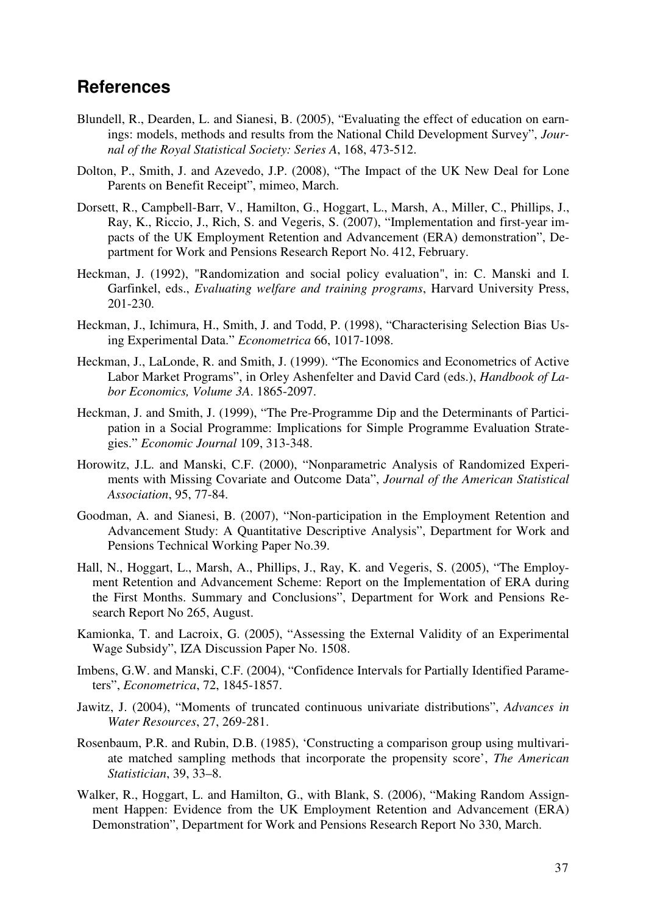## References

Blundell, R., Dearden, L. and Sianesi, B. (2005), "Evaluating the effect of education on earnings: models, methods and results from the National Child Development Survey", *Journal of the Royal Statistical Society: Series A*, 168, 473-512.

Dolton, P., Smith, J. and Azevedo, J.P. (2008), "The Impact of the UK New Deal for Lone Parents on Benefit Receipt", mimeo, March.

Dorsett, R., Campbell-Barr, V., Hamilton, G., Hoggart, L., Marsh, A., Miller, C., Phillips, J., Ray, K., Riccio, J., Rich, S. and Vegeris, S. (2007), "Implementation and first-year impacts of the UK Employment Retention and Advancement (ERA) demonstration", Department for Work and Pensions Research Report No. 412, February.

Heckman, J. (1992), "Randomization and social policy evaluation", in: C. Manski and I. Garfinkel, eds., *Evaluating welfare and training programs*, Harvard University Press, 201-230.

Heckman, J., Ichimura, H., Smith, J. and Todd, P. (1998), "Characterising Selection Bias Using Experimental Data." *Econometrica* 66, 1017-1098.

Heckman, J., LaLonde, R. and Smith, J. (1999). "The Economics and Econometrics of Active Labor Market Programs", in Orley Ashenfelter and David Card (eds.), *Handbook of Labor Economics, Volume 3A*. 1865-2097.

Heckman, J. and Smith, J. (1999), "The Pre-Programme Dip and the Determinants of Participation in a Social Programme: Implications for Simple Programme Evaluation Strategies." *Economic Journal* 109, 313-348.

Horowitz, J.L. and Manski, C.F. (2000), "Nonparametric Analysis of Randomized Experiments with Missing Covariate and Outcome Data", *Journal of the American Statistical Association*, 95, 77-84.

Goodman, A. and Sianesi, B. (2007), "Non-participation in the Employment Retention and Advancement Study: A Quantitative Descriptive Analysis", Department for Work and Pensions Technical Working Paper No.39.

Hall, N., Hoggart, L., Marsh, A., Phillips, J., Ray, K. and Vegeris, S. (2005), "The Employment Retention and Advancement Scheme: Report on the Implementation of ERA during the First Months. Summary and Conclusions", Department for Work and Pensions Research Report No 265, August.

Kamionka, T. and Lacroix, G. (2005), "Assessing the External Validity of an Experimental Wage Subsidy", IZA Discussion Paper No. 1508.

Imbens, G.W. and Manski, C.F. (2004), "Confidence Intervals for Partially Identified Parameters", *Econometrica*, 72, 1845-1857.

Jawitz, J. (2004), "Moments of truncated continuous univariate distributions", *Advances in Water Resources*, 27, 269-281.

Rosenbaum, P.R. and Rubin, D.B. (1985), 'Constructing a comparison group using multivariate matched sampling methods that incorporate the propensity score', *The American Statistician*, 39, 33–8.

Walker, R., Hoggart, L. and Hamilton, G., with Blank, S. (2006), "Making Random Assignment Happen: Evidence from the UK Employment Retention and Advancement (ERA) Demonstration", Department for Work and Pensions Research Report No 330, March.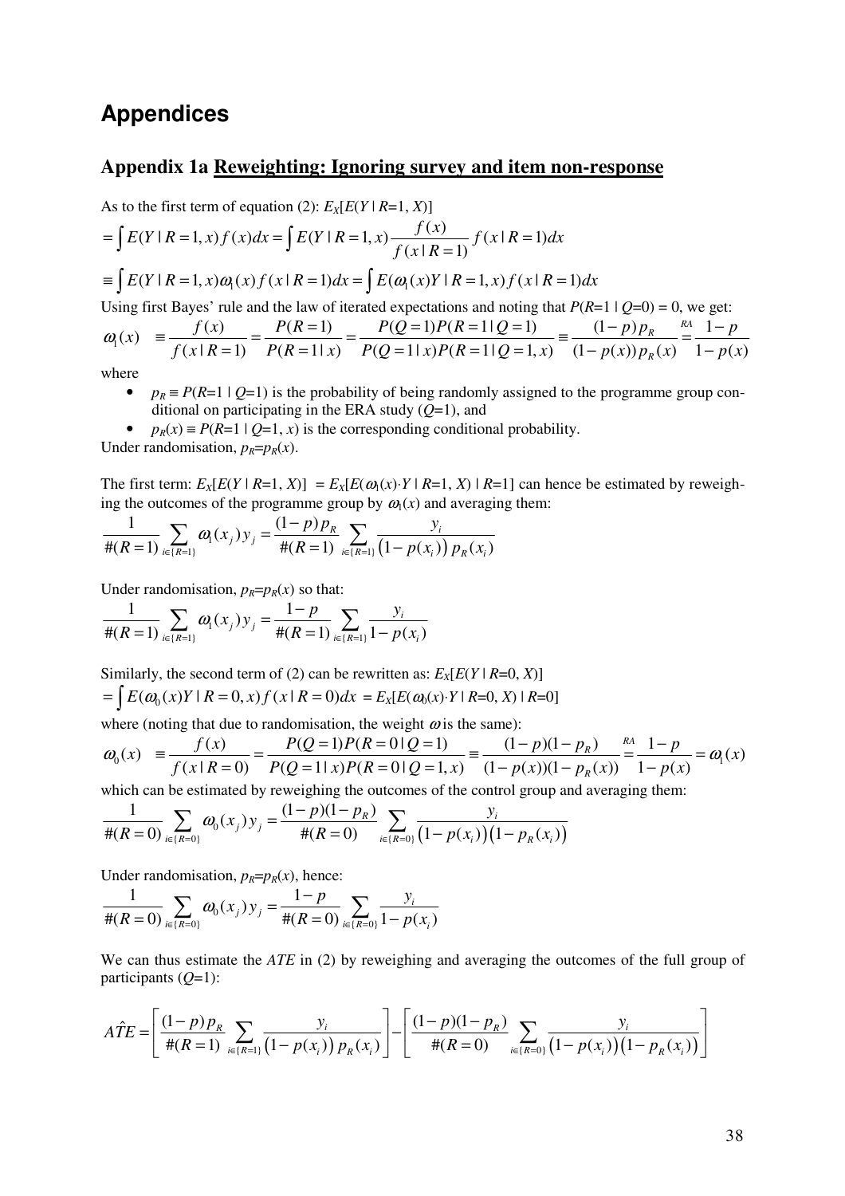# Appendices

## Appendix 1a Reweighting: Ignoring survey and item non-response

As to the first term of equation (2): $E_X[E(Y \mid R{=}1, X)]$

$$= \int E(Y \mid R=1, x) f(x) dx = \int E(Y \mid R=1, x) \frac{f(x)}{f(x \mid R=1)} f(x \mid R=1) dx$$

$$\equiv \int E(Y \mid R=1, x) \omega_1(x) f(x \mid R=1) dx = \int E(\omega_1(x) Y \mid R=1, x) f(x \mid R=1) dx$$

Using first Bayes' rule and the law of iterated expectations and noting that $P(R{=}1 \mid Q{=}0) = 0$, we get:

$$\omega_1(x) \quad \equiv \frac{f(x)}{f(x \mid R=1)} = \frac{P(R=1)}{P(R=1 \mid x)} = \frac{P(Q=1)P(R=1 \mid Q=1)}{P(Q=1 \mid x)P(R=1 \mid Q=1, x)} \equiv \frac{(1-p)p_R}{(1-p(x))p_R(x)} \overset{RA}{=} \frac{1-p}{1-p(x)}$$

where

- $p_R \equiv P(R{=}1 \mid Q{=}1)$ is the probability of being randomly assigned to the programme group conditional on participating in the ERA study ($Q$=1), and
- $p_R(x) \equiv P(R{=}1 \mid Q{=}1, x)$ is the corresponding conditional probability.

Under randomisation, $p_R{=}p_R(x)$.

The first term: $E_X[E(Y \mid R{=}1, X)] = E_X[E(\omega_1(x) \cdot Y \mid R{=}1, X) \mid R{=}1]$ can hence be estimated by reweighing the outcomes of the programme group by $\omega_1(x)$ and averaging them:

$$\frac{1}{\#(R=1)} \sum_{i \in \{R=1\}} \omega_1(x_j) y_j = \frac{(1-p)p_R}{\#(R=1)} \sum_{i \in \{R=1\}} \frac{y_i}{\left(1-p(x_i)\right) p_R(x_i)}$$

Under randomisation, $p_R{=}p_R(x)$ so that:

$$\frac{1}{\#(R=1)} \sum_{i \in \{R=1\}} \omega_1(x_j) y_j = \frac{1-p}{\#(R=1)} \sum_{i \in \{R=1\}} \frac{y_i}{1-p(x_i)}$$

Similarly, the second term of (2) can be rewritten as: $E_X[E(Y \mid R{=}0, X)]$

$= \int E(\omega_0(x) Y \mid R=0, x) f(x \mid R=0) dx = E_X[E(\omega_0(x) \cdot Y \mid R{=}0, X) \mid R{=}0]$

where (noting that due to randomisation, the weight $\omega$ is the same):

$$\omega_0(x) \quad \equiv \frac{f(x)}{f(x \mid R=0)} = \frac{P(Q=1)P(R=0 \mid Q=1)}{P(Q=1 \mid x)P(R=0 \mid Q=1, x)} \equiv \frac{(1-p)(1-p_R)}{(1-p(x))(1-p_R(x))} \overset{RA}{=} \frac{1-p}{1-p(x)} = \omega_1(x)$$

which can be estimated by reweighing the outcomes of the control group and averaging them:

$$\frac{1}{\#(R=0)} \sum_{i \in \{R=0\}} \omega_0(x_j) y_j = \frac{(1-p)(1-p_R)}{\#(R=0)} \sum_{i \in \{R=0\}} \frac{y_i}{\left(1-p(x_i)\right)\left(1-p_R(x_i)\right)}$$

Under randomisation, $p_R{=}p_R(x)$, hence:

$$\frac{1}{\#(R=0)} \sum_{i \in \{R=0\}} \omega_0(x_j) y_j = \frac{1-p}{\#(R=0)} \sum_{i \in \{R=0\}} \frac{y_i}{1-p(x_i)}$$

We can thus estimate the *ATE* in (2) by reweighing and averaging the outcomes of the full group of participants ($Q$=1):

$$A\hat{T}E = \left[ \frac{(1-p)p_R}{\#(R=1)} \sum_{i \in \{R=1\}} \frac{y_i}{\left(1-p(x_i)\right) p_R(x_i)} \right] - \left[ \frac{(1-p)(1-p_R)}{\#(R=0)} \sum_{i \in \{R=0\}} \frac{y_i}{\left(1-p(x_i)\right)\left(1-p_R(x_i)\right)} \right]$$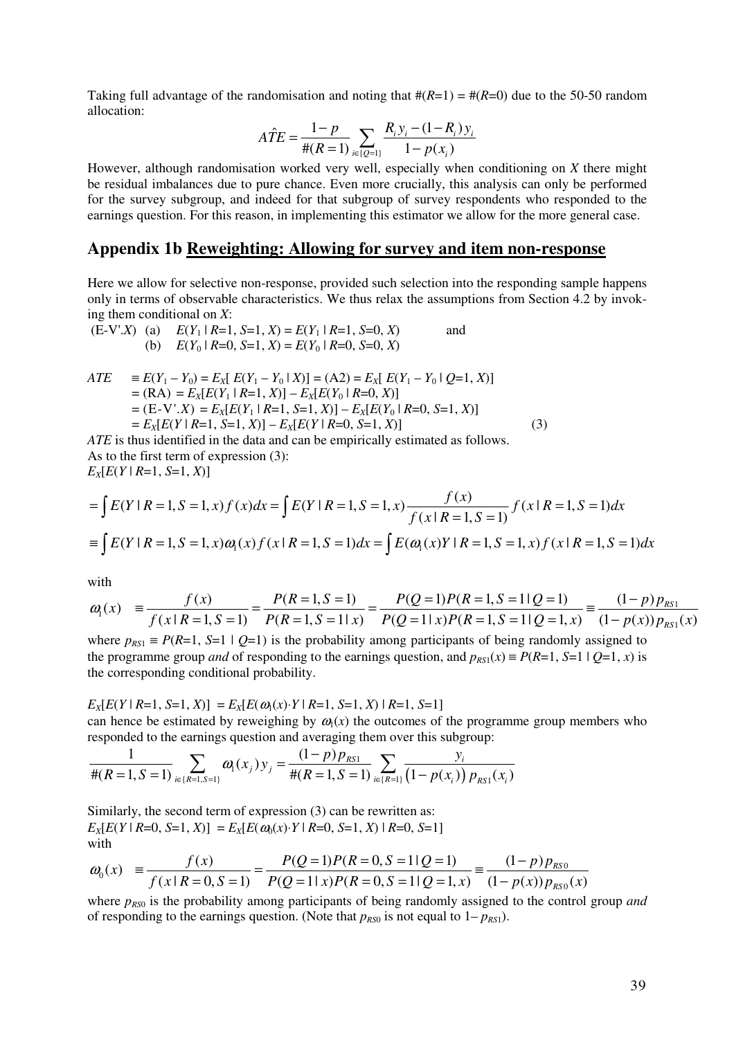Taking full advantage of the randomisation and noting that #($R$=1) = #($R$=0) due to the 50-50 random allocation:

$$\hat{ATE} = \frac{1-p}{\#(R=1)} \sum_{i \in \{Q=1\}} \frac{R_i y_i - (1-R_i) y_i}{1-p(x_i)}$$

However, although randomisation worked very well, especially when conditioning on $X$ there might be residual imbalances due to pure chance. Even more crucially, this analysis can only be performed for the survey subgroup, and indeed for that subgroup of survey respondents who responded to the earnings question. For this reason, in implementing this estimator we allow for the more general case.

## Appendix 1b Reweighting: Allowing for survey and item non-response

Here we allow for selective non-response, provided such selection into the responding sample happens only in terms of observable characteristics. We thus relax the assumptions from Section 4.2 by invoking them conditional on $X$:

(E-V'.$X$) (a) $E(Y_1 \mid R=1, S=1, X) = E(Y_1 \mid R=1, S=0, X)$ and

(b) $E(Y_0 \mid R=0, S=1, X) = E(Y_0 \mid R=0, S=0, X)$

$ATE \equiv E(Y_1 - Y_0) = E_X[\, E(Y_1 - Y_0 \mid X)] =$ (A2) $= E_X[\, E(Y_1 - Y_0 \mid Q=1, X)]$

$=$ (RA) $= E_X[E(Y_1 \mid R=1, X)] - E_X[E(Y_0 \mid R=0, X)]$

$=$ (E-V'.$X$) $= E_X[E(Y_1 \mid R=1, S=1, X)] - E_X[E(Y_0 \mid R=0, S=1, X)]$

$= E_X[E(Y \mid R=1, S=1, X)] - E_X[E(Y \mid R=0, S=1, X)]$ (3)

$ATE$ is thus identified in the data and can be empirically estimated as follows.

As to the first term of expression (3):

$E_X[E(Y \mid R=1, S=1, X)]$

$$= \int E(Y \mid R=1, S=1, x) f(x) dx = \int E(Y \mid R=1, S=1, x) \frac{f(x)}{f(x \mid R=1, S=1)} f(x \mid R=1, S=1) dx$$

$$\equiv \int E(Y \mid R=1, S=1, x) \omega_1(x) f(x \mid R=1, S=1) dx = \int E(\omega_1(x) Y \mid R=1, S=1, x) f(x \mid R=1, S=1) dx$$

with

$$\omega_1(x) \equiv \frac{f(x)}{f(x \mid R=1, S=1)} = \frac{P(R=1, S=1)}{P(R=1, S=1 \mid x)} = \frac{P(Q=1) P(R=1, S=1 \mid Q=1)}{P(Q=1 \mid x) P(R=1, S=1 \mid Q=1, x)} \equiv \frac{(1-p) p_{RS1}}{(1-p(x)) p_{RS1}(x)}$$

where $p_{RS1} \equiv P(R=1, S=1 \mid Q=1)$ is the probability among participants of being randomly assigned to the programme group *and* of responding to the earnings question, and $p_{RS1}(x) \equiv P(R=1, S=1 \mid Q=1, x)$ is the corresponding conditional probability.

$E_X[E(Y \mid R=1, S=1, X)] = E_X[E(\omega_1(x) \cdot Y \mid R=1, S=1, X) \mid R=1, S=1]$

can hence be estimated by reweighing by $\omega_1(x)$ the outcomes of the programme group members who responded to the earnings question and averaging them over this subgroup:

$$\frac{1}{\#(R=1, S=1)} \sum_{i \in \{R=1, S=1\}} \omega_1(x_j) y_j = \frac{(1-p) p_{RS1}}{\#(R=1, S=1)} \sum_{i \in \{R=1\}} \frac{y_i}{\left(1-p(x_i)\right) p_{RS1}(x_i)}$$

Similarly, the second term of expression (3) can be rewritten as:

$E_X[E(Y \mid R=0, S=1, X)] = E_X[E(\omega_0(x) \cdot Y \mid R=0, S=1, X) \mid R=0, S=1]$

with

$$\omega_0(x) \equiv \frac{f(x)}{f(x \mid R=0, S=1)} = \frac{P(Q=1) P(R=0, S=1 \mid Q=1)}{P(Q=1 \mid x) P(R=0, S=1 \mid Q=1, x)} \equiv \frac{(1-p) p_{RS0}}{(1-p(x)) p_{RS0}(x)}$$

where $p_{RS0}$ is the probability among participants of being randomly assigned to the control group *and* of responding to the earnings question. (Note that $p_{RS0}$ is not equal to $1-p_{RS1}$).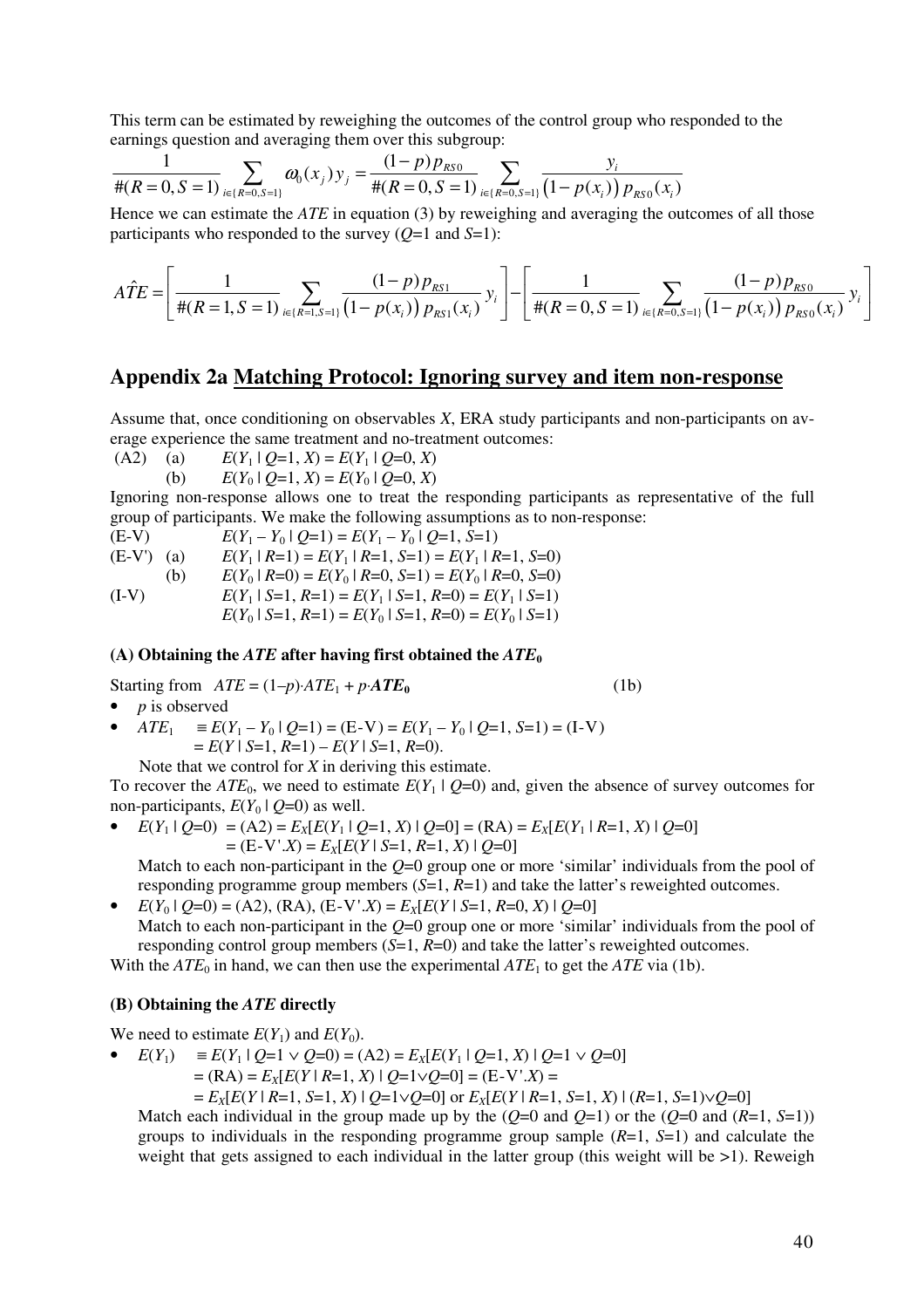This term can be estimated by reweighing the outcomes of the control group who responded to the earnings question and averaging them over this subgroup:

$$\frac{1}{\#(R=0,S=1)}\sum_{i\in\{R=0,S=1\}}\omega_0(x_j)\,y_j=\frac{(1-p)\,p_{RS0}}{\#(R=0,S=1)}\sum_{i\in\{R=0,S=1\}}\frac{y_i}{\big(1-p(x_i)\big)\,p_{RS0}(x_i)}$$

Hence we can estimate the *ATE* in equation (3) by reweighing and averaging the outcomes of all those participants who responded to the survey ($Q$=1 and $S$=1):

$$\hat{ATE}=\left[\frac{1}{\#(R=1,S=1)}\sum_{i\in\{R=1,S=1\}}\frac{(1-p)\,p_{RS1}}{\big(1-p(x_i)\big)\,p_{RS1}(x_i)}\,y_i\right]-\left[\frac{1}{\#(R=0,S=1)}\sum_{i\in\{R=0,S=1\}}\frac{(1-p)\,p_{RS0}}{\big(1-p(x_i)\big)\,p_{RS0}(x_i)}\,y_i\right]$$

## Appendix 2a Matching Protocol: Ignoring survey and item non-response

Assume that, once conditioning on observables $X$, ERA study participants and non-participants on average experience the same treatment and no-treatment outcomes:

(A2) (a) $E(Y_1 \mid Q=1, X) = E(Y_1 \mid Q=0, X)$

 (b) $E(Y_0 \mid Q=1, X) = E(Y_0 \mid Q=0, X)$

Ignoring non-response allows one to treat the responding participants as representative of the full group of participants. We make the following assumptions as to non-response:

(E-V) $E(Y_1 - Y_0 \mid Q=1) = E(Y_1 - Y_0 \mid Q=1, S=1)$

(E-V') (a) $E(Y_1 \mid R=1) = E(Y_1 \mid R=1, S=1) = E(Y_1 \mid R=1, S=0)$

 (b) $E(Y_0 \mid R=0) = E(Y_0 \mid R=0, S=1) = E(Y_0 \mid R=0, S=0)$

(I-V) $E(Y_1 \mid S=1, R=1) = E(Y_1 \mid S=1, R=0) = E(Y_1 \mid S=1)$

 $E(Y_0 \mid S=1, R=1) = E(Y_0 \mid S=1, R=0) = E(Y_0 \mid S=1)$

#### (A) Obtaining the *ATE* after having first obtained the $ATE_0$

Starting from $ATE = (1-p)\cdot ATE_1 + p\cdot \boldsymbol{ATE_0}$ (1b)

- $p$ is observed
- $ATE_1 \equiv E(Y_1 - Y_0 \mid Q=1) = \text{(E-V)} = E(Y_1 - Y_0 \mid Q=1, S=1) = \text{(I-V)}$
 $= E(Y \mid S=1, R=1) - E(Y \mid S=1, R=0)$.

 Note that we control for $X$ in deriving this estimate.

To recover the $ATE_0$, we need to estimate $E(Y_1 \mid Q=0)$ and, given the absence of survey outcomes for non-participants, $E(Y_0 \mid Q=0)$ as well.

- $E(Y_1 \mid Q=0) = \text{(A2)} = E_X[E(Y_1 \mid Q=1, X) \mid Q=0] = \text{(RA)} = E_X[E(Y_1 \mid R=1, X) \mid Q=0]$
 $= \text{(E-V'.}X) = E_X[E(Y \mid S=1, R=1, X) \mid Q=0]$

 Match to each non-participant in the $Q$=0 group one or more 'similar' individuals from the pool of responding programme group members ($S$=1, $R$=1) and take the latter's reweighted outcomes.
- $E(Y_0 \mid Q=0) = \text{(A2), (RA), (E-V'.}X) = E_X[E(Y \mid S=1, R=0, X) \mid Q=0]$

 Match to each non-participant in the $Q$=0 group one or more 'similar' individuals from the pool of responding control group members ($S$=1, $R$=0) and take the latter's reweighted outcomes.

With the $ATE_0$ in hand, we can then use the experimental $ATE_1$ to get the *ATE* via (1b).

#### (B) Obtaining the *ATE* directly

We need to estimate $E(Y_1)$ and $E(Y_0)$.

- $E(Y_1) \equiv E(Y_1 \mid Q=1 \vee Q=0) = \text{(A2)} = E_X[E(Y_1 \mid Q=1, X) \mid Q=1 \vee Q=0]$
 $= \text{(RA)} = E_X[E(Y \mid R=1, X) \mid Q=1 \vee Q=0] = \text{(E-V'.}X) =$
 $= E_X[E(Y \mid R=1, S=1, X) \mid Q=1 \vee Q=0]$ or $E_X[E(Y \mid R=1, S=1, X) \mid (R=1, S=1) \vee Q=0]$

 Match each individual in the group made up by the ($Q$=0 and $Q$=1) or the ($Q$=0 and ($R$=1, $S$=1)) groups to individuals in the responding programme group sample ($R$=1, $S$=1) and calculate the weight that gets assigned to each individual in the latter group (this weight will be >1). Reweigh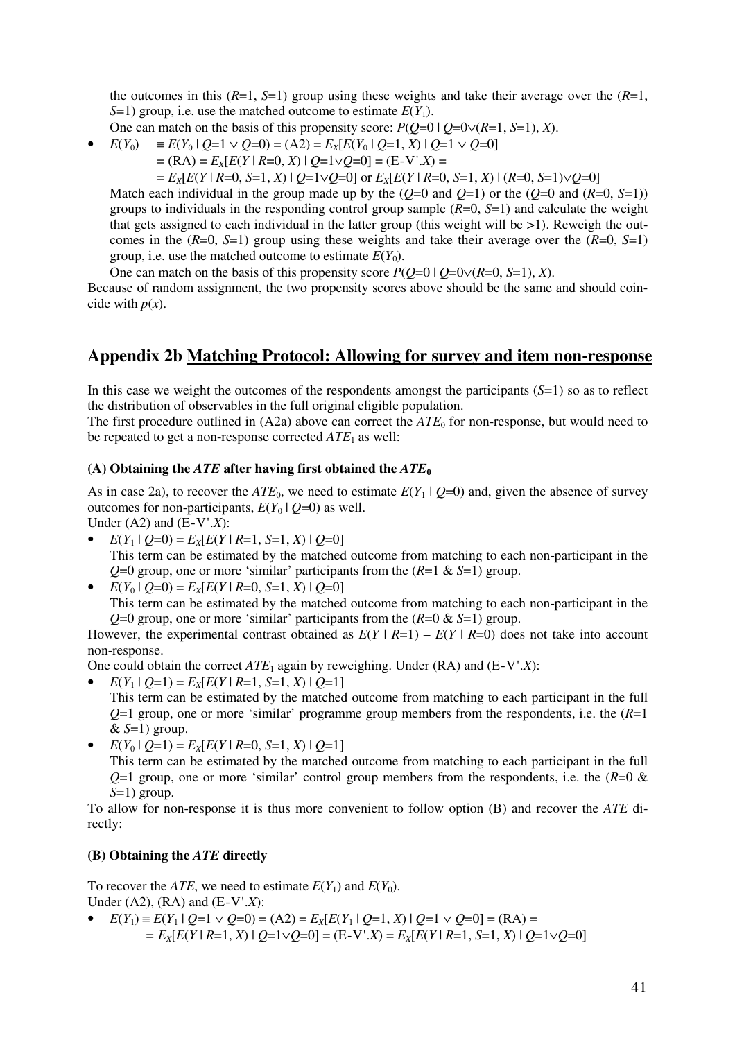the outcomes in this ($R$=1, $S$=1) group using these weights and take their average over the ($R$=1, $S$=1) group, i.e. use the matched outcome to estimate $E(Y_1)$.

One can match on the basis of this propensity score: $P(Q=0 \mid Q=0 \vee (R=1, S=1), X)$.

- $E(Y_0) \equiv E(Y_0 \mid Q=1 \vee Q=0) = \text{(A2)} = E_X[E(Y_0 \mid Q=1, X) \mid Q=1 \vee Q=0]$
  $= \text{(RA)} = E_X[E(Y \mid R=0, X) \mid Q=1 \vee Q=0] = \text{(E-V'.}X\text{)} =$
  $= E_X[E(Y \mid R=0, S=1, X) \mid Q=1 \vee Q=0]$ or $E_X[E(Y \mid R=0, S=1, X) \mid (R=0, S=1) \vee Q=0]$

  Match each individual in the group made up by the ($Q$=0 and $Q$=1) or the ($Q$=0 and ($R$=0, $S$=1)) groups to individuals in the responding control group sample ($R$=0, $S$=1) and calculate the weight that gets assigned to each individual in the latter group (this weight will be >1). Reweigh the outcomes in the ($R$=0, $S$=1) group using these weights and take their average over the ($R$=0, $S$=1) group, i.e. use the matched outcome to estimate $E(Y_0)$.

  One can match on the basis of this propensity score $P(Q=0 \mid Q=0 \vee (R=0, S=1), X)$.

Because of random assignment, the two propensity scores above should be the same and should coincide with $p(x)$.

## Appendix 2b Matching Protocol: Allowing for survey and item non-response

In this case we weight the outcomes of the respondents amongst the participants ($S$=1) so as to reflect the distribution of observables in the full original eligible population.

The first procedure outlined in (A2a) above can correct the $ATE_0$ for non-response, but would need to be repeated to get a non-response corrected $ATE_1$ as well:

### (A) Obtaining the *ATE* after having first obtained the $ATE_0$

As in case 2a), to recover the $ATE_0$, we need to estimate $E(Y_1 \mid Q=0)$ and, given the absence of survey outcomes for non-participants, $E(Y_0 \mid Q=0)$ as well.

Under (A2) and (E-V'.$X$):

- $E(Y_1 \mid Q=0) = E_X[E(Y \mid R=1, S=1, X) \mid Q=0]$
  This term can be estimated by the matched outcome from matching to each non-participant in the $Q$=0 group, one or more 'similar' participants from the ($R$=1 & $S$=1) group.
- $E(Y_0 \mid Q=0) = E_X[E(Y \mid R=0, S=1, X) \mid Q=0]$
  This term can be estimated by the matched outcome from matching to each non-participant in the $Q$=0 group, one or more 'similar' participants from the ($R$=0 & $S$=1) group.

However, the experimental contrast obtained as $E(Y \mid R=1) - E(Y \mid R=0)$ does not take into account non-response.

One could obtain the correct $ATE_1$ again by reweighing. Under (RA) and (E-V'.$X$):

- $E(Y_1 \mid Q=1) = E_X[E(Y \mid R=1, S=1, X) \mid Q=1]$
  This term can be estimated by the matched outcome from matching to each participant in the full $Q$=1 group, one or more 'similar' programme group members from the respondents, i.e. the ($R$=1 & $S$=1) group.
- $E(Y_0 \mid Q=1) = E_X[E(Y \mid R=0, S=1, X) \mid Q=1]$
  This term can be estimated by the matched outcome from matching to each participant in the full $Q$=1 group, one or more 'similar' control group members from the respondents, i.e. the ($R$=0 & $S$=1) group.

To allow for non-response it is thus more convenient to follow option (B) and recover the *ATE* directly:

### (B) Obtaining the *ATE* directly

To recover the *ATE*, we need to estimate $E(Y_1)$ and $E(Y_0)$.

Under (A2), (RA) and (E-V'.$X$):

- $E(Y_1) \equiv E(Y_1 \mid Q=1 \vee Q=0) = \text{(A2)} = E_X[E(Y_1 \mid Q=1, X) \mid Q=1 \vee Q=0] = \text{(RA)} =$
  $= E_X[E(Y \mid R=1, X) \mid Q=1 \vee Q=0] = \text{(E-V'.}X\text{)} = E_X[E(Y \mid R=1, S=1, X) \mid Q=1 \vee Q=0]$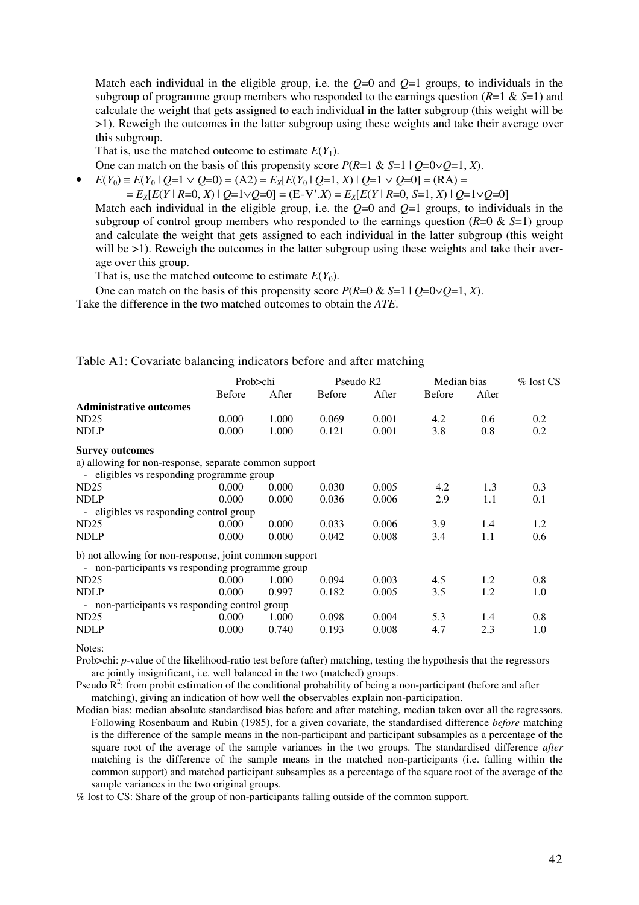Match each individual in the eligible group, i.e. the $Q$=0 and $Q$=1 groups, to individuals in the subgroup of programme group members who responded to the earnings question ($R$=1 & $S$=1) and calculate the weight that gets assigned to each individual in the latter subgroup (this weight will be >1). Reweigh the outcomes in the latter subgroup using these weights and take their average over this subgroup.

That is, use the matched outcome to estimate $E(Y_1)$.

One can match on the basis of this propensity score $P(R=1 \text{ \& } S=1 \mid Q=0 \vee Q=1, X)$.

- $E(Y_0) \equiv E(Y_0 \mid Q=1 \vee Q=0) = \text{(A2)} = E_X[E(Y_0 \mid Q=1, X) \mid Q=1 \vee Q=0] = \text{(RA)} =$
  $= E_X[E(Y \mid R=0, X) \mid Q=1 \vee Q=0] = \text{(E-V'.X)} = E_X[E(Y \mid R=0, S=1, X) \mid Q=1 \vee Q=0]$

  Match each individual in the eligible group, i.e. the $Q$=0 and $Q$=1 groups, to individuals in the subgroup of control group members who responded to the earnings question ($R$=0 & $S$=1) group and calculate the weight that gets assigned to each individual in the latter subgroup (this weight will be >1). Reweigh the outcomes in the latter subgroup using these weights and take their average over this group.

  That is, use the matched outcome to estimate $E(Y_0)$.

  One can match on the basis of this propensity score $P(R=0 \text{ \& } S=1 \mid Q=0 \vee Q=1, X)$.

Take the difference in the two matched outcomes to obtain the *ATE*.

Table A1: Covariate balancing indicators before and after matching

| | Prob>chi | | Pseudo R2 | | Median bias | | % lost CS |
|---|---|---|---|---|---|---|---|
| | Before | After | Before | After | Before | After | |
| **Administrative outcomes** | | | | | | | |
| ND25 | 0.000 | 1.000 | 0.069 | 0.001 | 4.2 | 0.6 | 0.2 |
| NDLP | 0.000 | 1.000 | 0.121 | 0.001 | 3.8 | 0.8 | 0.2 |
| **Survey outcomes** | | | | | | | |
| a) allowing for non-response, separate common support | | | | | | | |
| - eligibles vs responding programme group | | | | | | | |
| ND25 | 0.000 | 0.000 | 0.030 | 0.005 | 4.2 | 1.3 | 0.3 |
| NDLP | 0.000 | 0.000 | 0.036 | 0.006 | 2.9 | 1.1 | 0.1 |
| - eligibles vs responding control group | | | | | | | |
| ND25 | 0.000 | 0.000 | 0.033 | 0.006 | 3.9 | 1.4 | 1.2 |
| NDLP | 0.000 | 0.000 | 0.042 | 0.008 | 3.4 | 1.1 | 0.6 |
| b) not allowing for non-response, joint common support | | | | | | | |
| - non-participants vs responding programme group | | | | | | | |
| ND25 | 0.000 | 1.000 | 0.094 | 0.003 | 4.5 | 1.2 | 0.8 |
| NDLP | 0.000 | 0.997 | 0.182 | 0.005 | 3.5 | 1.2 | 1.0 |
| - non-participants vs responding control group | | | | | | | |
| ND25 | 0.000 | 1.000 | 0.098 | 0.004 | 5.3 | 1.4 | 0.8 |
| NDLP | 0.000 | 0.740 | 0.193 | 0.008 | 4.7 | 2.3 | 1.0 |

Notes:

Prob>chi: $p$-value of the likelihood-ratio test before (after) matching, testing the hypothesis that the regressors are jointly insignificant, i.e. well balanced in the two (matched) groups.

Pseudo $R^2$: from probit estimation of the conditional probability of being a non-participant (before and after matching), giving an indication of how well the observables explain non-participation.

Median bias: median absolute standardised bias before and after matching, median taken over all the regressors. Following Rosenbaum and Rubin (1985), for a given covariate, the standardised difference *before* matching is the difference of the sample means in the non-participant and participant subsamples as a percentage of the square root of the average of the sample variances in the two groups. The standardised difference *after* matching is the difference of the sample means in the matched non-participants (i.e. falling within the common support) and matched participant subsamples as a percentage of the square root of the average of the sample variances in the two original groups.

% lost to CS: Share of the group of non-participants falling outside of the common support.